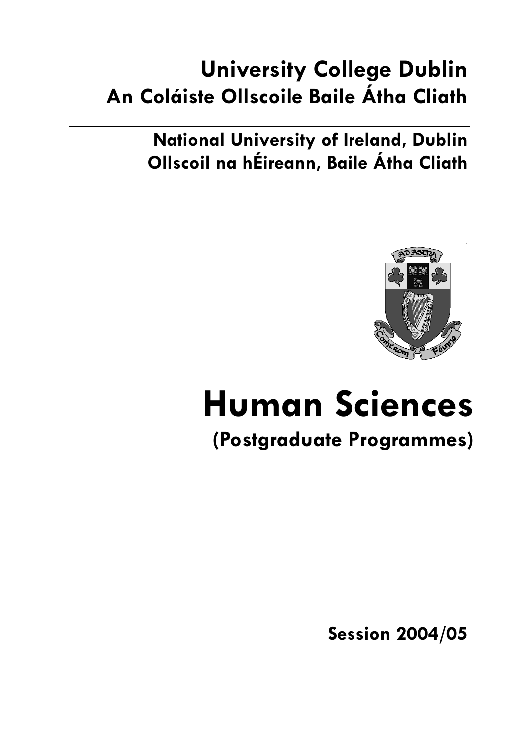# University College Dublin
# An Coláiste Ollscoile Baile Átha Cliath

## National University of Ireland, Dublin
## Ollscoil na hÉireann, Baile Átha Cliath

# Human Sciences

## (Postgraduate Programmes)

**Session 2004/05**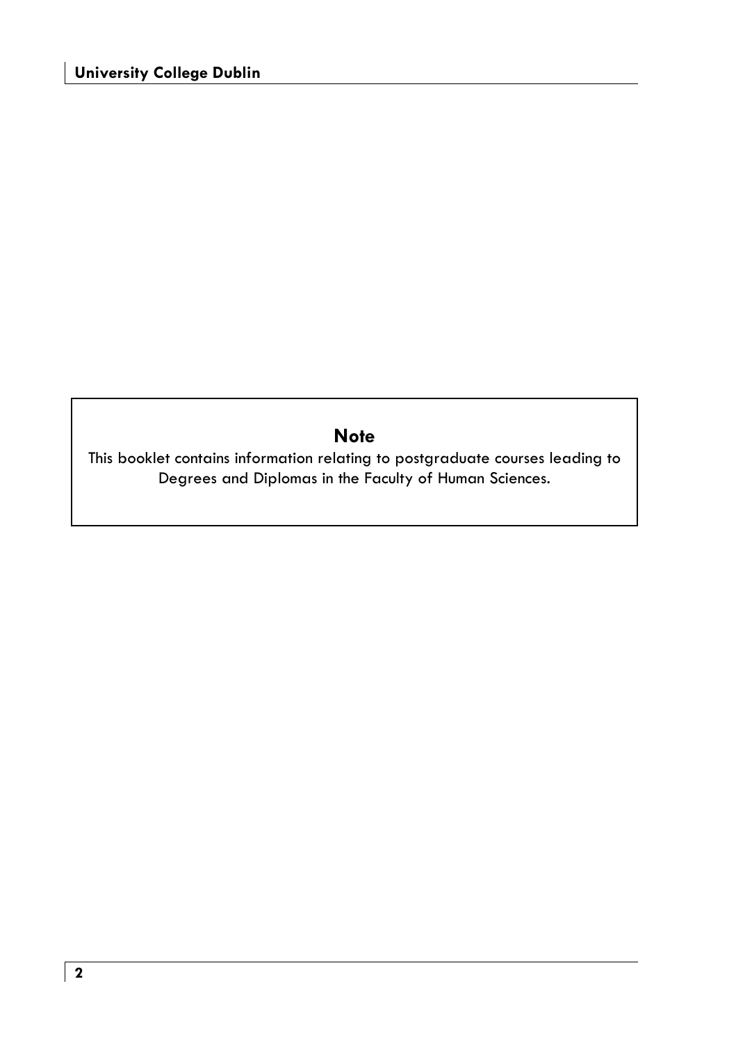**Note**

This booklet contains information relating to postgraduate courses leading to Degrees and Diplomas in the Faculty of Human Sciences.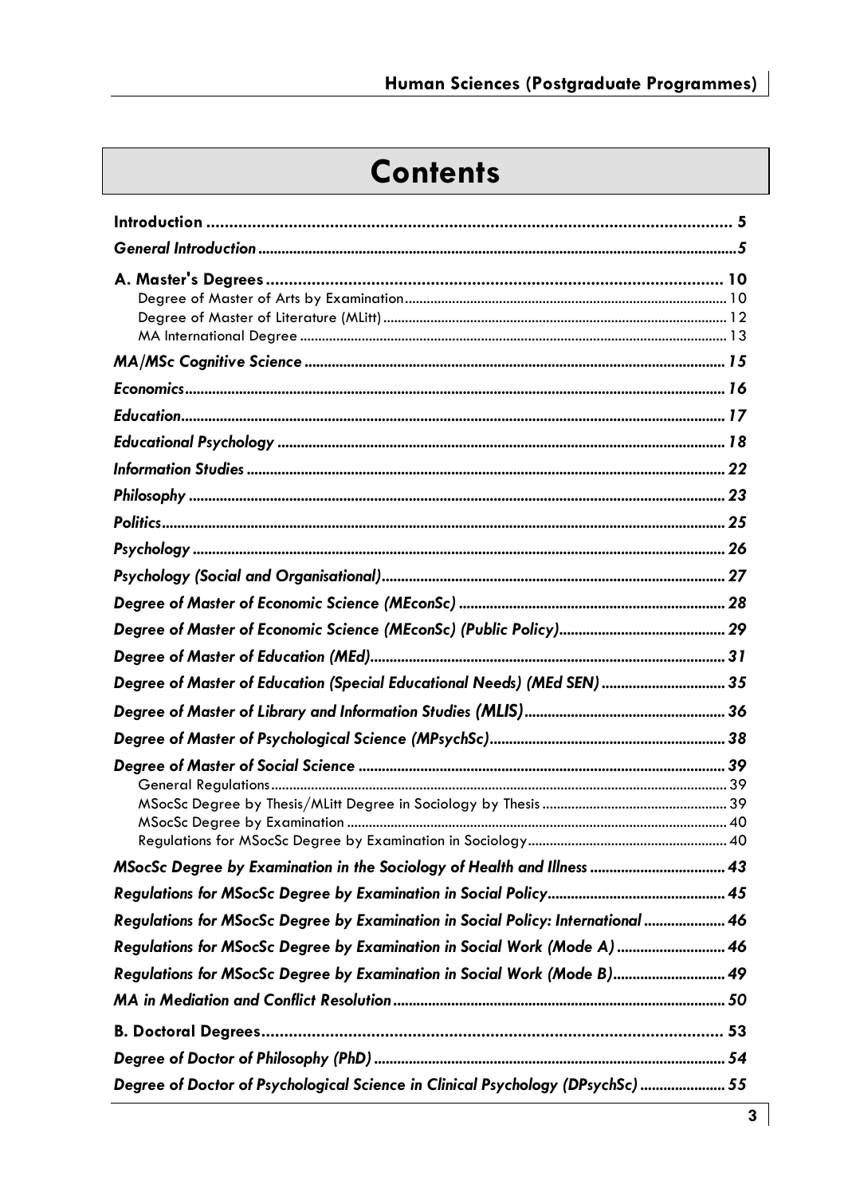# Contents

| | |
|---|---|
| **Introduction** | **5** |
| ***General Introduction*** | ***5*** |
| **A. Master's Degrees** | **10** |
| Degree of Master of Arts by Examination | 10 |
| Degree of Master of Literature (MLitt) | 12 |
| MA International Degree | 13 |
| ***MA/MSc Cognitive Science*** | ***15*** |
| ***Economics*** | ***16*** |
| ***Education*** | ***17*** |
| ***Educational Psychology*** | ***18*** |
| ***Information Studies*** | ***22*** |
| ***Philosophy*** | ***23*** |
| ***Politics*** | ***25*** |
| ***Psychology*** | ***26*** |
| ***Psychology (Social and Organisational)*** | ***27*** |
| ***Degree of Master of Economic Science (MEconSc)*** | ***28*** |
| ***Degree of Master of Economic Science (MEconSc) (Public Policy)*** | ***29*** |
| ***Degree of Master of Education (MEd)*** | ***31*** |
| ***Degree of Master of Education (Special Educational Needs) (MEd SEN)*** | ***35*** |
| ***Degree of Master of Library and Information Studies (MLIS)*** | ***36*** |
| ***Degree of Master of Psychological Science (MPsychSc)*** | ***38*** |
| ***Degree of Master of Social Science*** | ***39*** |
| General Regulations | 39 |
| MSocSc Degree by Thesis/MLitt Degree in Sociology by Thesis | 39 |
| MSocSc Degree by Examination | 40 |
| Regulations for MSocSc Degree by Examination in Sociology | 40 |
| ***MSocSc Degree by Examination in the Sociology of Health and Illness*** | ***43*** |
| ***Regulations for MSocSc Degree by Examination in Social Policy*** | ***45*** |
| ***Regulations for MSocSc Degree by Examination in Social Policy: International*** | ***46*** |
| ***Regulations for MSocSc Degree by Examination in Social Work (Mode A)*** | ***46*** |
| ***Regulations for MSocSc Degree by Examination in Social Work (Mode B)*** | ***49*** |
| ***MA in Mediation and Conflict Resolution*** | ***50*** |
| **B. Doctoral Degrees** | **53** |
| ***Degree of Doctor of Philosophy (PhD)*** | ***54*** |
| ***Degree of Doctor of Psychological Science in Clinical Psychology (DPsychSc)*** | ***55*** |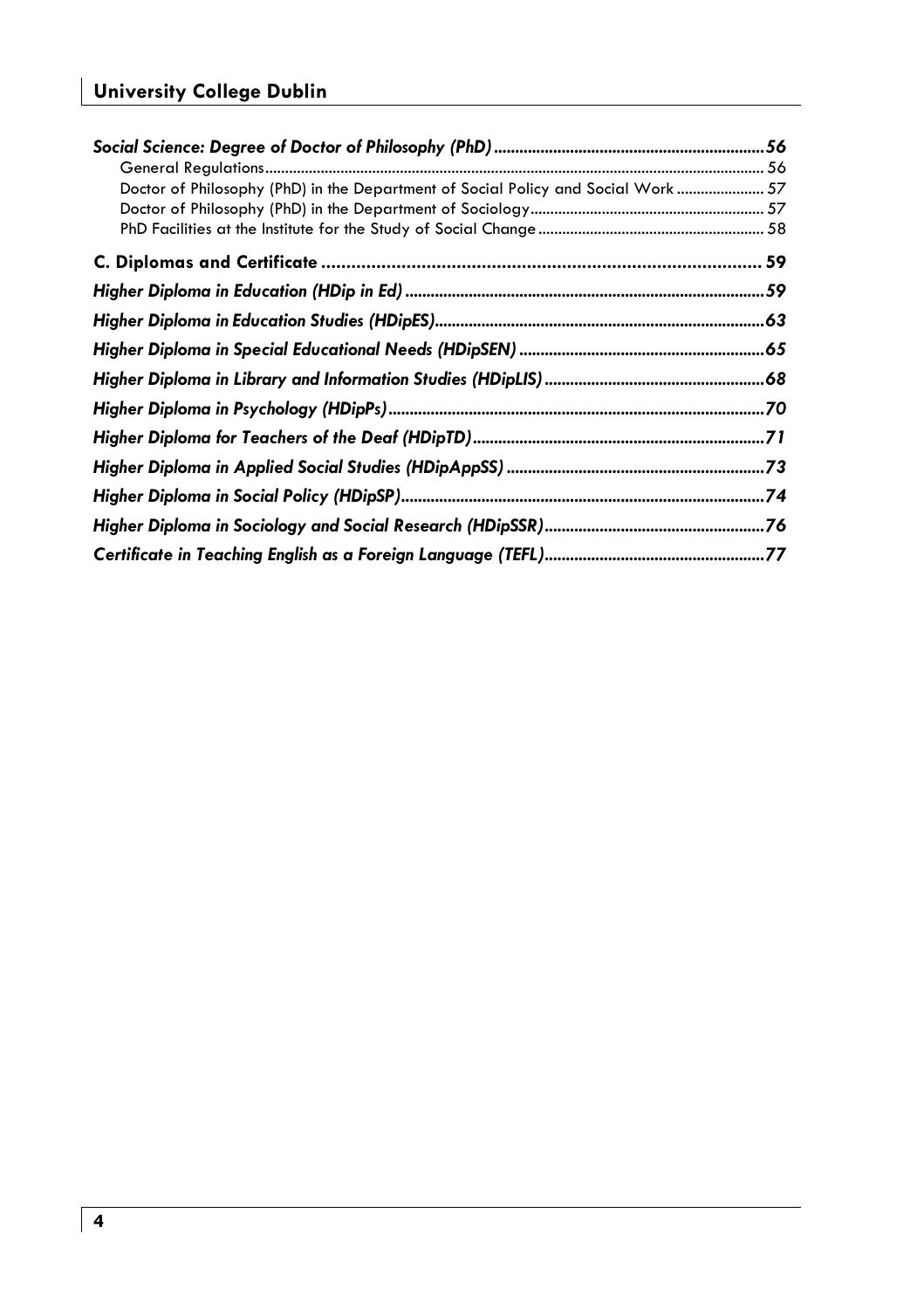*Social Science: Degree of Doctor of Philosophy (PhD)* ........ 56

- General Regulations ........ 56
- Doctor of Philosophy (PhD) in the Department of Social Policy and Social Work ........ 57
- Doctor of Philosophy (PhD) in the Department of Sociology ........ 57
- PhD Facilities at the Institute for the Study of Social Change ........ 58

**C. Diplomas and Certificate** ........ 59

*Higher Diploma in Education (HDip in Ed)* ........ 59

*Higher Diploma in Education Studies (HDipES)* ........ 63

*Higher Diploma in Special Educational Needs (HDipSEN)* ........ 65

*Higher Diploma in Library and Information Studies (HDipLIS)* ........ 68

*Higher Diploma in Psychology (HDipPs)* ........ 70

*Higher Diploma for Teachers of the Deaf (HDipTD)* ........ 71

*Higher Diploma in Applied Social Studies (HDipAppSS)* ........ 73

*Higher Diploma in Social Policy (HDipSP)* ........ 74

*Higher Diploma in Sociology and Social Research (HDipSSR)* ........ 76

*Certificate in Teaching English as a Foreign Language (TEFL)* ........ 77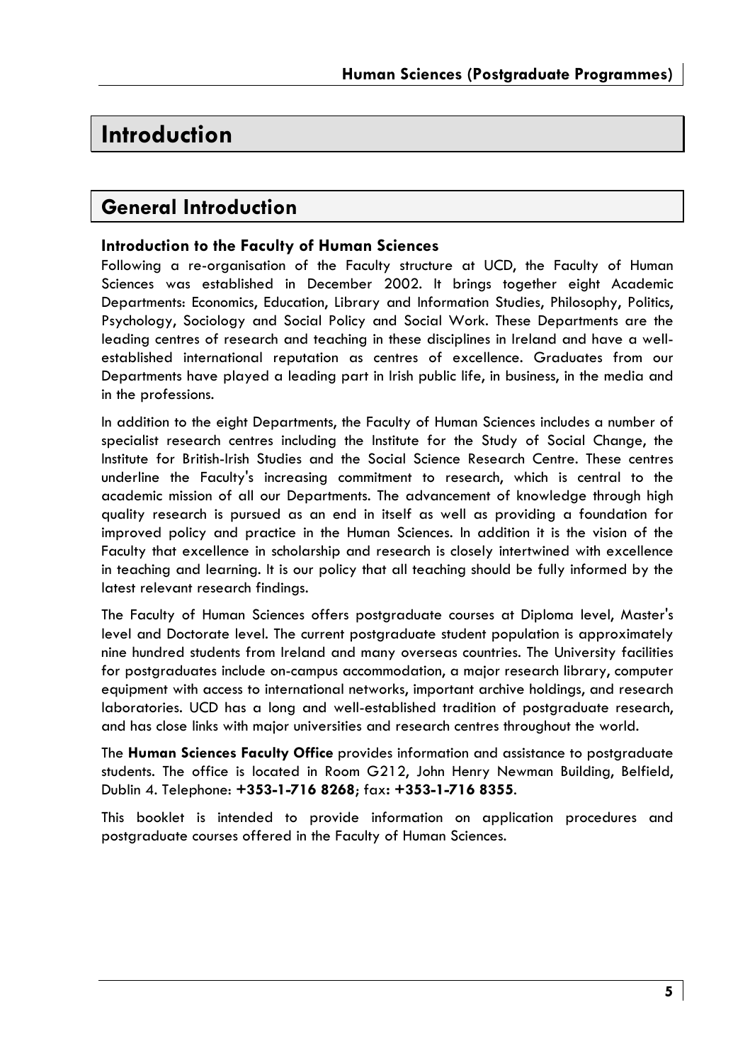# Introduction

## General Introduction

### Introduction to the Faculty of Human Sciences

Following a re-organisation of the Faculty structure at UCD, the Faculty of Human Sciences was established in December 2002. It brings together eight Academic Departments: Economics, Education, Library and Information Studies, Philosophy, Politics, Psychology, Sociology and Social Policy and Social Work. These Departments are the leading centres of research and teaching in these disciplines in Ireland and have a well-established international reputation as centres of excellence. Graduates from our Departments have played a leading part in Irish public life, in business, in the media and in the professions.

In addition to the eight Departments, the Faculty of Human Sciences includes a number of specialist research centres including the Institute for the Study of Social Change, the Institute for British-Irish Studies and the Social Science Research Centre. These centres underline the Faculty's increasing commitment to research, which is central to the academic mission of all our Departments. The advancement of knowledge through high quality research is pursued as an end in itself as well as providing a foundation for improved policy and practice in the Human Sciences. In addition it is the vision of the Faculty that excellence in scholarship and research is closely intertwined with excellence in teaching and learning. It is our policy that all teaching should be fully informed by the latest relevant research findings.

The Faculty of Human Sciences offers postgraduate courses at Diploma level, Master's level and Doctorate level. The current postgraduate student population is approximately nine hundred students from Ireland and many overseas countries. The University facilities for postgraduates include on-campus accommodation, a major research library, computer equipment with access to international networks, important archive holdings, and research laboratories. UCD has a long and well-established tradition of postgraduate research, and has close links with major universities and research centres throughout the world.

The **Human Sciences Faculty Office** provides information and assistance to postgraduate students. The office is located in Room G212, John Henry Newman Building, Belfield, Dublin 4. Telephone: **+353-1-716 8268**; fax: **+353-1-716 8355**.

This booklet is intended to provide information on application procedures and postgraduate courses offered in the Faculty of Human Sciences.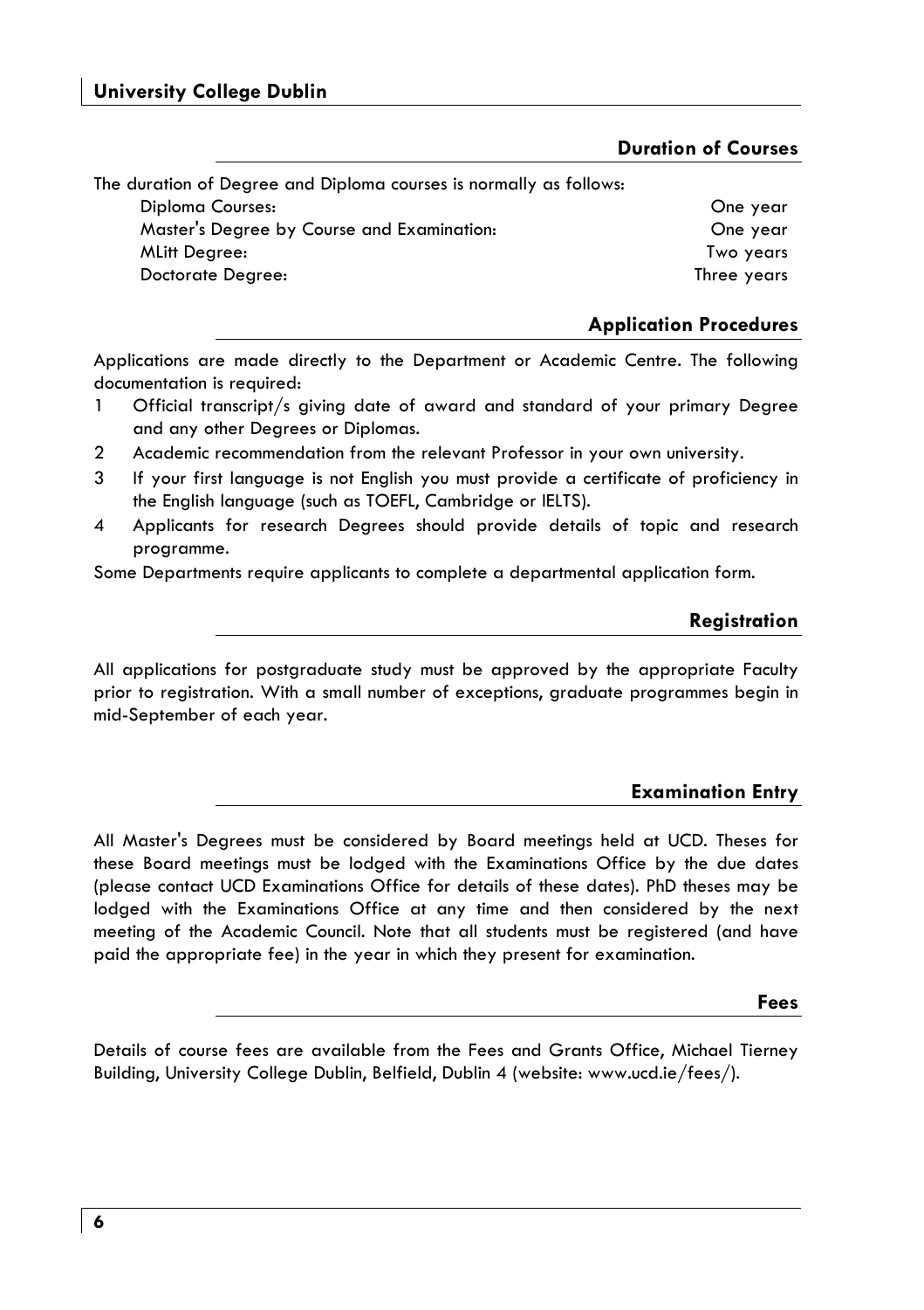## Duration of Courses

The duration of Degree and Diploma courses is normally as follows:

| | |
|---|---|
| Diploma Courses: | One year |
| Master's Degree by Course and Examination: | One year |
| MLitt Degree: | Two years |
| Doctorate Degree: | Three years |

## Application Procedures

Applications are made directly to the Department or Academic Centre. The following documentation is required:

1. Official transcript/s giving date of award and standard of your primary Degree and any other Degrees or Diplomas.
2. Academic recommendation from the relevant Professor in your own university.
3. If your first language is not English you must provide a certificate of proficiency in the English language (such as TOEFL, Cambridge or IELTS).
4. Applicants for research Degrees should provide details of topic and research programme.

Some Departments require applicants to complete a departmental application form.

## Registration

All applications for postgraduate study must be approved by the appropriate Faculty prior to registration. With a small number of exceptions, graduate programmes begin in mid-September of each year.

## Examination Entry

All Master's Degrees must be considered by Board meetings held at UCD. Theses for these Board meetings must be lodged with the Examinations Office by the due dates (please contact UCD Examinations Office for details of these dates). PhD theses may be lodged with the Examinations Office at any time and then considered by the next meeting of the Academic Council. Note that all students must be registered (and have paid the appropriate fee) in the year in which they present for examination.

## Fees

Details of course fees are available from the Fees and Grants Office, Michael Tierney Building, University College Dublin, Belfield, Dublin 4 (website: www.ucd.ie/fees/).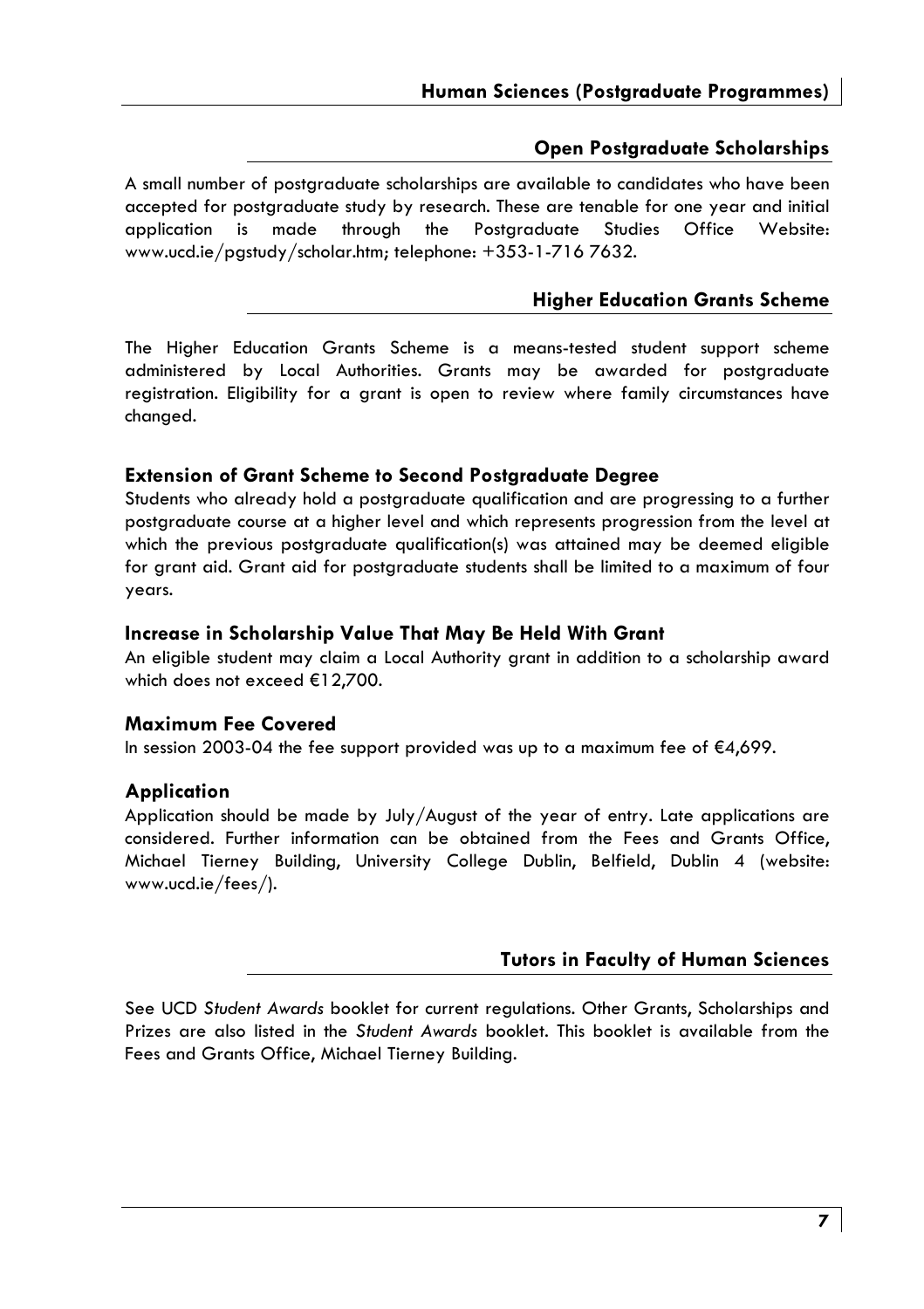## Open Postgraduate Scholarships

A small number of postgraduate scholarships are available to candidates who have been accepted for postgraduate study by research. These are tenable for one year and initial application is made through the Postgraduate Studies Office Website: www.ucd.ie/pgstudy/scholar.htm; telephone: +353-1-716 7632.

## Higher Education Grants Scheme

The Higher Education Grants Scheme is a means-tested student support scheme administered by Local Authorities. Grants may be awarded for postgraduate registration. Eligibility for a grant is open to review where family circumstances have changed.

### Extension of Grant Scheme to Second Postgraduate Degree

Students who already hold a postgraduate qualification and are progressing to a further postgraduate course at a higher level and which represents progression from the level at which the previous postgraduate qualification(s) was attained may be deemed eligible for grant aid. Grant aid for postgraduate students shall be limited to a maximum of four years.

### Increase in Scholarship Value That May Be Held With Grant

An eligible student may claim a Local Authority grant in addition to a scholarship award which does not exceed €12,700.

### Maximum Fee Covered

In session 2003-04 the fee support provided was up to a maximum fee of €4,699.

### Application

Application should be made by July/August of the year of entry. Late applications are considered. Further information can be obtained from the Fees and Grants Office, Michael Tierney Building, University College Dublin, Belfield, Dublin 4 (website: www.ucd.ie/fees/).

## Tutors in Faculty of Human Sciences

See UCD *Student Awards* booklet for current regulations. Other Grants, Scholarships and Prizes are also listed in the *Student Awards* booklet. This booklet is available from the Fees and Grants Office, Michael Tierney Building.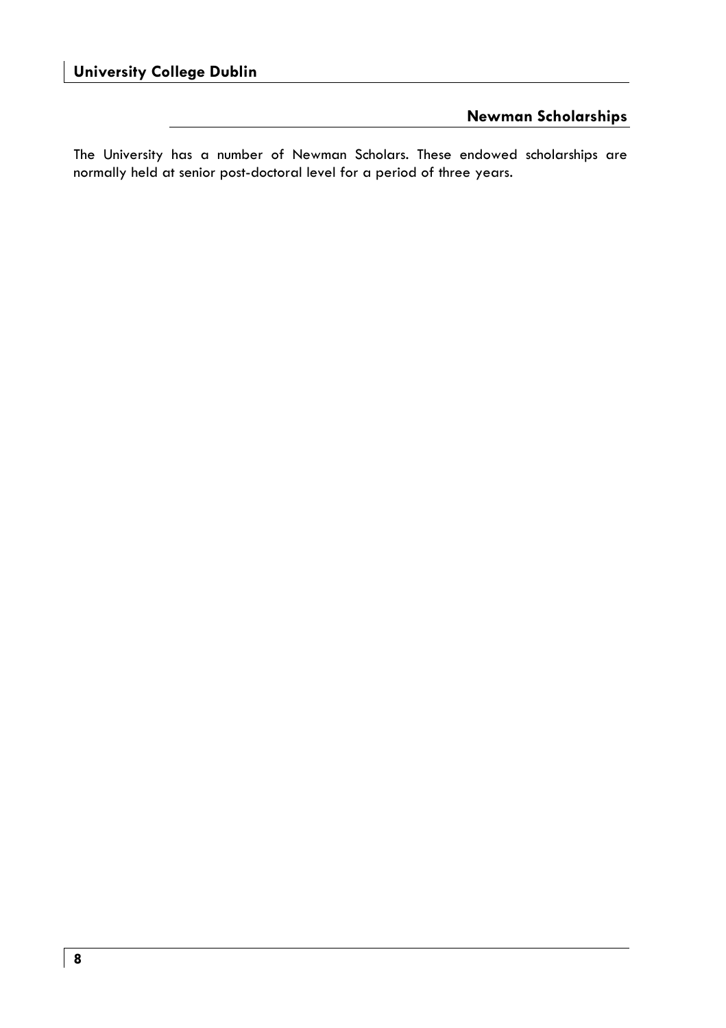## Newman Scholarships

The University has a number of Newman Scholars. These endowed scholarships are normally held at senior post-doctoral level for a period of three years.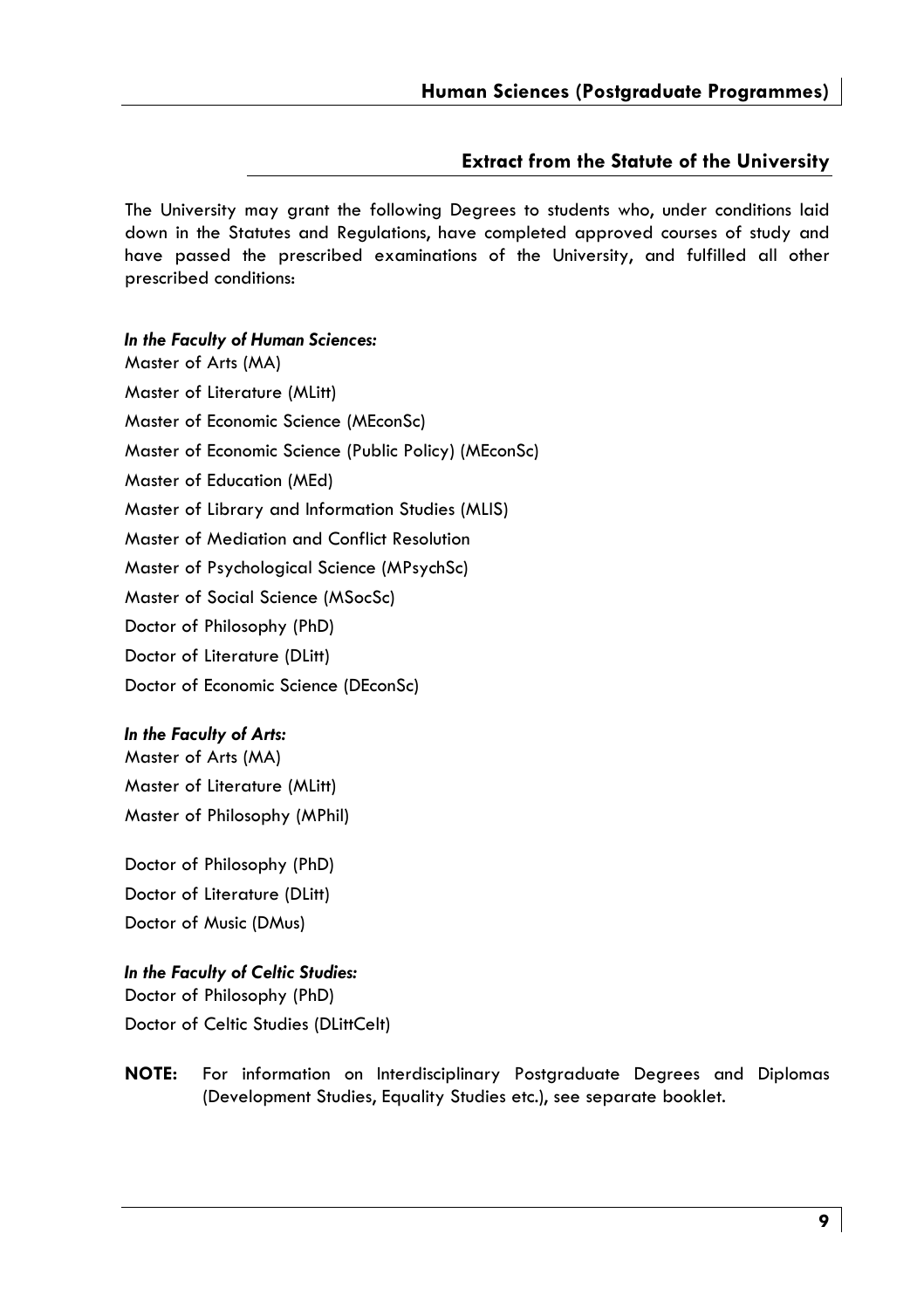## Extract from the Statute of the University

The University may grant the following Degrees to students who, under conditions laid down in the Statutes and Regulations, have completed approved courses of study and have passed the prescribed examinations of the University, and fulfilled all other prescribed conditions:

***In the Faculty of Human Sciences:***

Master of Arts (MA)

Master of Literature (MLitt)

Master of Economic Science (MEconSc)

Master of Economic Science (Public Policy) (MEconSc)

Master of Education (MEd)

Master of Library and Information Studies (MLIS)

Master of Mediation and Conflict Resolution

Master of Psychological Science (MPsychSc)

Master of Social Science (MSocSc)

Doctor of Philosophy (PhD)

Doctor of Literature (DLitt)

Doctor of Economic Science (DEconSc)

***In the Faculty of Arts:***

Master of Arts (MA)

Master of Literature (MLitt)

Master of Philosophy (MPhil)

Doctor of Philosophy (PhD)

Doctor of Literature (DLitt)

Doctor of Music (DMus)

***In the Faculty of Celtic Studies:***

Doctor of Philosophy (PhD)

Doctor of Celtic Studies (DLittCelt)

**NOTE:** For information on Interdisciplinary Postgraduate Degrees and Diplomas (Development Studies, Equality Studies etc.), see separate booklet.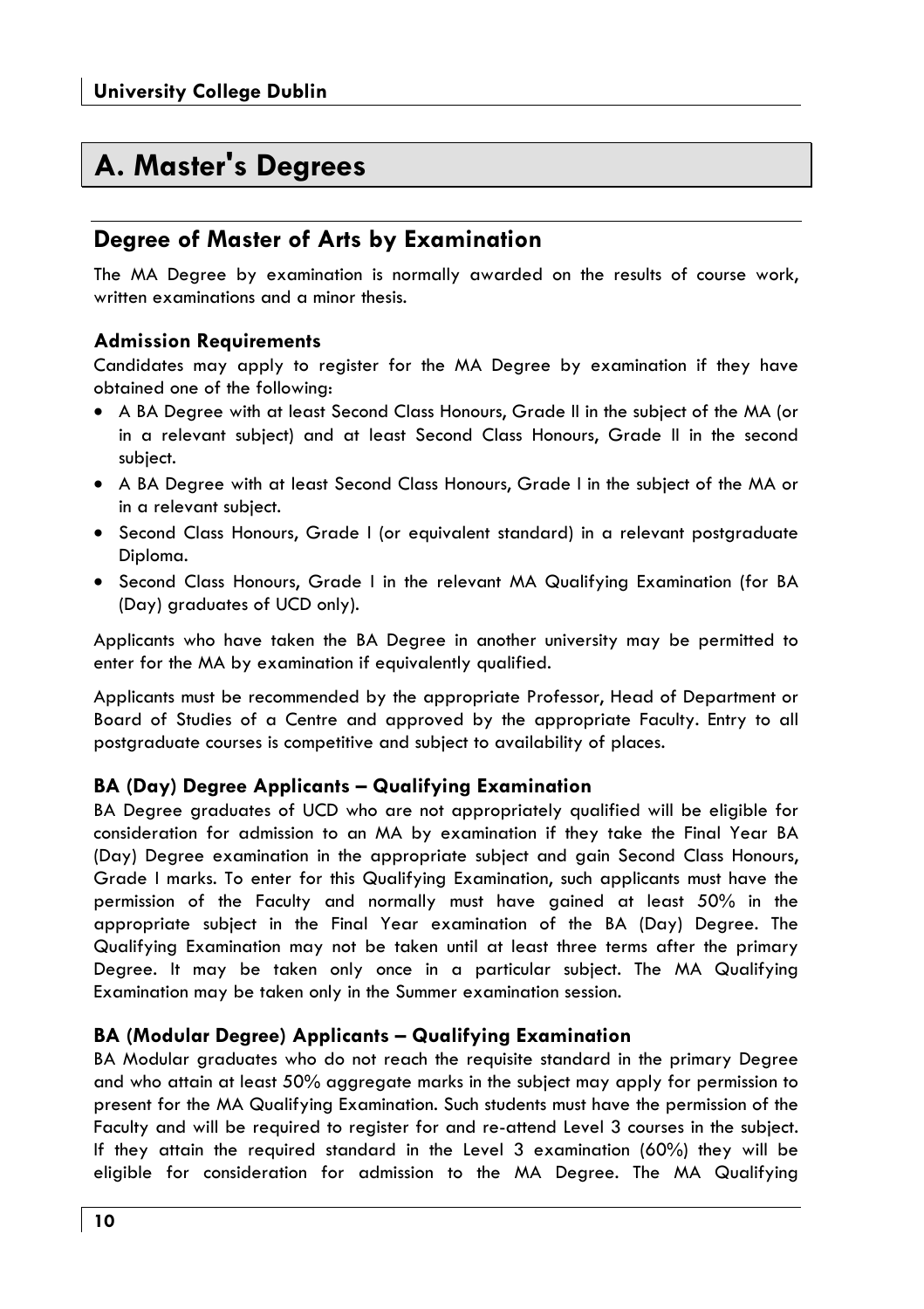# A. Master's Degrees

## Degree of Master of Arts by Examination

The MA Degree by examination is normally awarded on the results of course work, written examinations and a minor thesis.

### Admission Requirements

Candidates may apply to register for the MA Degree by examination if they have obtained one of the following:

- A BA Degree with at least Second Class Honours, Grade II in the subject of the MA (or in a relevant subject) and at least Second Class Honours, Grade II in the second subject.
- A BA Degree with at least Second Class Honours, Grade I in the subject of the MA or in a relevant subject.
- Second Class Honours, Grade I (or equivalent standard) in a relevant postgraduate Diploma.
- Second Class Honours, Grade I in the relevant MA Qualifying Examination (for BA (Day) graduates of UCD only).

Applicants who have taken the BA Degree in another university may be permitted to enter for the MA by examination if equivalently qualified.

Applicants must be recommended by the appropriate Professor, Head of Department or Board of Studies of a Centre and approved by the appropriate Faculty. Entry to all postgraduate courses is competitive and subject to availability of places.

### BA (Day) Degree Applicants – Qualifying Examination

BA Degree graduates of UCD who are not appropriately qualified will be eligible for consideration for admission to an MA by examination if they take the Final Year BA (Day) Degree examination in the appropriate subject and gain Second Class Honours, Grade I marks. To enter for this Qualifying Examination, such applicants must have the permission of the Faculty and normally must have gained at least 50% in the appropriate subject in the Final Year examination of the BA (Day) Degree. The Qualifying Examination may not be taken until at least three terms after the primary Degree. It may be taken only once in a particular subject. The MA Qualifying Examination may be taken only in the Summer examination session.

### BA (Modular Degree) Applicants – Qualifying Examination

BA Modular graduates who do not reach the requisite standard in the primary Degree and who attain at least 50% aggregate marks in the subject may apply for permission to present for the MA Qualifying Examination. Such students must have the permission of the Faculty and will be required to register for and re-attend Level 3 courses in the subject. If they attain the required standard in the Level 3 examination (60%) they will be eligible for consideration for admission to the MA Degree. The MA Qualifying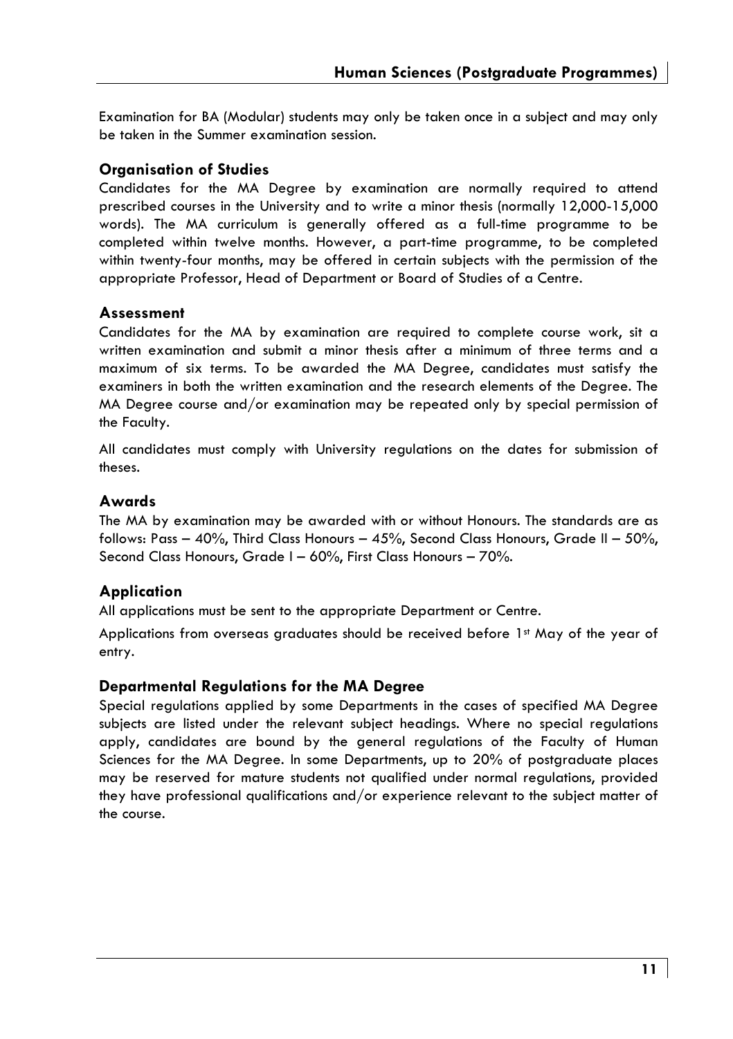Examination for BA (Modular) students may only be taken once in a subject and may only be taken in the Summer examination session.

### Organisation of Studies

Candidates for the MA Degree by examination are normally required to attend prescribed courses in the University and to write a minor thesis (normally 12,000-15,000 words). The MA curriculum is generally offered as a full-time programme to be completed within twelve months. However, a part-time programme, to be completed within twenty-four months, may be offered in certain subjects with the permission of the appropriate Professor, Head of Department or Board of Studies of a Centre.

### Assessment

Candidates for the MA by examination are required to complete course work, sit a written examination and submit a minor thesis after a minimum of three terms and a maximum of six terms. To be awarded the MA Degree, candidates must satisfy the examiners in both the written examination and the research elements of the Degree. The MA Degree course and/or examination may be repeated only by special permission of the Faculty.

All candidates must comply with University regulations on the dates for submission of theses.

### Awards

The MA by examination may be awarded with or without Honours. The standards are as follows: Pass – 40%, Third Class Honours – 45%, Second Class Honours, Grade II – 50%, Second Class Honours, Grade I – 60%, First Class Honours – 70%.

### Application

All applications must be sent to the appropriate Department or Centre.

Applications from overseas graduates should be received before 1st May of the year of entry.

### Departmental Regulations for the MA Degree

Special regulations applied by some Departments in the cases of specified MA Degree subjects are listed under the relevant subject headings. Where no special regulations apply, candidates are bound by the general regulations of the Faculty of Human Sciences for the MA Degree. In some Departments, up to 20% of postgraduate places may be reserved for mature students not qualified under normal regulations, provided they have professional qualifications and/or experience relevant to the subject matter of the course.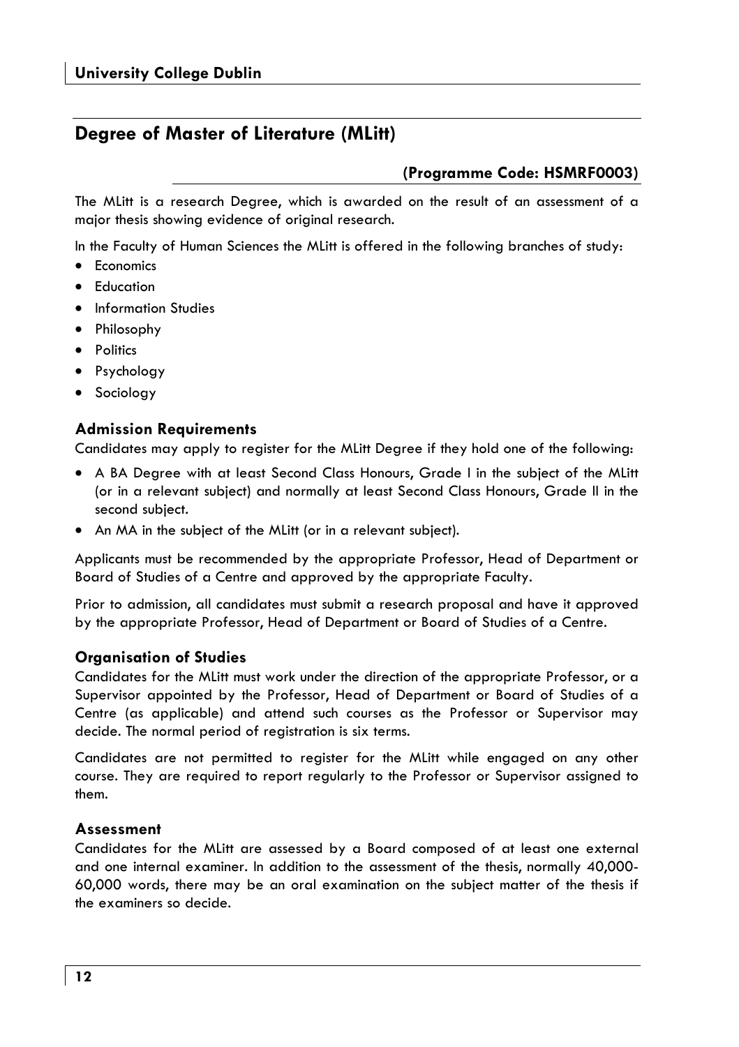## Degree of Master of Literature (MLitt)

**(Programme Code: HSMRF0003)**

The MLitt is a research Degree, which is awarded on the result of an assessment of a major thesis showing evidence of original research.

In the Faculty of Human Sciences the MLitt is offered in the following branches of study:

- Economics
- Education
- Information Studies
- Philosophy
- Politics
- Psychology
- Sociology

### Admission Requirements

Candidates may apply to register for the MLitt Degree if they hold one of the following:

- A BA Degree with at least Second Class Honours, Grade I in the subject of the MLitt (or in a relevant subject) and normally at least Second Class Honours, Grade II in the second subject.
- An MA in the subject of the MLitt (or in a relevant subject).

Applicants must be recommended by the appropriate Professor, Head of Department or Board of Studies of a Centre and approved by the appropriate Faculty.

Prior to admission, all candidates must submit a research proposal and have it approved by the appropriate Professor, Head of Department or Board of Studies of a Centre.

### Organisation of Studies

Candidates for the MLitt must work under the direction of the appropriate Professor, or a Supervisor appointed by the Professor, Head of Department or Board of Studies of a Centre (as applicable) and attend such courses as the Professor or Supervisor may decide. The normal period of registration is six terms.

Candidates are not permitted to register for the MLitt while engaged on any other course. They are required to report regularly to the Professor or Supervisor assigned to them.

### Assessment

Candidates for the MLitt are assessed by a Board composed of at least one external and one internal examiner. In addition to the assessment of the thesis, normally 40,000-60,000 words, there may be an oral examination on the subject matter of the thesis if the examiners so decide.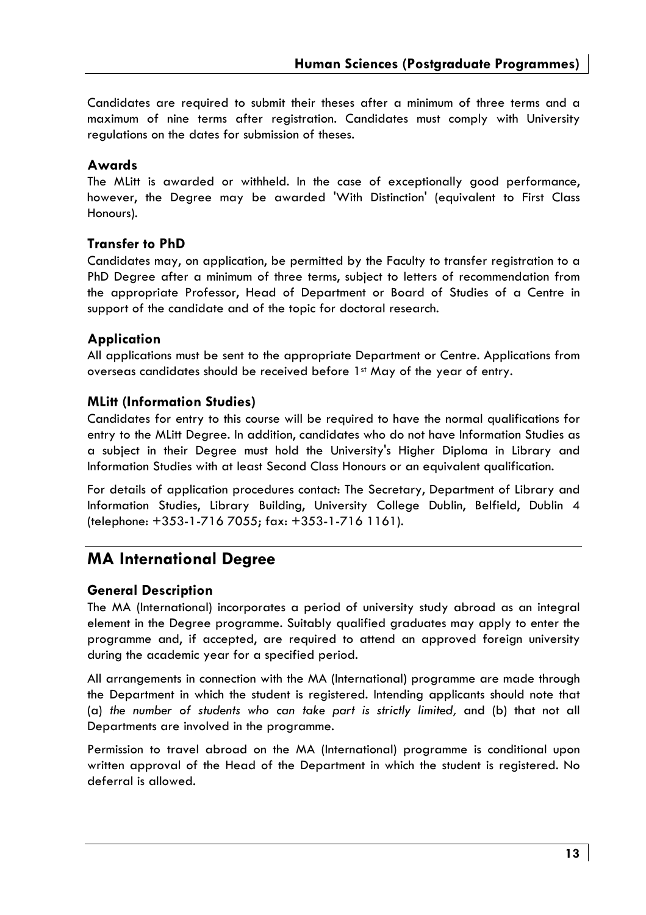Candidates are required to submit their theses after a minimum of three terms and a maximum of nine terms after registration. Candidates must comply with University regulations on the dates for submission of theses.

### Awards

The MLitt is awarded or withheld. In the case of exceptionally good performance, however, the Degree may be awarded 'With Distinction' (equivalent to First Class Honours).

### Transfer to PhD

Candidates may, on application, be permitted by the Faculty to transfer registration to a PhD Degree after a minimum of three terms, subject to letters of recommendation from the appropriate Professor, Head of Department or Board of Studies of a Centre in support of the candidate and of the topic for doctoral research.

### Application

All applications must be sent to the appropriate Department or Centre. Applications from overseas candidates should be received before 1st May of the year of entry.

### MLitt (Information Studies)

Candidates for entry to this course will be required to have the normal qualifications for entry to the MLitt Degree. In addition, candidates who do not have Information Studies as a subject in their Degree must hold the University's Higher Diploma in Library and Information Studies with at least Second Class Honours or an equivalent qualification.

For details of application procedures contact: The Secretary, Department of Library and Information Studies, Library Building, University College Dublin, Belfield, Dublin 4 (telephone: +353-1-716 7055; fax: +353-1-716 1161).

## MA International Degree

### General Description

The MA (International) incorporates a period of university study abroad as an integral element in the Degree programme. Suitably qualified graduates may apply to enter the programme and, if accepted, are required to attend an approved foreign university during the academic year for a specified period.

All arrangements in connection with the MA (International) programme are made through the Department in which the student is registered. Intending applicants should note that (a) *the number of students who can take part is strictly limited,* and (b) that not all Departments are involved in the programme.

Permission to travel abroad on the MA (International) programme is conditional upon written approval of the Head of the Department in which the student is registered. No deferral is allowed.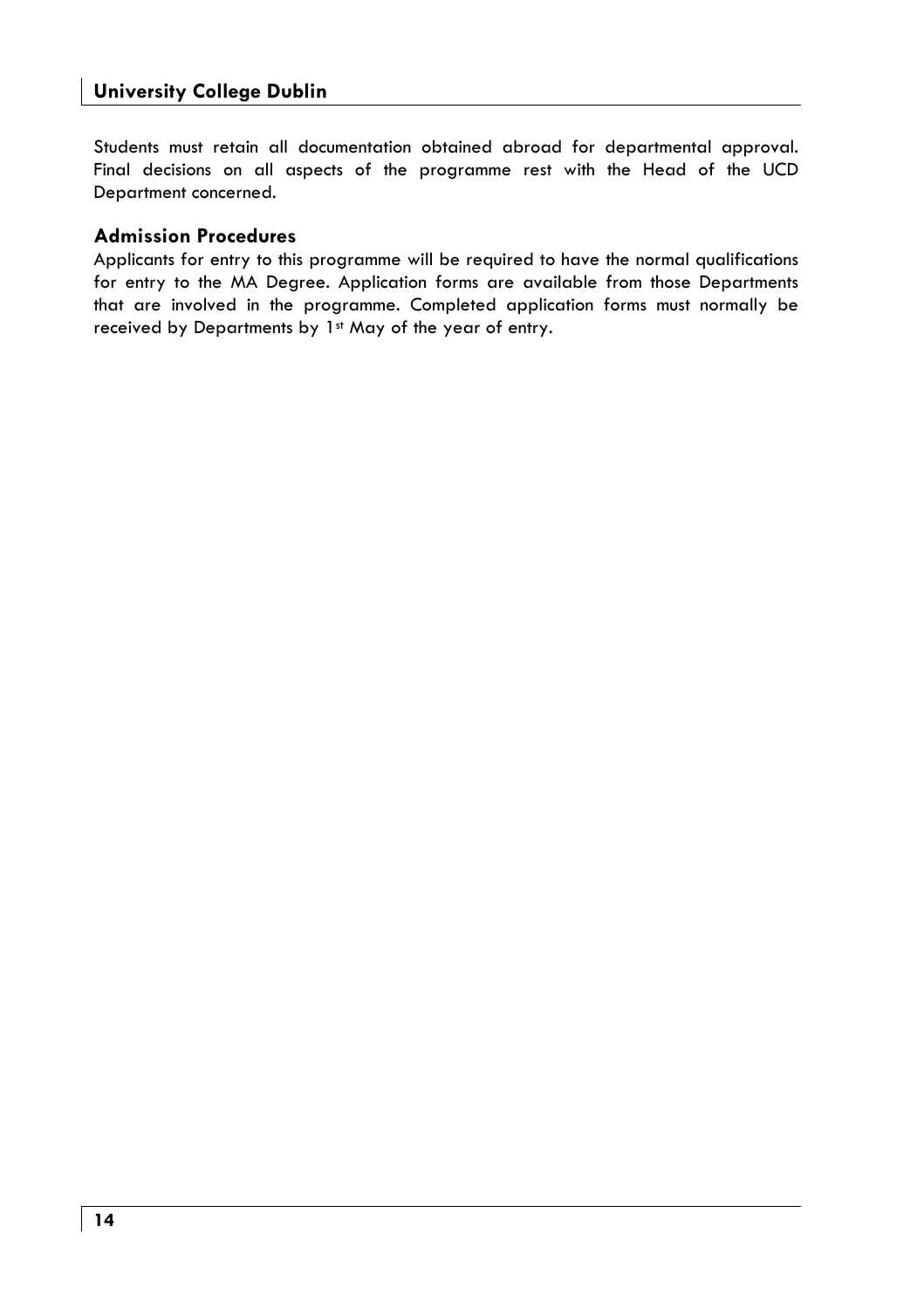Students must retain all documentation obtained abroad for departmental approval. Final decisions on all aspects of the programme rest with the Head of the UCD Department concerned.

### Admission Procedures

Applicants for entry to this programme will be required to have the normal qualifications for entry to the MA Degree. Application forms are available from those Departments that are involved in the programme. Completed application forms must normally be received by Departments by 1st May of the year of entry.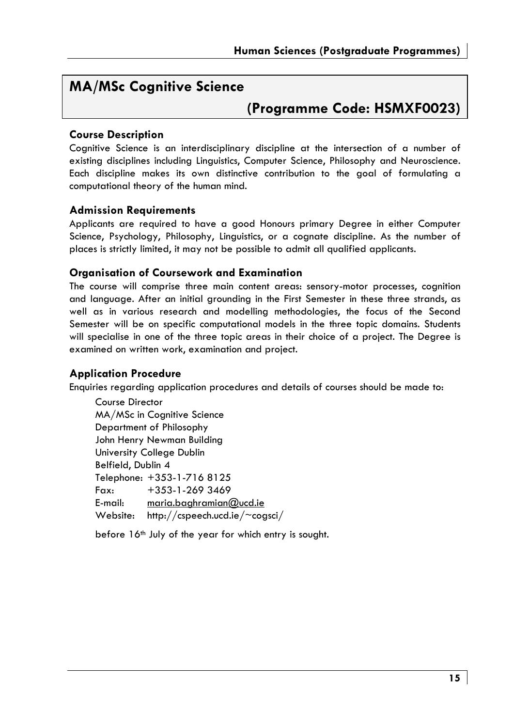## MA/MSc Cognitive Science

## (Programme Code: HSMXF0023)

### Course Description

Cognitive Science is an interdisciplinary discipline at the intersection of a number of existing disciplines including Linguistics, Computer Science, Philosophy and Neuroscience. Each discipline makes its own distinctive contribution to the goal of formulating a computational theory of the human mind.

### Admission Requirements

Applicants are required to have a good Honours primary Degree in either Computer Science, Psychology, Philosophy, Linguistics, or a cognate discipline. As the number of places is strictly limited, it may not be possible to admit all qualified applicants.

### Organisation of Coursework and Examination

The course will comprise three main content areas: sensory-motor processes, cognition and language. After an initial grounding in the First Semester in these three strands, as well as in various research and modelling methodologies, the focus of the Second Semester will be on specific computational models in the three topic domains. Students will specialise in one of the three topic areas in their choice of a project. The Degree is examined on written work, examination and project.

### Application Procedure

Enquiries regarding application procedures and details of courses should be made to:

Course Director
MA/MSc in Cognitive Science
Department of Philosophy
John Henry Newman Building
University College Dublin
Belfield, Dublin 4
Telephone: +353-1-716 8125
Fax: +353-1-269 3469
E-mail: maria.baghramian@ucd.ie
Website: http://cspeech.ucd.ie/~cogsci/

before 16th July of the year for which entry is sought.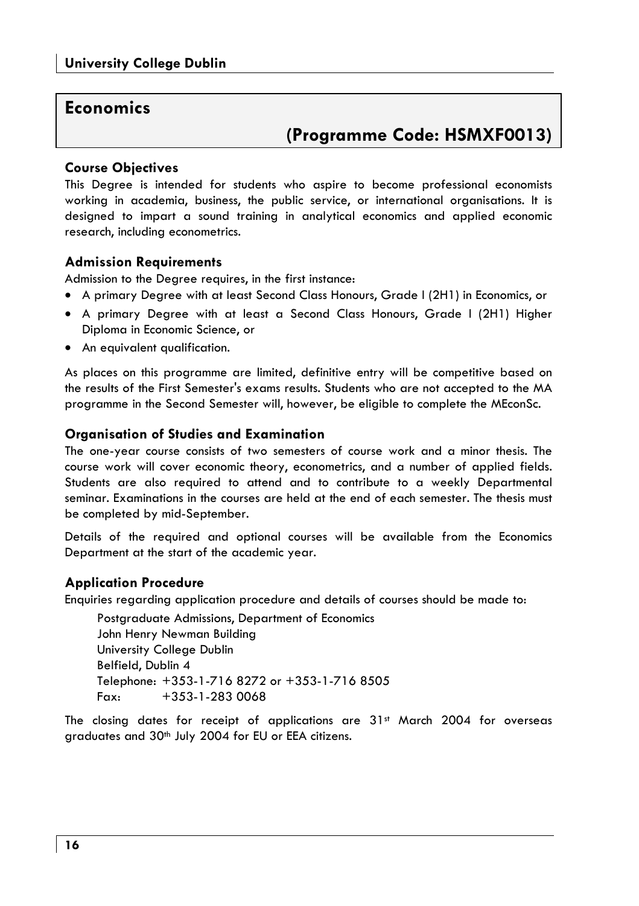# Economics

## (Programme Code: HSMXF0013)

### Course Objectives

This Degree is intended for students who aspire to become professional economists working in academia, business, the public service, or international organisations. It is designed to impart a sound training in analytical economics and applied economic research, including econometrics.

### Admission Requirements

Admission to the Degree requires, in the first instance:

- A primary Degree with at least Second Class Honours, Grade I (2H1) in Economics, or
- A primary Degree with at least a Second Class Honours, Grade I (2H1) Higher Diploma in Economic Science, or
- An equivalent qualification.

As places on this programme are limited, definitive entry will be competitive based on the results of the First Semester's exams results. Students who are not accepted to the MA programme in the Second Semester will, however, be eligible to complete the MEconSc.

### Organisation of Studies and Examination

The one-year course consists of two semesters of course work and a minor thesis. The course work will cover economic theory, econometrics, and a number of applied fields. Students are also required to attend and to contribute to a weekly Departmental seminar. Examinations in the courses are held at the end of each semester. The thesis must be completed by mid-September.

Details of the required and optional courses will be available from the Economics Department at the start of the academic year.

### Application Procedure

Enquiries regarding application procedure and details of courses should be made to:

> Postgraduate Admissions, Department of Economics
> John Henry Newman Building
> University College Dublin
> Belfield, Dublin 4
> Telephone: +353-1-716 8272 or +353-1-716 8505
> Fax: +353-1-283 0068

The closing dates for receipt of applications are 31st March 2004 for overseas graduates and 30th July 2004 for EU or EEA citizens.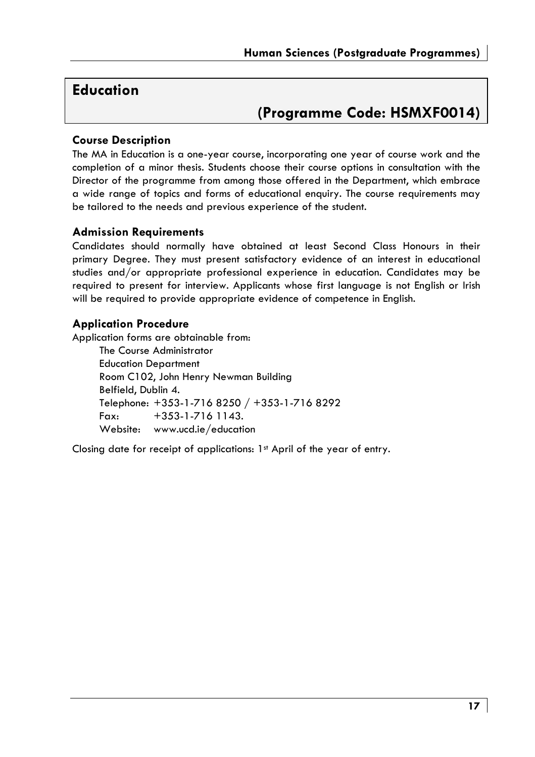## Education

## (Programme Code: HSMXF0014)

### Course Description

The MA in Education is a one-year course, incorporating one year of course work and the completion of a minor thesis. Students choose their course options in consultation with the Director of the programme from among those offered in the Department, which embrace a wide range of topics and forms of educational enquiry. The course requirements may be tailored to the needs and previous experience of the student.

### Admission Requirements

Candidates should normally have obtained at least Second Class Honours in their primary Degree. They must present satisfactory evidence of an interest in educational studies and/or appropriate professional experience in education. Candidates may be required to present for interview. Applicants whose first language is not English or Irish will be required to provide appropriate evidence of competence in English.

### Application Procedure

Application forms are obtainable from:

The Course Administrator
Education Department
Room C102, John Henry Newman Building
Belfield, Dublin 4.
Telephone: +353-1-716 8250 / +353-1-716 8292
Fax: +353-1-716 1143.
Website: www.ucd.ie/education

Closing date for receipt of applications: 1st April of the year of entry.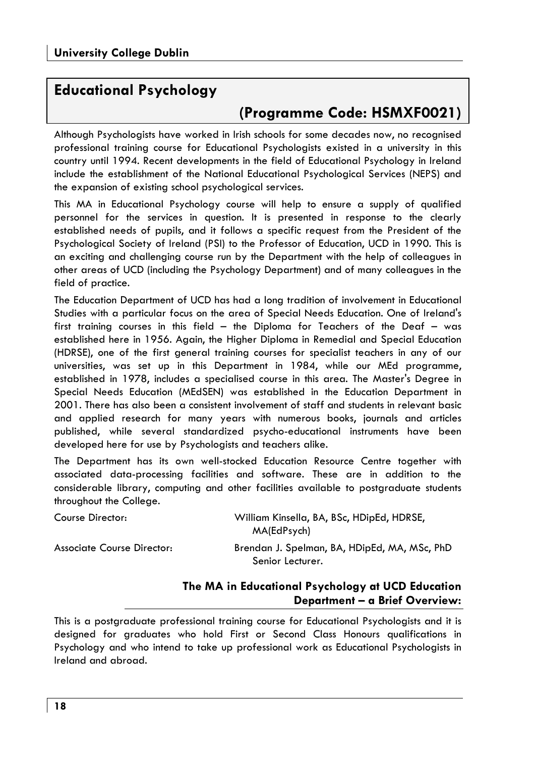## Educational Psychology

### (Programme Code: HSMXF0021)

Although Psychologists have worked in Irish schools for some decades now, no recognised professional training course for Educational Psychologists existed in a university in this country until 1994. Recent developments in the field of Educational Psychology in Ireland include the establishment of the National Educational Psychological Services (NEPS) and the expansion of existing school psychological services.

This MA in Educational Psychology course will help to ensure a supply of qualified personnel for the services in question. It is presented in response to the clearly established needs of pupils, and it follows a specific request from the President of the Psychological Society of Ireland (PSI) to the Professor of Education, UCD in 1990. This is an exciting and challenging course run by the Department with the help of colleagues in other areas of UCD (including the Psychology Department) and of many colleagues in the field of practice.

The Education Department of UCD has had a long tradition of involvement in Educational Studies with a particular focus on the area of Special Needs Education. One of Ireland's first training courses in this field – the Diploma for Teachers of the Deaf – was established here in 1956. Again, the Higher Diploma in Remedial and Special Education (HDRSE), one of the first general training courses for specialist teachers in any of our universities, was set up in this Department in 1984, while our MEd programme, established in 1978, includes a specialised course in this area. The Master's Degree in Special Needs Education (MEdSEN) was established in the Education Department in 2001. There has also been a consistent involvement of staff and students in relevant basic and applied research for many years with numerous books, journals and articles published, while several standardized psycho-educational instruments have been developed here for use by Psychologists and teachers alike.

The Department has its own well-stocked Education Resource Centre together with associated data-processing facilities and software. These are in addition to the considerable library, computing and other facilities available to postgraduate students throughout the College.

Course Director: William Kinsella, BA, BSc, HDipEd, HDRSE, MA(EdPsych)

Associate Course Director: Brendan J. Spelman, BA, HDipEd, MA, MSc, PhD Senior Lecturer.

### The MA in Educational Psychology at UCD Education Department – a Brief Overview:

This is a postgraduate professional training course for Educational Psychologists and it is designed for graduates who hold First or Second Class Honours qualifications in Psychology and who intend to take up professional work as Educational Psychologists in Ireland and abroad.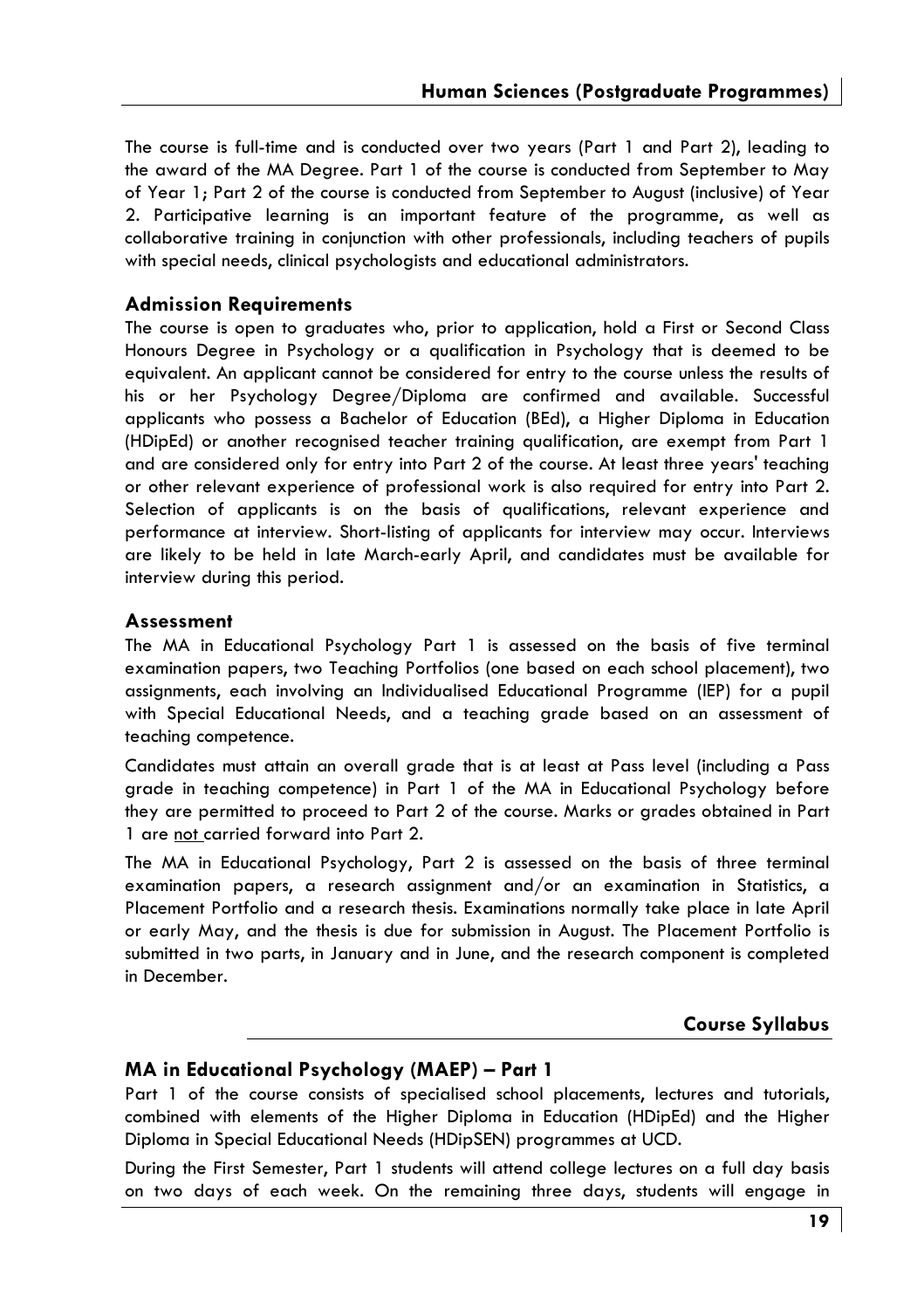The course is full-time and is conducted over two years (Part 1 and Part 2), leading to the award of the MA Degree. Part 1 of the course is conducted from September to May of Year 1; Part 2 of the course is conducted from September to August (inclusive) of Year 2. Participative learning is an important feature of the programme, as well as collaborative training in conjunction with other professionals, including teachers of pupils with special needs, clinical psychologists and educational administrators.

### Admission Requirements

The course is open to graduates who, prior to application, hold a First or Second Class Honours Degree in Psychology or a qualification in Psychology that is deemed to be equivalent. An applicant cannot be considered for entry to the course unless the results of his or her Psychology Degree/Diploma are confirmed and available. Successful applicants who possess a Bachelor of Education (BEd), a Higher Diploma in Education (HDipEd) or another recognised teacher training qualification, are exempt from Part 1 and are considered only for entry into Part 2 of the course. At least three years' teaching or other relevant experience of professional work is also required for entry into Part 2. Selection of applicants is on the basis of qualifications, relevant experience and performance at interview. Short-listing of applicants for interview may occur. Interviews are likely to be held in late March-early April, and candidates must be available for interview during this period.

### Assessment

The MA in Educational Psychology Part 1 is assessed on the basis of five terminal examination papers, two Teaching Portfolios (one based on each school placement), two assignments, each involving an Individualised Educational Programme (IEP) for a pupil with Special Educational Needs, and a teaching grade based on an assessment of teaching competence.

Candidates must attain an overall grade that is at least at Pass level (including a Pass grade in teaching competence) in Part 1 of the MA in Educational Psychology before they are permitted to proceed to Part 2 of the course. Marks or grades obtained in Part 1 are <u>not</u> carried forward into Part 2.

The MA in Educational Psychology, Part 2 is assessed on the basis of three terminal examination papers, a research assignment and/or an examination in Statistics, a Placement Portfolio and a research thesis. Examinations normally take place in late April or early May, and the thesis is due for submission in August. The Placement Portfolio is submitted in two parts, in January and in June, and the research component is completed in December.

## Course Syllabus

### MA in Educational Psychology (MAEP) – Part 1

Part 1 of the course consists of specialised school placements, lectures and tutorials, combined with elements of the Higher Diploma in Education (HDipEd) and the Higher Diploma in Special Educational Needs (HDipSEN) programmes at UCD.

During the First Semester, Part 1 students will attend college lectures on a full day basis on two days of each week. On the remaining three days, students will engage in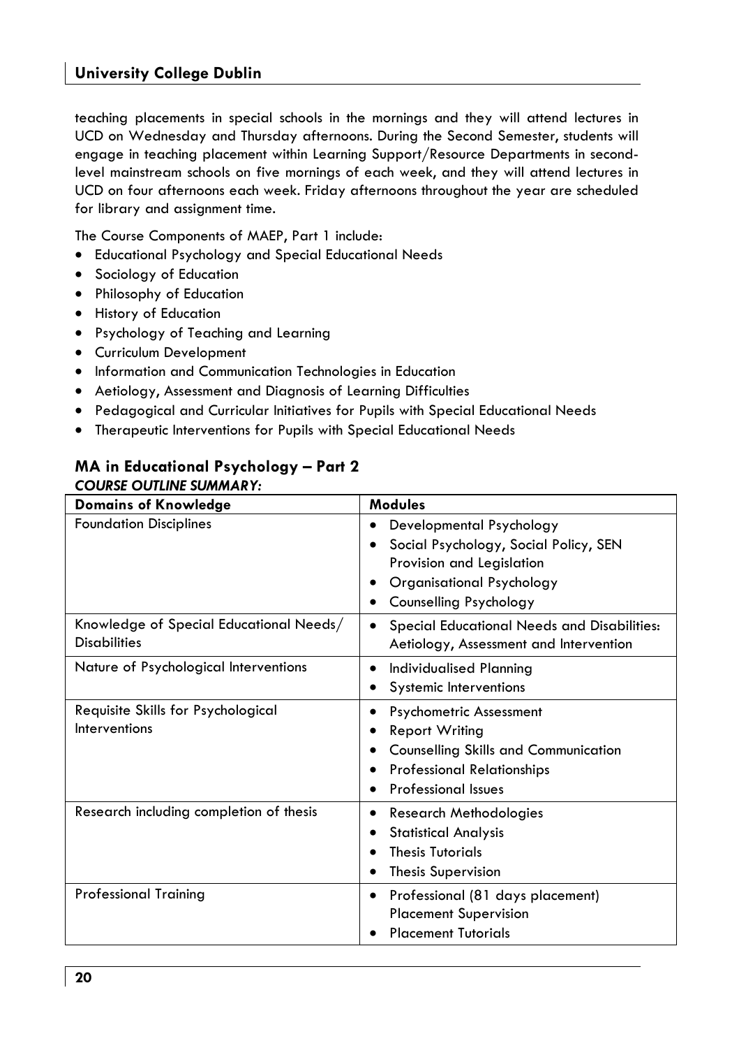teaching placements in special schools in the mornings and they will attend lectures in UCD on Wednesday and Thursday afternoons. During the Second Semester, students will engage in teaching placement within Learning Support/Resource Departments in second-level mainstream schools on five mornings of each week, and they will attend lectures in UCD on four afternoons each week. Friday afternoons throughout the year are scheduled for library and assignment time.

The Course Components of MAEP, Part 1 include:

- Educational Psychology and Special Educational Needs
- Sociology of Education
- Philosophy of Education
- History of Education
- Psychology of Teaching and Learning
- Curriculum Development
- Information and Communication Technologies in Education
- Aetiology, Assessment and Diagnosis of Learning Difficulties
- Pedagogical and Curricular Initiatives for Pupils with Special Educational Needs
- Therapeutic Interventions for Pupils with Special Educational Needs

## MA in Educational Psychology – Part 2

***COURSE OUTLINE SUMMARY:***

| Domains of Knowledge | Modules |
|---|---|
| Foundation Disciplines | • Developmental Psychology<br>• Social Psychology, Social Policy, SEN Provision and Legislation<br>• Organisational Psychology<br>• Counselling Psychology |
| Knowledge of Special Educational Needs/ Disabilities | • Special Educational Needs and Disabilities: Aetiology, Assessment and Intervention |
| Nature of Psychological Interventions | • Individualised Planning<br>• Systemic Interventions |
| Requisite Skills for Psychological Interventions | • Psychometric Assessment<br>• Report Writing<br>• Counselling Skills and Communication<br>• Professional Relationships<br>• Professional Issues |
| Research including completion of thesis | • Research Methodologies<br>• Statistical Analysis<br>• Thesis Tutorials<br>• Thesis Supervision |
| Professional Training | • Professional (81 days placement) Placement Supervision<br>• Placement Tutorials |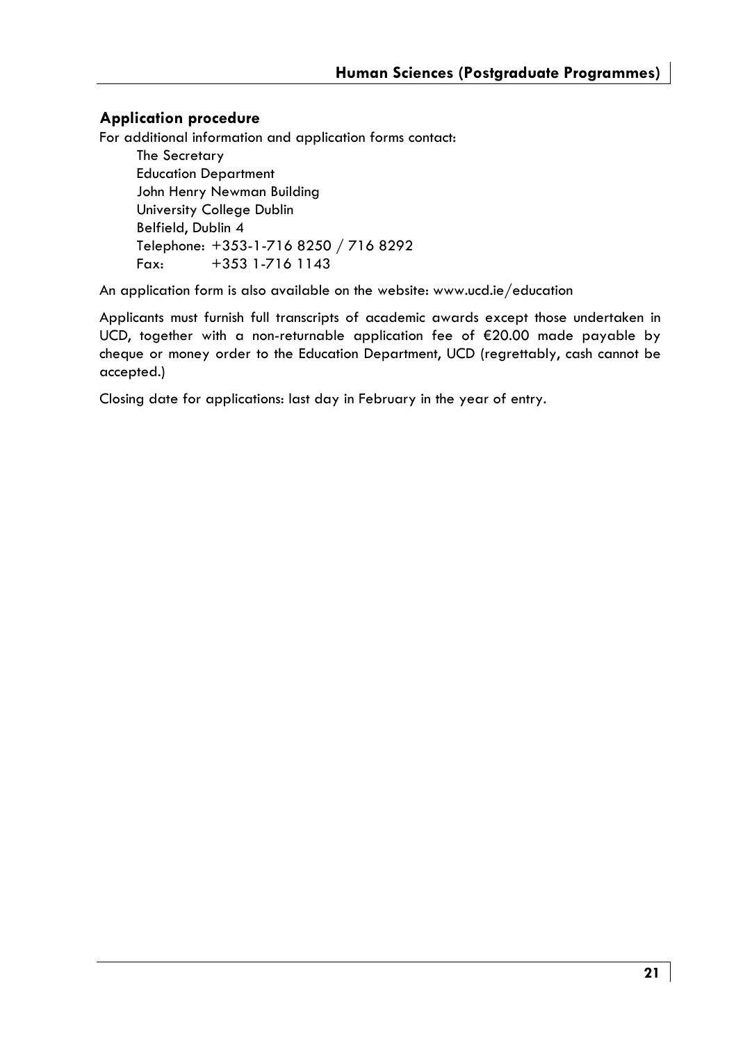## Application procedure

For additional information and application forms contact:

The Secretary
Education Department
John Henry Newman Building
University College Dublin
Belfield, Dublin 4
Telephone: +353-1-716 8250 / 716 8292
Fax: +353 1-716 1143

An application form is also available on the website: www.ucd.ie/education

Applicants must furnish full transcripts of academic awards except those undertaken in UCD, together with a non-returnable application fee of €20.00 made payable by cheque or money order to the Education Department, UCD (regrettably, cash cannot be accepted.)

Closing date for applications: last day in February in the year of entry.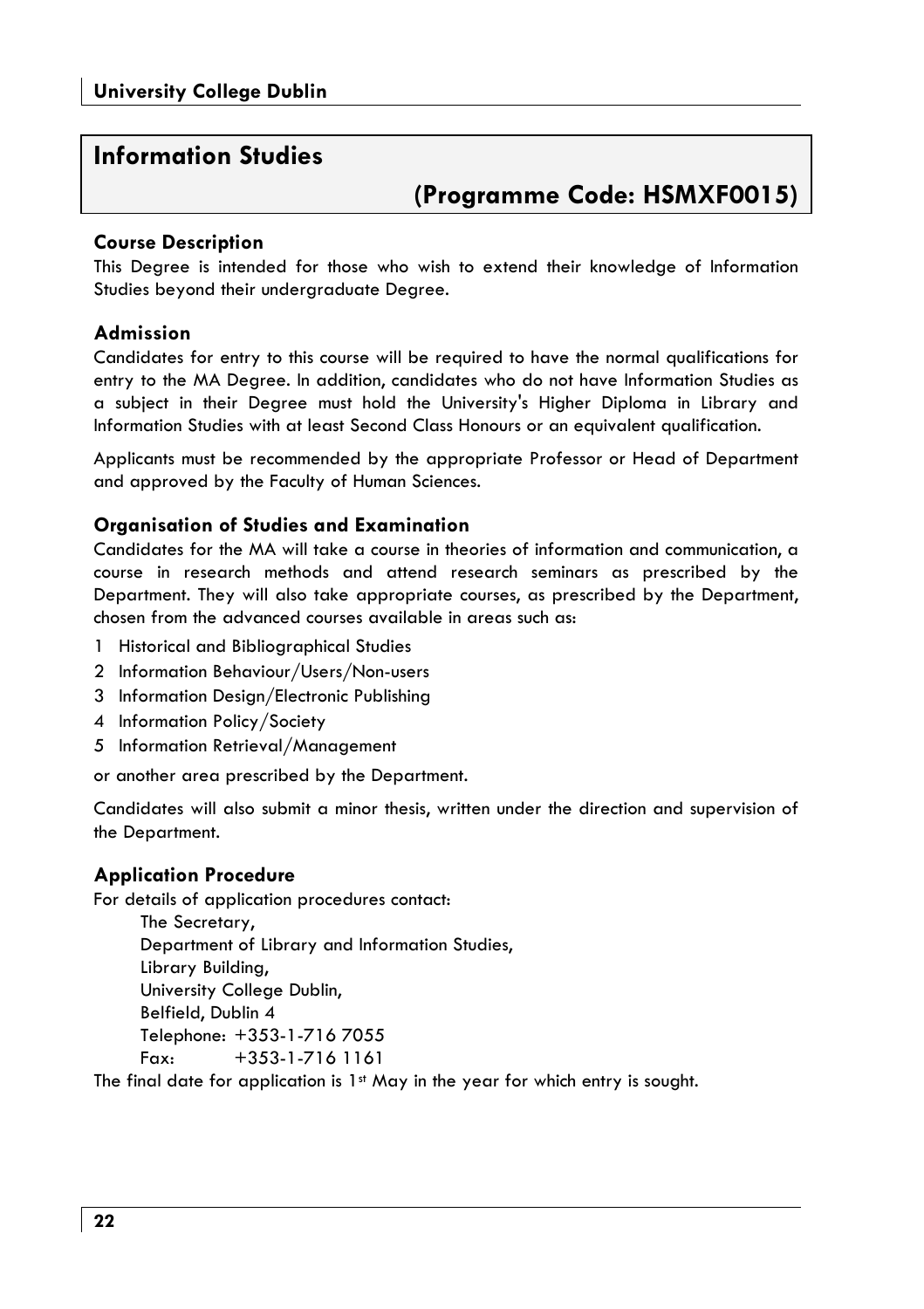# Information Studies

## (Programme Code: HSMXF0015)

### Course Description

This Degree is intended for those who wish to extend their knowledge of Information Studies beyond their undergraduate Degree.

### Admission

Candidates for entry to this course will be required to have the normal qualifications for entry to the MA Degree. In addition, candidates who do not have Information Studies as a subject in their Degree must hold the University's Higher Diploma in Library and Information Studies with at least Second Class Honours or an equivalent qualification.

Applicants must be recommended by the appropriate Professor or Head of Department and approved by the Faculty of Human Sciences.

### Organisation of Studies and Examination

Candidates for the MA will take a course in theories of information and communication, a course in research methods and attend research seminars as prescribed by the Department. They will also take appropriate courses, as prescribed by the Department, chosen from the advanced courses available in areas such as:

1. Historical and Bibliographical Studies
2. Information Behaviour/Users/Non-users
3. Information Design/Electronic Publishing
4. Information Policy/Society
5. Information Retrieval/Management

or another area prescribed by the Department.

Candidates will also submit a minor thesis, written under the direction and supervision of the Department.

### Application Procedure

For details of application procedures contact:

The Secretary,
Department of Library and Information Studies,
Library Building,
University College Dublin,
Belfield, Dublin 4
Telephone: +353-1-716 7055
Fax: +353-1-716 1161

The final date for application is 1st May in the year for which entry is sought.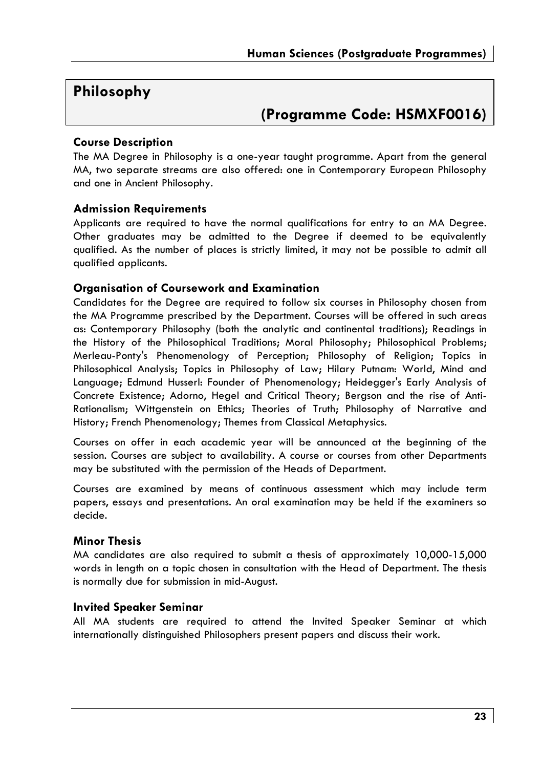# Philosophy

## (Programme Code: HSMXF0016)

### Course Description

The MA Degree in Philosophy is a one-year taught programme. Apart from the general MA, two separate streams are also offered: one in Contemporary European Philosophy and one in Ancient Philosophy.

### Admission Requirements

Applicants are required to have the normal qualifications for entry to an MA Degree. Other graduates may be admitted to the Degree if deemed to be equivalently qualified. As the number of places is strictly limited, it may not be possible to admit all qualified applicants.

### Organisation of Coursework and Examination

Candidates for the Degree are required to follow six courses in Philosophy chosen from the MA Programme prescribed by the Department. Courses will be offered in such areas as: Contemporary Philosophy (both the analytic and continental traditions); Readings in the History of the Philosophical Traditions; Moral Philosophy; Philosophical Problems; Merleau-Ponty's Phenomenology of Perception; Philosophy of Religion; Topics in Philosophical Analysis; Topics in Philosophy of Law; Hilary Putnam: World, Mind and Language; Edmund Husserl: Founder of Phenomenology; Heidegger's Early Analysis of Concrete Existence; Adorno, Hegel and Critical Theory; Bergson and the rise of Anti-Rationalism; Wittgenstein on Ethics; Theories of Truth; Philosophy of Narrative and History; French Phenomenology; Themes from Classical Metaphysics.

Courses on offer in each academic year will be announced at the beginning of the session. Courses are subject to availability. A course or courses from other Departments may be substituted with the permission of the Heads of Department.

Courses are examined by means of continuous assessment which may include term papers, essays and presentations. An oral examination may be held if the examiners so decide.

### Minor Thesis

MA candidates are also required to submit a thesis of approximately 10,000-15,000 words in length on a topic chosen in consultation with the Head of Department. The thesis is normally due for submission in mid-August.

### Invited Speaker Seminar

All MA students are required to attend the Invited Speaker Seminar at which internationally distinguished Philosophers present papers and discuss their work.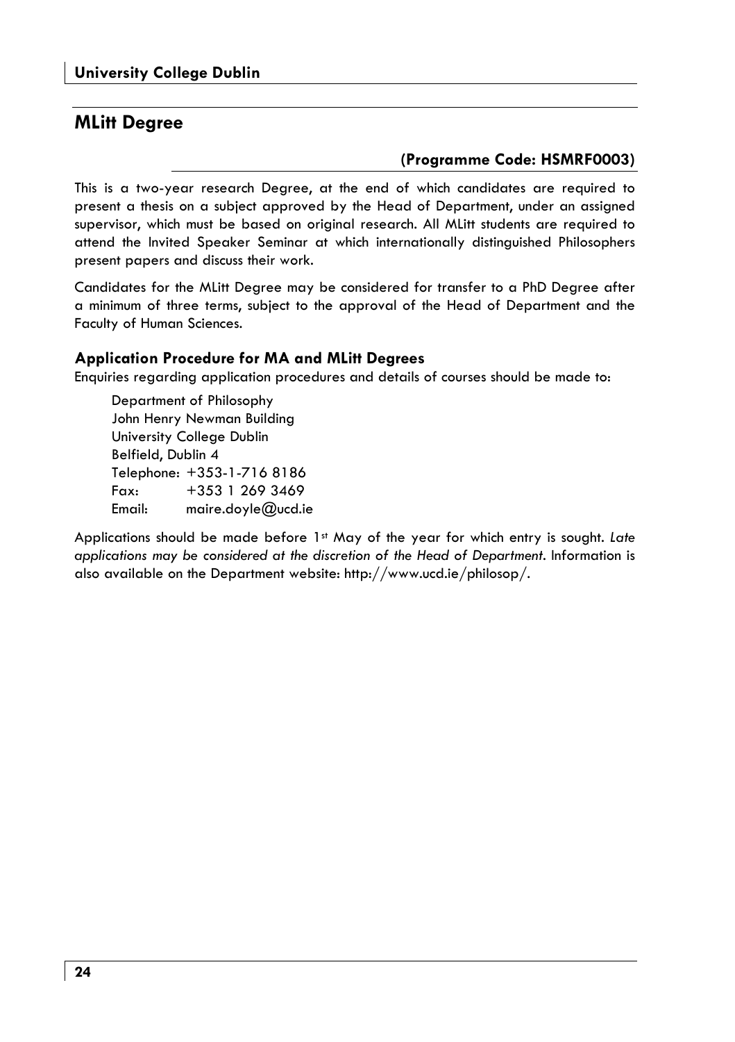## MLitt Degree

**(Programme Code: HSMRF0003)**

This is a two-year research Degree, at the end of which candidates are required to present a thesis on a subject approved by the Head of Department, under an assigned supervisor, which must be based on original research. All MLitt students are required to attend the Invited Speaker Seminar at which internationally distinguished Philosophers present papers and discuss their work.

Candidates for the MLitt Degree may be considered for transfer to a PhD Degree after a minimum of three terms, subject to the approval of the Head of Department and the Faculty of Human Sciences.

### Application Procedure for MA and MLitt Degrees

Enquiries regarding application procedures and details of courses should be made to:

Department of Philosophy
John Henry Newman Building
University College Dublin
Belfield, Dublin 4
Telephone: +353-1-716 8186
Fax: +353 1 269 3469
Email: maire.doyle@ucd.ie

Applications should be made before 1st May of the year for which entry is sought. *Late applications may be considered at the discretion of the Head of Department*. Information is also available on the Department website: http://www.ucd.ie/philosop/.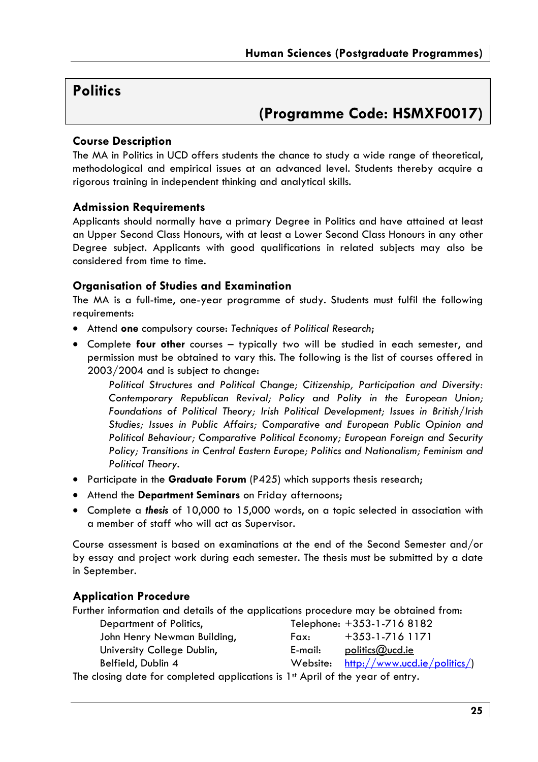# Politics

## (Programme Code: HSMXF0017)

### Course Description

The MA in Politics in UCD offers students the chance to study a wide range of theoretical, methodological and empirical issues at an advanced level. Students thereby acquire a rigorous training in independent thinking and analytical skills.

### Admission Requirements

Applicants should normally have a primary Degree in Politics and have attained at least an Upper Second Class Honours, with at least a Lower Second Class Honours in any other Degree subject. Applicants with good qualifications in related subjects may also be considered from time to time.

### Organisation of Studies and Examination

The MA is a full-time, one-year programme of study. Students must fulfil the following requirements:

- Attend **one** compulsory course: *Techniques of Political Research*;
- Complete **four other** courses – typically two will be studied in each semester, and permission must be obtained to vary this. The following is the list of courses offered in 2003/2004 and is subject to change:

  *Political Structures and Political Change; Citizenship, Participation and Diversity: Contemporary Republican Revival; Policy and Polity in the European Union; Foundations of Political Theory; Irish Political Development; Issues in British/Irish Studies; Issues in Public Affairs; Comparative and European Public Opinion and Political Behaviour; Comparative Political Economy; European Foreign and Security Policy; Transitions in Central Eastern Europe; Politics and Nationalism; Feminism and Political Theory.*
- Participate in the **Graduate Forum** (P425) which supports thesis research;
- Attend the **Department Seminars** on Friday afternoons;
- Complete a ***thesis*** of 10,000 to 15,000 words, on a topic selected in association with a member of staff who will act as Supervisor.

Course assessment is based on examinations at the end of the Second Semester and/or by essay and project work during each semester. The thesis must be submitted by a date in September.

### Application Procedure

Further information and details of the applications procedure may be obtained from:

| | | |
|---|---|---|
| Department of Politics, | Telephone: | +353-1-716 8182 |
| John Henry Newman Building, | Fax: | +353-1-716 1171 |
| University College Dublin, | E-mail: | politics@ucd.ie |
| Belfield, Dublin 4 | Website: | http://www.ucd.ie/politics/ |

The closing date for completed applications is 1st April of the year of entry.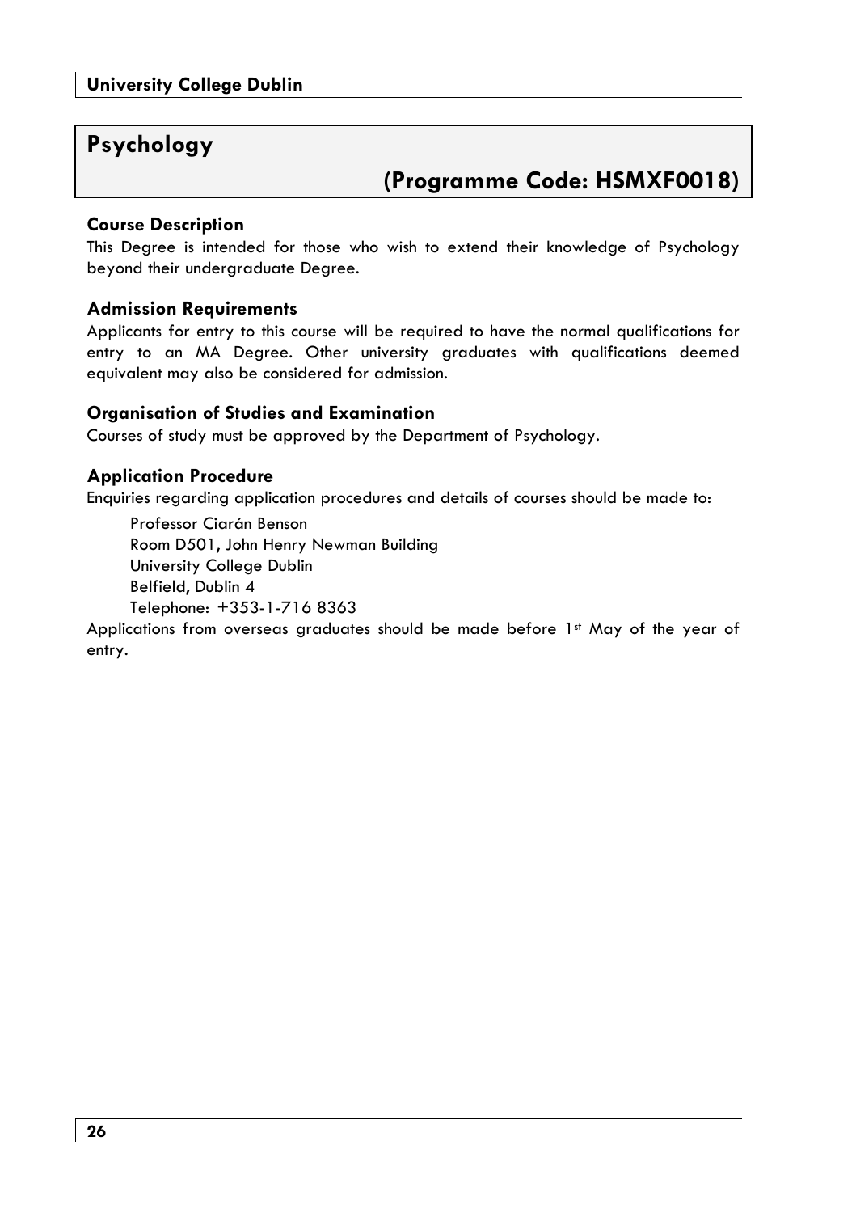## Psychology

### (Programme Code: HSMXF0018)

#### Course Description

This Degree is intended for those who wish to extend their knowledge of Psychology beyond their undergraduate Degree.

#### Admission Requirements

Applicants for entry to this course will be required to have the normal qualifications for entry to an MA Degree. Other university graduates with qualifications deemed equivalent may also be considered for admission.

#### Organisation of Studies and Examination

Courses of study must be approved by the Department of Psychology.

#### Application Procedure

Enquiries regarding application procedures and details of courses should be made to:

Professor Ciarán Benson  
Room D501, John Henry Newman Building  
University College Dublin  
Belfield, Dublin 4  
Telephone: +353-1-716 8363

Applications from overseas graduates should be made before 1st May of the year of entry.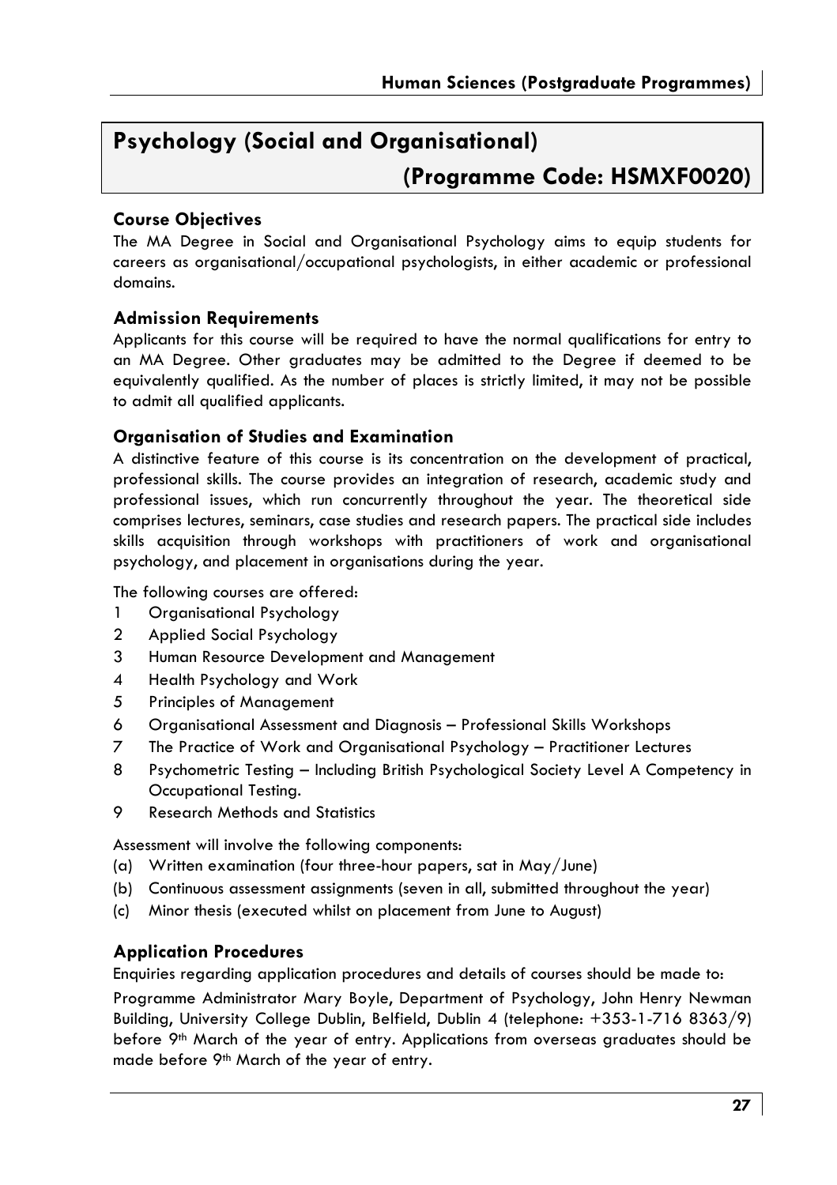# Psychology (Social and Organisational)

# (Programme Code: HSMXF0020)

### Course Objectives

The MA Degree in Social and Organisational Psychology aims to equip students for careers as organisational/occupational psychologists, in either academic or professional domains.

### Admission Requirements

Applicants for this course will be required to have the normal qualifications for entry to an MA Degree. Other graduates may be admitted to the Degree if deemed to be equivalently qualified. As the number of places is strictly limited, it may not be possible to admit all qualified applicants.

### Organisation of Studies and Examination

A distinctive feature of this course is its concentration on the development of practical, professional skills. The course provides an integration of research, academic study and professional issues, which run concurrently throughout the year. The theoretical side comprises lectures, seminars, case studies and research papers. The practical side includes skills acquisition through workshops with practitioners of work and organisational psychology, and placement in organisations during the year.

The following courses are offered:

1. Organisational Psychology
2. Applied Social Psychology
3. Human Resource Development and Management
4. Health Psychology and Work
5. Principles of Management
6. Organisational Assessment and Diagnosis – Professional Skills Workshops
7. The Practice of Work and Organisational Psychology – Practitioner Lectures
8. Psychometric Testing – Including British Psychological Society Level A Competency in Occupational Testing.
9. Research Methods and Statistics

Assessment will involve the following components:

(a) Written examination (four three-hour papers, sat in May/June)
(b) Continuous assessment assignments (seven in all, submitted throughout the year)
(c) Minor thesis (executed whilst on placement from June to August)

### Application Procedures

Enquiries regarding application procedures and details of courses should be made to:

Programme Administrator Mary Boyle, Department of Psychology, John Henry Newman Building, University College Dublin, Belfield, Dublin 4 (telephone: +353-1-716 8363/9) before 9th March of the year of entry. Applications from overseas graduates should be made before 9th March of the year of entry.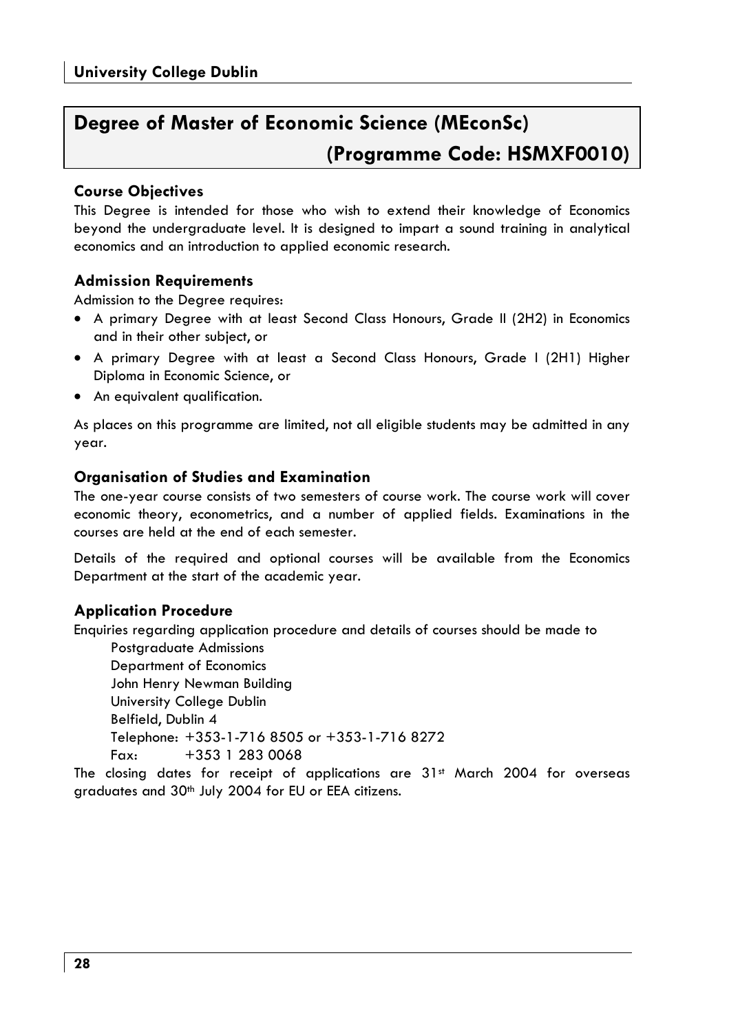# Degree of Master of Economic Science (MEconSc) (Programme Code: HSMXF0010)

### Course Objectives

This Degree is intended for those who wish to extend their knowledge of Economics beyond the undergraduate level. It is designed to impart a sound training in analytical economics and an introduction to applied economic research.

### Admission Requirements

Admission to the Degree requires:

- A primary Degree with at least Second Class Honours, Grade II (2H2) in Economics and in their other subject, or
- A primary Degree with at least a Second Class Honours, Grade I (2H1) Higher Diploma in Economic Science, or
- An equivalent qualification.

As places on this programme are limited, not all eligible students may be admitted in any year.

### Organisation of Studies and Examination

The one-year course consists of two semesters of course work. The course work will cover economic theory, econometrics, and a number of applied fields. Examinations in the courses are held at the end of each semester.

Details of the required and optional courses will be available from the Economics Department at the start of the academic year.

### Application Procedure

Enquiries regarding application procedure and details of courses should be made to

Postgraduate Admissions
Department of Economics
John Henry Newman Building
University College Dublin
Belfield, Dublin 4
Telephone: +353-1-716 8505 or +353-1-716 8272
Fax: +353 1 283 0068

The closing dates for receipt of applications are 31st March 2004 for overseas graduates and 30th July 2004 for EU or EEA citizens.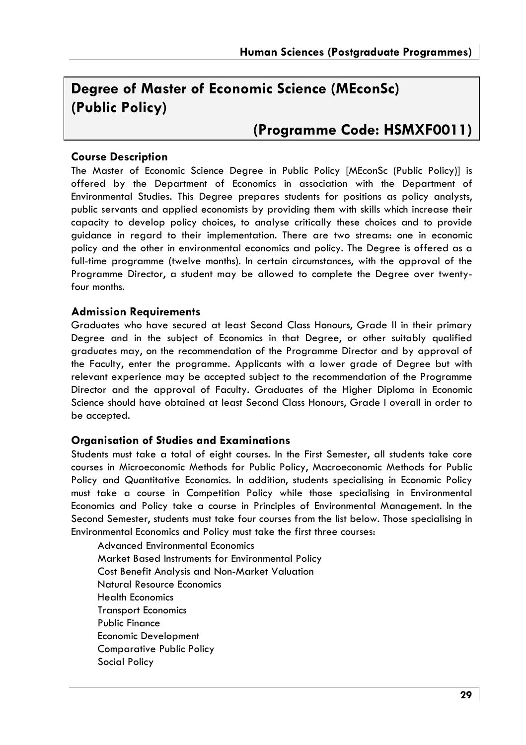# Degree of Master of Economic Science (MEconSc) (Public Policy)

## (Programme Code: HSMXF0011)

### Course Description

The Master of Economic Science Degree in Public Policy [MEconSc (Public Policy)] is offered by the Department of Economics in association with the Department of Environmental Studies. This Degree prepares students for positions as policy analysts, public servants and applied economists by providing them with skills which increase their capacity to develop policy choices, to analyse critically these choices and to provide guidance in regard to their implementation. There are two streams: one in economic policy and the other in environmental economics and policy. The Degree is offered as a full-time programme (twelve months). In certain circumstances, with the approval of the Programme Director, a student may be allowed to complete the Degree over twenty-four months.

### Admission Requirements

Graduates who have secured at least Second Class Honours, Grade II in their primary Degree and in the subject of Economics in that Degree, or other suitably qualified graduates may, on the recommendation of the Programme Director and by approval of the Faculty, enter the programme. Applicants with a lower grade of Degree but with relevant experience may be accepted subject to the recommendation of the Programme Director and the approval of Faculty. Graduates of the Higher Diploma in Economic Science should have obtained at least Second Class Honours, Grade I overall in order to be accepted.

### Organisation of Studies and Examinations

Students must take a total of eight courses. In the First Semester, all students take core courses in Microeconomic Methods for Public Policy, Macroeconomic Methods for Public Policy and Quantitative Economics. In addition, students specialising in Economic Policy must take a course in Competition Policy while those specialising in Environmental Economics and Policy take a course in Principles of Environmental Management. In the Second Semester, students must take four courses from the list below. Those specialising in Environmental Economics and Policy must take the first three courses:

Advanced Environmental Economics
Market Based Instruments for Environmental Policy
Cost Benefit Analysis and Non-Market Valuation
Natural Resource Economics
Health Economics
Transport Economics
Public Finance
Economic Development
Comparative Public Policy
Social Policy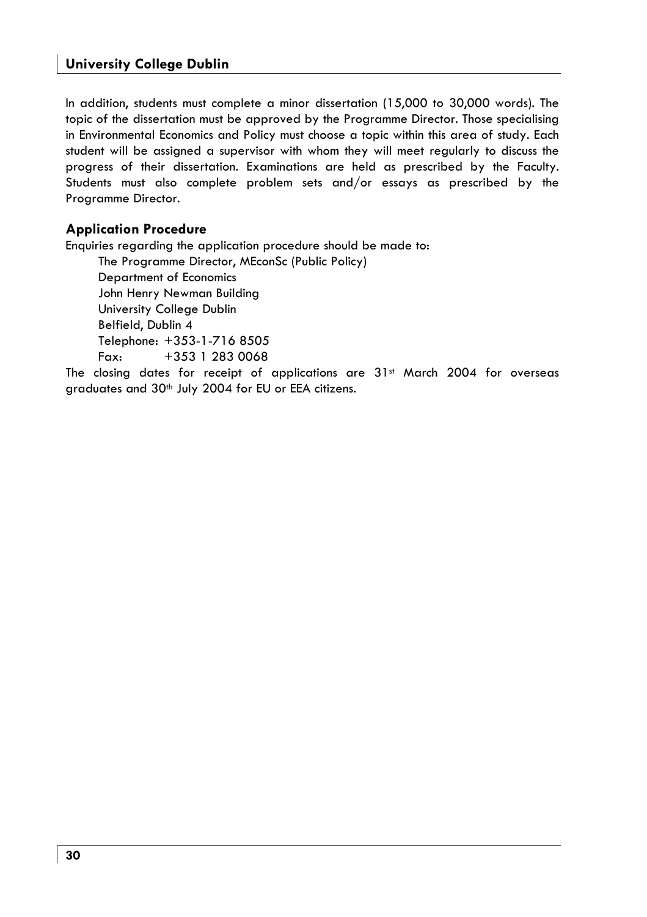In addition, students must complete a minor dissertation (15,000 to 30,000 words). The topic of the dissertation must be approved by the Programme Director. Those specialising in Environmental Economics and Policy must choose a topic within this area of study. Each student will be assigned a supervisor with whom they will meet regularly to discuss the progress of their dissertation. Examinations are held as prescribed by the Faculty. Students must also complete problem sets and/or essays as prescribed by the Programme Director.

### Application Procedure

Enquiries regarding the application procedure should be made to:

The Programme Director, MEconSc (Public Policy)
Department of Economics
John Henry Newman Building
University College Dublin
Belfield, Dublin 4
Telephone: +353-1-716 8505
Fax: +353 1 283 0068

The closing dates for receipt of applications are 31st March 2004 for overseas graduates and 30th July 2004 for EU or EEA citizens.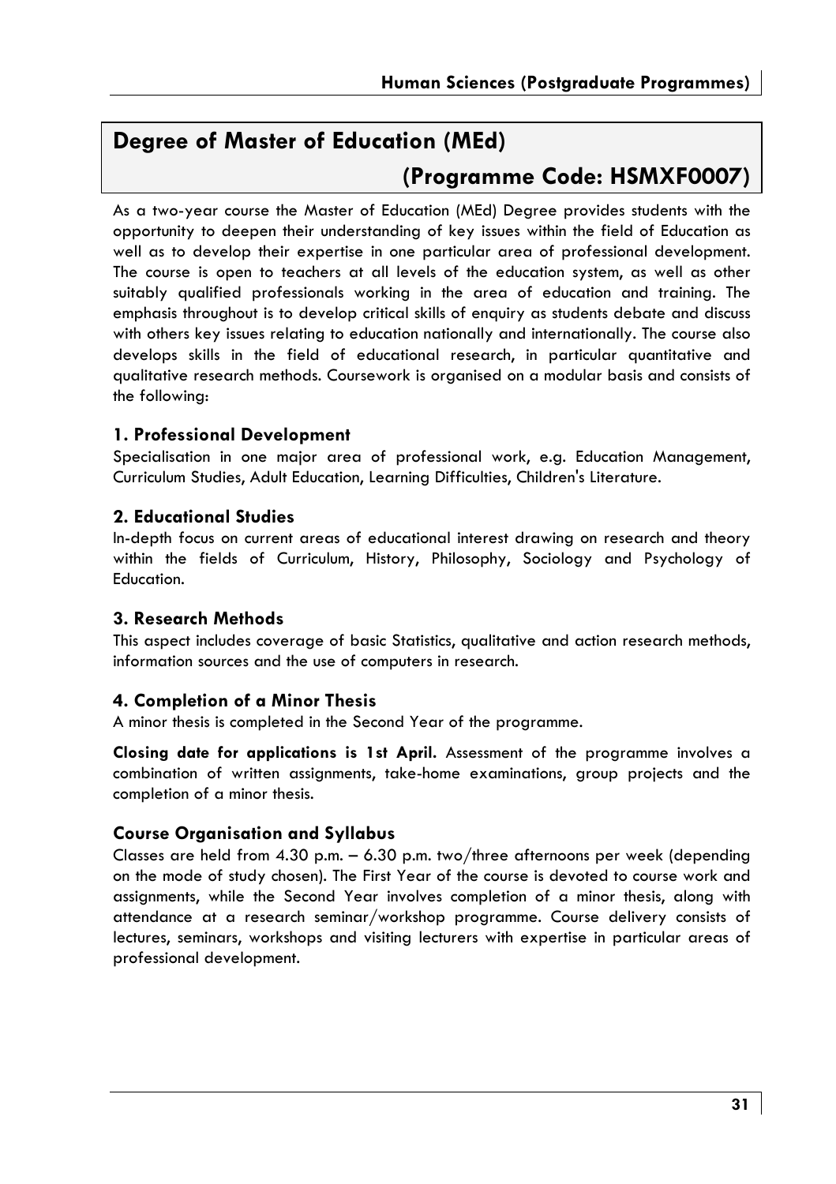## Degree of Master of Education (MEd) (Programme Code: HSMXF0007)

As a two-year course the Master of Education (MEd) Degree provides students with the opportunity to deepen their understanding of key issues within the field of Education as well as to develop their expertise in one particular area of professional development. The course is open to teachers at all levels of the education system, as well as other suitably qualified professionals working in the area of education and training. The emphasis throughout is to develop critical skills of enquiry as students debate and discuss with others key issues relating to education nationally and internationally. The course also develops skills in the field of educational research, in particular quantitative and qualitative research methods. Coursework is organised on a modular basis and consists of the following:

### 1. Professional Development

Specialisation in one major area of professional work, e.g. Education Management, Curriculum Studies, Adult Education, Learning Difficulties, Children's Literature.

### 2. Educational Studies

In-depth focus on current areas of educational interest drawing on research and theory within the fields of Curriculum, History, Philosophy, Sociology and Psychology of Education.

### 3. Research Methods

This aspect includes coverage of basic Statistics, qualitative and action research methods, information sources and the use of computers in research.

### 4. Completion of a Minor Thesis

A minor thesis is completed in the Second Year of the programme.

**Closing date for applications is 1st April.** Assessment of the programme involves a combination of written assignments, take-home examinations, group projects and the completion of a minor thesis.

### Course Organisation and Syllabus

Classes are held from 4.30 p.m. – 6.30 p.m. two/three afternoons per week (depending on the mode of study chosen). The First Year of the course is devoted to course work and assignments, while the Second Year involves completion of a minor thesis, along with attendance at a research seminar/workshop programme. Course delivery consists of lectures, seminars, workshops and visiting lecturers with expertise in particular areas of professional development.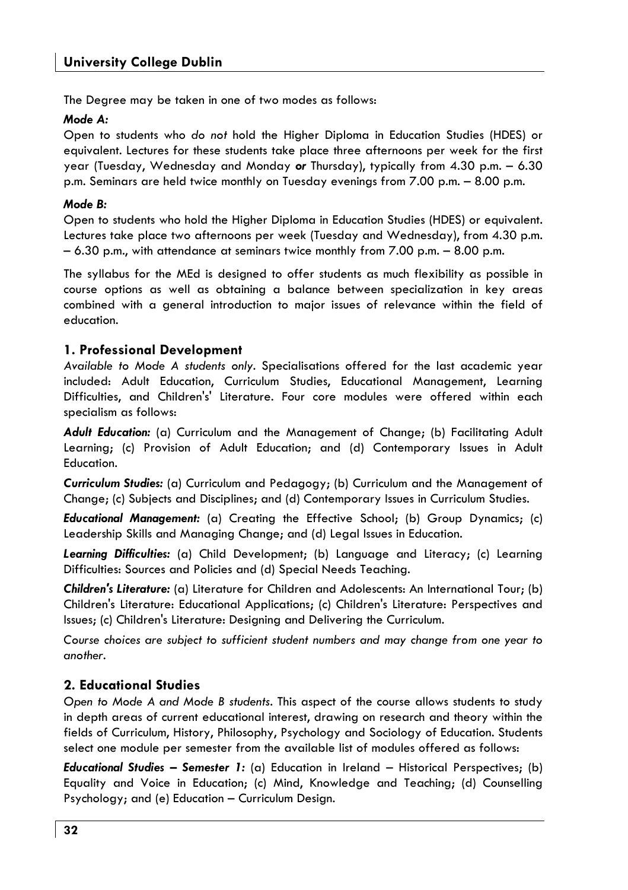The Degree may be taken in one of two modes as follows:

***Mode A:***

Open to students who *do not* hold the Higher Diploma in Education Studies (HDES) or equivalent. Lectures for these students take place three afternoons per week for the first year (Tuesday, Wednesday and Monday ***or*** Thursday), typically from 4.30 p.m. – 6.30 p.m. Seminars are held twice monthly on Tuesday evenings from 7.00 p.m. – 8.00 p.m.

***Mode B:***

Open to students who hold the Higher Diploma in Education Studies (HDES) or equivalent. Lectures take place two afternoons per week (Tuesday and Wednesday), from 4.30 p.m. – 6.30 p.m., with attendance at seminars twice monthly from 7.00 p.m. – 8.00 p.m.

The syllabus for the MEd is designed to offer students as much flexibility as possible in course options as well as obtaining a balance between specialization in key areas combined with a general introduction to major issues of relevance within the field of education.

## 1. Professional Development

*Available to Mode A students only*. Specialisations offered for the last academic year included: Adult Education, Curriculum Studies, Educational Management, Learning Difficulties, and Children's' Literature. Four core modules were offered within each specialism as follows:

***Adult Education:*** (a) Curriculum and the Management of Change; (b) Facilitating Adult Learning; (c) Provision of Adult Education; and (d) Contemporary Issues in Adult Education.

***Curriculum Studies:*** (a) Curriculum and Pedagogy; (b) Curriculum and the Management of Change; (c) Subjects and Disciplines; and (d) Contemporary Issues in Curriculum Studies.

***Educational Management:*** (a) Creating the Effective School; (b) Group Dynamics; (c) Leadership Skills and Managing Change; and (d) Legal Issues in Education.

***Learning Difficulties:*** (a) Child Development; (b) Language and Literacy; (c) Learning Difficulties: Sources and Policies and (d) Special Needs Teaching.

***Children's Literature:*** (a) Literature for Children and Adolescents: An International Tour; (b) Children's Literature: Educational Applications; (c) Children's Literature: Perspectives and Issues; (c) Children's Literature: Designing and Delivering the Curriculum.

*Course choices are subject to sufficient student numbers and may change from one year to another.*

## 2. Educational Studies

*Open to Mode A and Mode B students*. This aspect of the course allows students to study in depth areas of current educational interest, drawing on research and theory within the fields of Curriculum, History, Philosophy, Psychology and Sociology of Education. Students select one module per semester from the available list of modules offered as follows:

***Educational Studies – Semester 1:*** (a) Education in Ireland – Historical Perspectives; (b) Equality and Voice in Education; (c) Mind, Knowledge and Teaching; (d) Counselling Psychology; and (e) Education – Curriculum Design.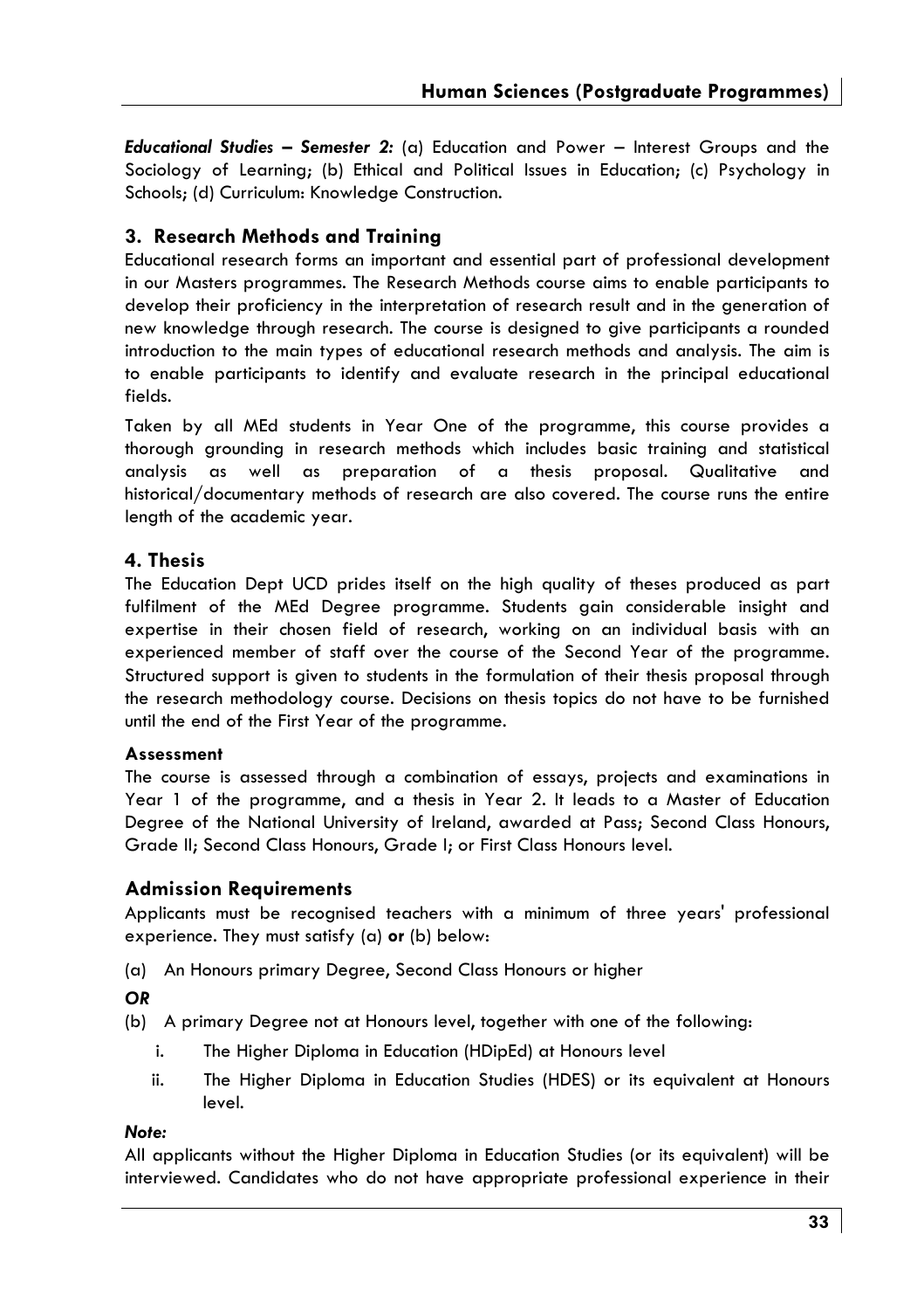***Educational Studies – Semester 2:*** (a) Education and Power – Interest Groups and the Sociology of Learning; (b) Ethical and Political Issues in Education; (c) Psychology in Schools; (d) Curriculum: Knowledge Construction.

## 3. Research Methods and Training

Educational research forms an important and essential part of professional development in our Masters programmes. The Research Methods course aims to enable participants to develop their proficiency in the interpretation of research result and in the generation of new knowledge through research. The course is designed to give participants a rounded introduction to the main types of educational research methods and analysis. The aim is to enable participants to identify and evaluate research in the principal educational fields.

Taken by all MEd students in Year One of the programme, this course provides a thorough grounding in research methods which includes basic training and statistical analysis as well as preparation of a thesis proposal. Qualitative and historical/documentary methods of research are also covered. The course runs the entire length of the academic year.

## 4. Thesis

The Education Dept UCD prides itself on the high quality of theses produced as part fulfilment of the MEd Degree programme. Students gain considerable insight and expertise in their chosen field of research, working on an individual basis with an experienced member of staff over the course of the Second Year of the programme. Structured support is given to students in the formulation of their thesis proposal through the research methodology course. Decisions on thesis topics do not have to be furnished until the end of the First Year of the programme.

### Assessment

The course is assessed through a combination of essays, projects and examinations in Year 1 of the programme, and a thesis in Year 2. It leads to a Master of Education Degree of the National University of Ireland, awarded at Pass; Second Class Honours, Grade II; Second Class Honours, Grade I; or First Class Honours level.

## Admission Requirements

Applicants must be recognised teachers with a minimum of three years' professional experience. They must satisfy (a) **or** (b) below:

(a) An Honours primary Degree, Second Class Honours or higher

***OR***

(b) A primary Degree not at Honours level, together with one of the following:

i. The Higher Diploma in Education (HDipEd) at Honours level

ii. The Higher Diploma in Education Studies (HDES) or its equivalent at Honours level.

***Note:***

All applicants without the Higher Diploma in Education Studies (or its equivalent) will be interviewed. Candidates who do not have appropriate professional experience in their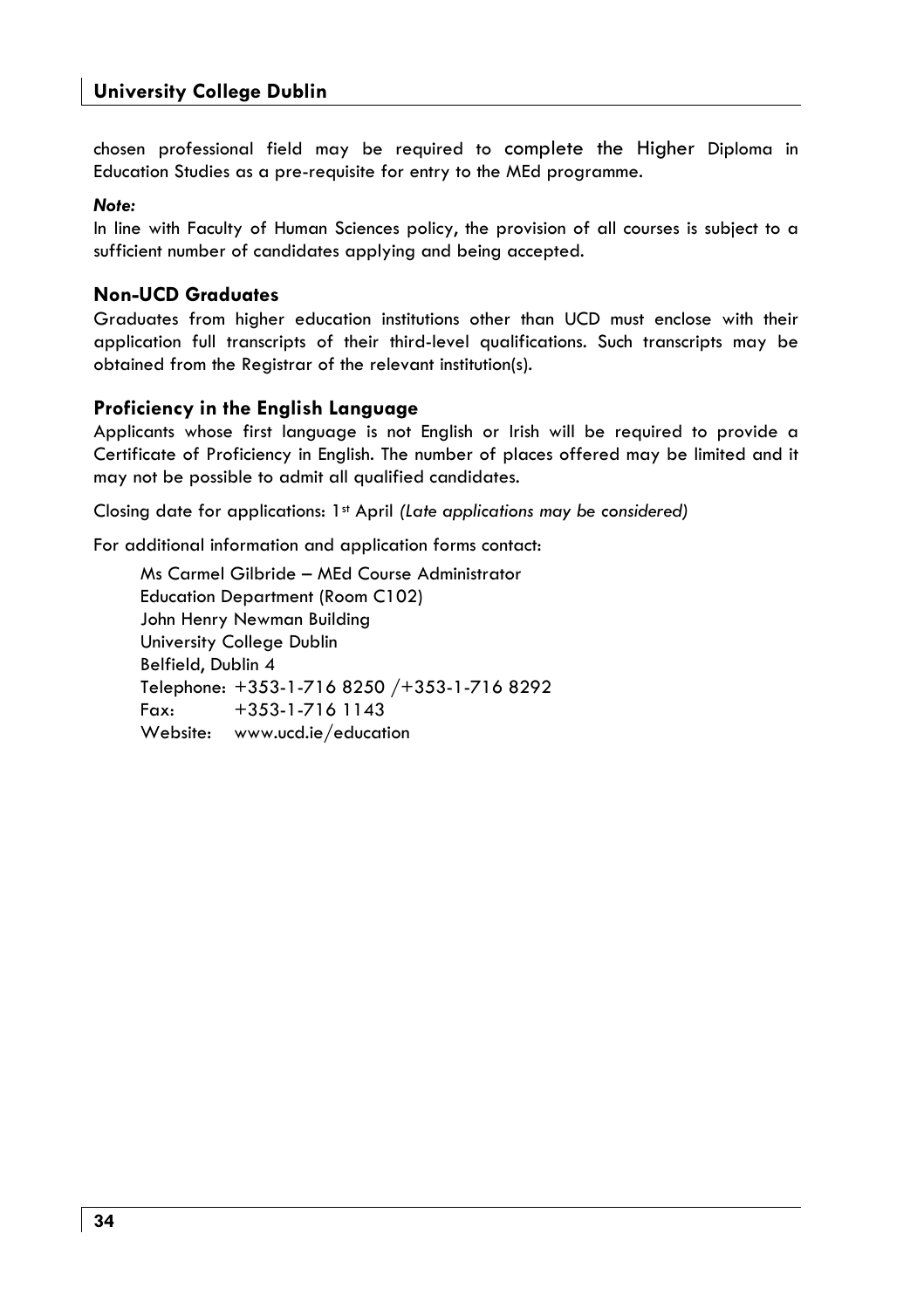chosen professional field may be required to complete the Higher Diploma in Education Studies as a pre-requisite for entry to the MEd programme.

***Note:***

In line with Faculty of Human Sciences policy, the provision of all courses is subject to a sufficient number of candidates applying and being accepted.

### Non-UCD Graduates

Graduates from higher education institutions other than UCD must enclose with their application full transcripts of their third-level qualifications. Such transcripts may be obtained from the Registrar of the relevant institution(s).

### Proficiency in the English Language

Applicants whose first language is not English or Irish will be required to provide a Certificate of Proficiency in English. The number of places offered may be limited and it may not be possible to admit all qualified candidates.

Closing date for applications: 1st April *(Late applications may be considered)*

For additional information and application forms contact:

Ms Carmel Gilbride – MEd Course Administrator
Education Department (Room C102)
John Henry Newman Building
University College Dublin
Belfield, Dublin 4
Telephone: +353-1-716 8250 /+353-1-716 8292
Fax: +353-1-716 1143
Website: www.ucd.ie/education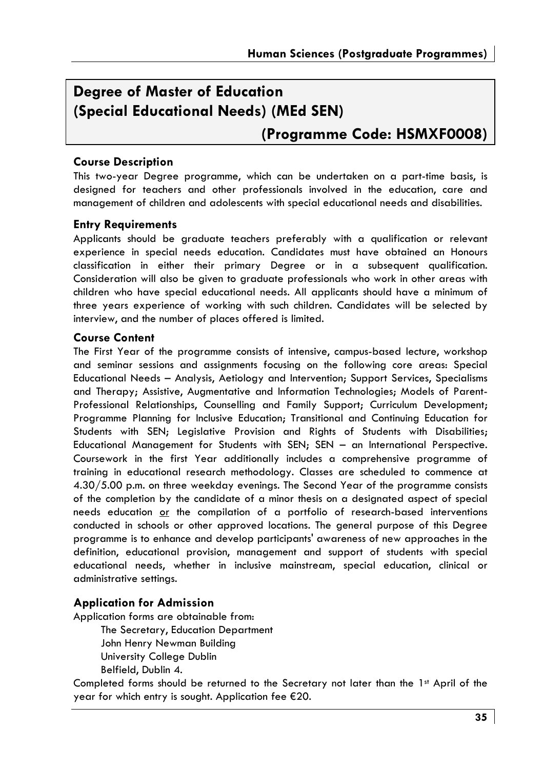# Degree of Master of Education (Special Educational Needs) (MEd SEN)

## (Programme Code: HSMXF0008)

### Course Description

This two-year Degree programme, which can be undertaken on a part-time basis, is designed for teachers and other professionals involved in the education, care and management of children and adolescents with special educational needs and disabilities.

### Entry Requirements

Applicants should be graduate teachers preferably with a qualification or relevant experience in special needs education. Candidates must have obtained an Honours classification in either their primary Degree or in a subsequent qualification. Consideration will also be given to graduate professionals who work in other areas with children who have special educational needs. All applicants should have a minimum of three years experience of working with such children. Candidates will be selected by interview, and the number of places offered is limited.

### Course Content

The First Year of the programme consists of intensive, campus-based lecture, workshop and seminar sessions and assignments focusing on the following core areas: Special Educational Needs – Analysis, Aetiology and Intervention; Support Services, Specialisms and Therapy; Assistive, Augmentative and Information Technologies; Models of Parent-Professional Relationships, Counselling and Family Support; Curriculum Development; Programme Planning for Inclusive Education; Transitional and Continuing Education for Students with SEN; Legislative Provision and Rights of Students with Disabilities; Educational Management for Students with SEN; SEN – an International Perspective. Coursework in the first Year additionally includes a comprehensive programme of training in educational research methodology. Classes are scheduled to commence at 4.30/5.00 p.m. on three weekday evenings. The Second Year of the programme consists of the completion by the candidate of a minor thesis on a designated aspect of special needs education <u>or</u> the compilation of a portfolio of research-based interventions conducted in schools or other approved locations. The general purpose of this Degree programme is to enhance and develop participants' awareness of new approaches in the definition, educational provision, management and support of students with special educational needs, whether in inclusive mainstream, special education, clinical or administrative settings.

### Application for Admission

Application forms are obtainable from:

The Secretary, Education Department
John Henry Newman Building
University College Dublin
Belfield, Dublin 4.

Completed forms should be returned to the Secretary not later than the 1st April of the year for which entry is sought. Application fee €20.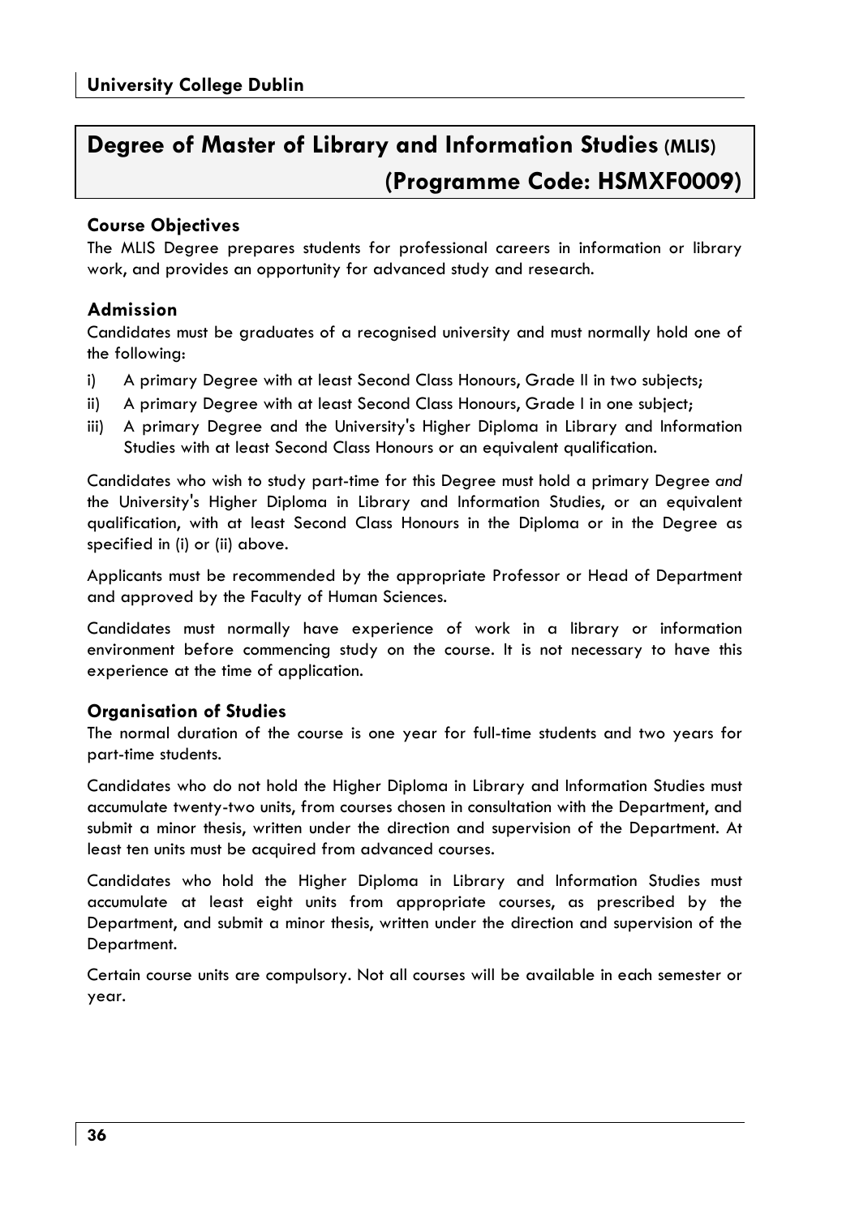# Degree of Master of Library and Information Studies (MLIS) (Programme Code: HSMXF0009)

### Course Objectives

The MLIS Degree prepares students for professional careers in information or library work, and provides an opportunity for advanced study and research.

### Admission

Candidates must be graduates of a recognised university and must normally hold one of the following:

i) A primary Degree with at least Second Class Honours, Grade II in two subjects;
ii) A primary Degree with at least Second Class Honours, Grade I in one subject;
iii) A primary Degree and the University's Higher Diploma in Library and Information Studies with at least Second Class Honours or an equivalent qualification.

Candidates who wish to study part-time for this Degree must hold a primary Degree *and* the University's Higher Diploma in Library and Information Studies, or an equivalent qualification, with at least Second Class Honours in the Diploma or in the Degree as specified in (i) or (ii) above.

Applicants must be recommended by the appropriate Professor or Head of Department and approved by the Faculty of Human Sciences.

Candidates must normally have experience of work in a library or information environment before commencing study on the course. It is not necessary to have this experience at the time of application.

### Organisation of Studies

The normal duration of the course is one year for full-time students and two years for part-time students.

Candidates who do not hold the Higher Diploma in Library and Information Studies must accumulate twenty-two units, from courses chosen in consultation with the Department, and submit a minor thesis, written under the direction and supervision of the Department. At least ten units must be acquired from advanced courses.

Candidates who hold the Higher Diploma in Library and Information Studies must accumulate at least eight units from appropriate courses, as prescribed by the Department, and submit a minor thesis, written under the direction and supervision of the Department.

Certain course units are compulsory. Not all courses will be available in each semester or year.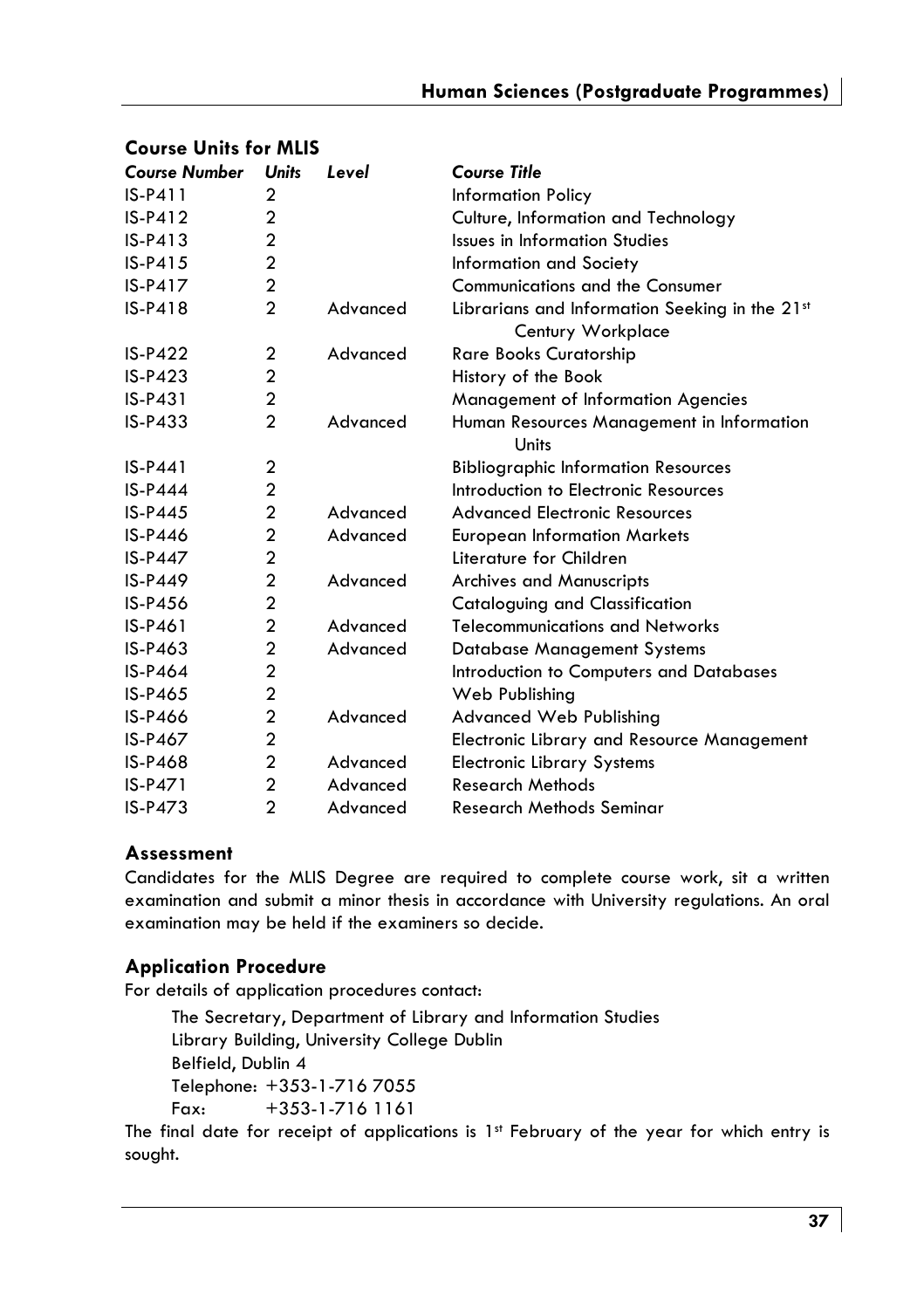## Course Units for MLIS

| *Course Number* | *Units* | *Level* | *Course Title* |
|---|---|---|---|
| IS-P411 | 2 | | Information Policy |
| IS-P412 | 2 | | Culture, Information and Technology |
| IS-P413 | 2 | | Issues in Information Studies |
| IS-P415 | 2 | | Information and Society |
| IS-P417 | 2 | | Communications and the Consumer |
| IS-P418 | 2 | Advanced | Librarians and Information Seeking in the 21st Century Workplace |
| IS-P422 | 2 | Advanced | Rare Books Curatorship |
| IS-P423 | 2 | | History of the Book |
| IS-P431 | 2 | | Management of Information Agencies |
| IS-P433 | 2 | Advanced | Human Resources Management in Information Units |
| IS-P441 | 2 | | Bibliographic Information Resources |
| IS-P444 | 2 | | Introduction to Electronic Resources |
| IS-P445 | 2 | Advanced | Advanced Electronic Resources |
| IS-P446 | 2 | Advanced | European Information Markets |
| IS-P447 | 2 | | Literature for Children |
| IS-P449 | 2 | Advanced | Archives and Manuscripts |
| IS-P456 | 2 | | Cataloguing and Classification |
| IS-P461 | 2 | Advanced | Telecommunications and Networks |
| IS-P463 | 2 | Advanced | Database Management Systems |
| IS-P464 | 2 | | Introduction to Computers and Databases |
| IS-P465 | 2 | | Web Publishing |
| IS-P466 | 2 | Advanced | Advanced Web Publishing |
| IS-P467 | 2 | | Electronic Library and Resource Management |
| IS-P468 | 2 | Advanced | Electronic Library Systems |
| IS-P471 | 2 | Advanced | Research Methods |
| IS-P473 | 2 | Advanced | Research Methods Seminar |

## Assessment

Candidates for the MLIS Degree are required to complete course work, sit a written examination and submit a minor thesis in accordance with University regulations. An oral examination may be held if the examiners so decide.

## Application Procedure

For details of application procedures contact:

The Secretary, Department of Library and Information Studies
Library Building, University College Dublin
Belfield, Dublin 4
Telephone: +353-1-716 7055
Fax: +353-1-716 1161

The final date for receipt of applications is 1st February of the year for which entry is sought.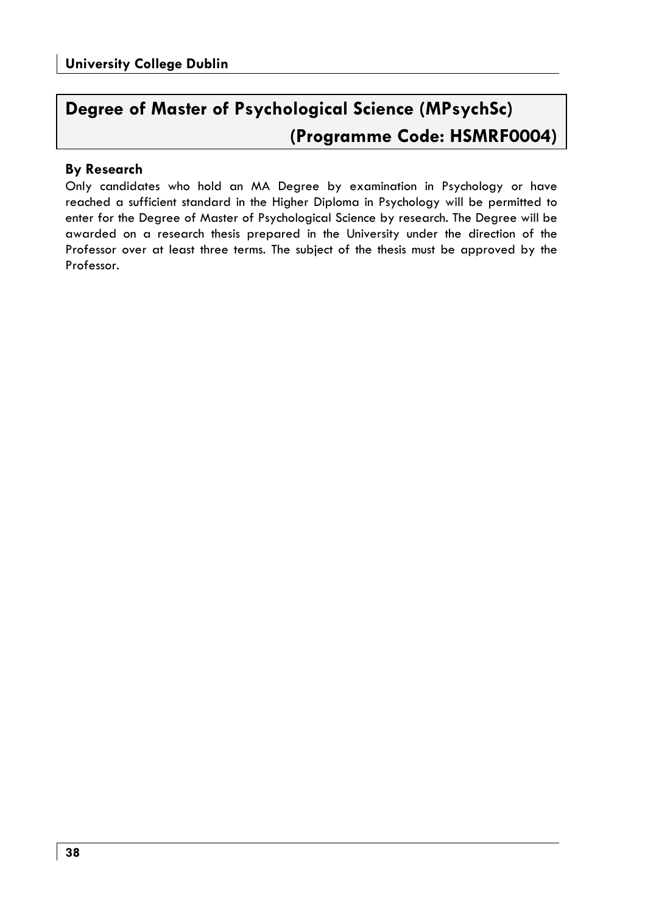# Degree of Master of Psychological Science (MPsychSc) (Programme Code: HSMRF0004)

### By Research

Only candidates who hold an MA Degree by examination in Psychology or have reached a sufficient standard in the Higher Diploma in Psychology will be permitted to enter for the Degree of Master of Psychological Science by research. The Degree will be awarded on a research thesis prepared in the University under the direction of the Professor over at least three terms. The subject of the thesis must be approved by the Professor.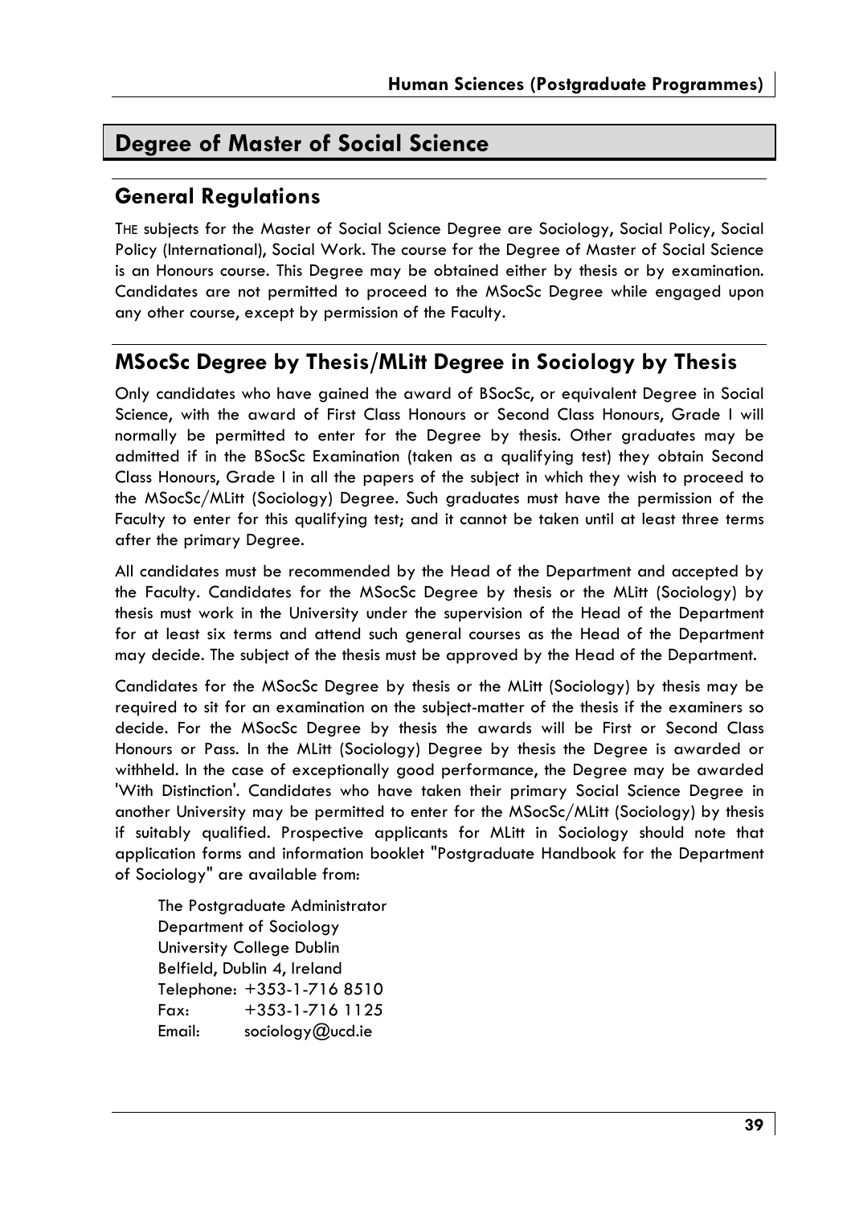# Degree of Master of Social Science

## General Regulations

THE subjects for the Master of Social Science Degree are Sociology, Social Policy, Social Policy (International), Social Work. The course for the Degree of Master of Social Science is an Honours course. This Degree may be obtained either by thesis or by examination. Candidates are not permitted to proceed to the MSocSc Degree while engaged upon any other course, except by permission of the Faculty.

## MSocSc Degree by Thesis/MLitt Degree in Sociology by Thesis

Only candidates who have gained the award of BSocSc, or equivalent Degree in Social Science, with the award of First Class Honours or Second Class Honours, Grade I will normally be permitted to enter for the Degree by thesis. Other graduates may be admitted if in the BSocSc Examination (taken as a qualifying test) they obtain Second Class Honours, Grade I in all the papers of the subject in which they wish to proceed to the MSocSc/MLitt (Sociology) Degree. Such graduates must have the permission of the Faculty to enter for this qualifying test; and it cannot be taken until at least three terms after the primary Degree.

All candidates must be recommended by the Head of the Department and accepted by the Faculty. Candidates for the MSocSc Degree by thesis or the MLitt (Sociology) by thesis must work in the University under the supervision of the Head of the Department for at least six terms and attend such general courses as the Head of the Department may decide. The subject of the thesis must be approved by the Head of the Department.

Candidates for the MSocSc Degree by thesis or the MLitt (Sociology) by thesis may be required to sit for an examination on the subject-matter of the thesis if the examiners so decide. For the MSocSc Degree by thesis the awards will be First or Second Class Honours or Pass. In the MLitt (Sociology) Degree by thesis the Degree is awarded or withheld. In the case of exceptionally good performance, the Degree may be awarded 'With Distinction'. Candidates who have taken their primary Social Science Degree in another University may be permitted to enter for the MSocSc/MLitt (Sociology) by thesis if suitably qualified. Prospective applicants for MLitt in Sociology should note that application forms and information booklet "Postgraduate Handbook for the Department of Sociology" are available from:

The Postgraduate Administrator
Department of Sociology
University College Dublin
Belfield, Dublin 4, Ireland
Telephone: +353-1-716 8510
Fax: +353-1-716 1125
Email: sociology@ucd.ie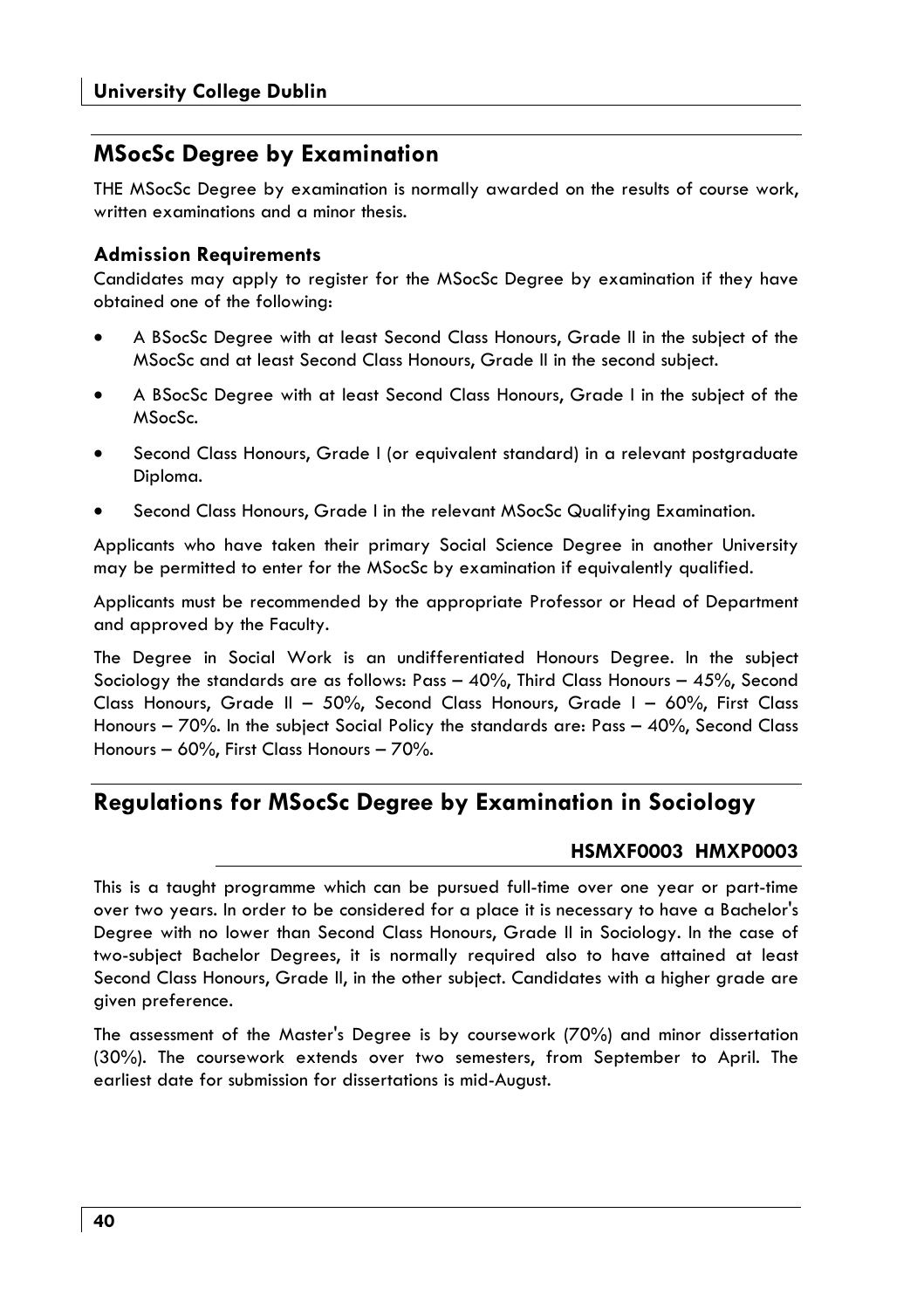## MSocSc Degree by Examination

THE MSocSc Degree by examination is normally awarded on the results of course work, written examinations and a minor thesis.

### Admission Requirements

Candidates may apply to register for the MSocSc Degree by examination if they have obtained one of the following:

- A BSocSc Degree with at least Second Class Honours, Grade II in the subject of the MSocSc and at least Second Class Honours, Grade II in the second subject.
- A BSocSc Degree with at least Second Class Honours, Grade I in the subject of the MSocSc.
- Second Class Honours, Grade I (or equivalent standard) in a relevant postgraduate Diploma.
- Second Class Honours, Grade I in the relevant MSocSc Qualifying Examination.

Applicants who have taken their primary Social Science Degree in another University may be permitted to enter for the MSocSc by examination if equivalently qualified.

Applicants must be recommended by the appropriate Professor or Head of Department and approved by the Faculty.

The Degree in Social Work is an undifferentiated Honours Degree. In the subject Sociology the standards are as follows: Pass – 40%, Third Class Honours – 45%, Second Class Honours, Grade II – 50%, Second Class Honours, Grade I – 60%, First Class Honours – 70%. In the subject Social Policy the standards are: Pass – 40%, Second Class Honours – 60%, First Class Honours – 70%.

## Regulations for MSocSc Degree by Examination in Sociology

**HSMXF0003 HMXP0003**

This is a taught programme which can be pursued full-time over one year or part-time over two years. In order to be considered for a place it is necessary to have a Bachelor's Degree with no lower than Second Class Honours, Grade II in Sociology. In the case of two-subject Bachelor Degrees, it is normally required also to have attained at least Second Class Honours, Grade II, in the other subject. Candidates with a higher grade are given preference.

The assessment of the Master's Degree is by coursework (70%) and minor dissertation (30%). The coursework extends over two semesters, from September to April. The earliest date for submission for dissertations is mid-August.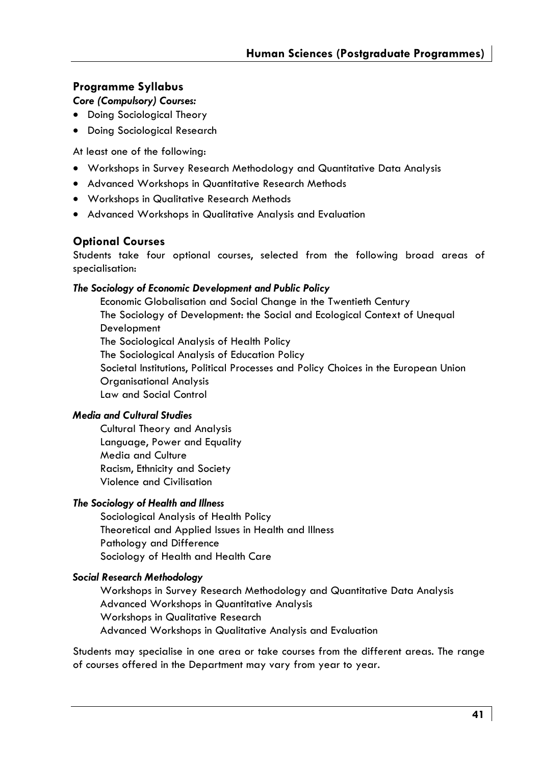## Programme Syllabus

***Core (Compulsory) Courses:***

- Doing Sociological Theory
- Doing Sociological Research

At least one of the following:

- Workshops in Survey Research Methodology and Quantitative Data Analysis
- Advanced Workshops in Quantitative Research Methods
- Workshops in Qualitative Research Methods
- Advanced Workshops in Qualitative Analysis and Evaluation

## Optional Courses

Students take four optional courses, selected from the following broad areas of specialisation:

***The Sociology of Economic Development and Public Policy***

Economic Globalisation and Social Change in the Twentieth Century
The Sociology of Development: the Social and Ecological Context of Unequal Development
The Sociological Analysis of Health Policy
The Sociological Analysis of Education Policy
Societal Institutions, Political Processes and Policy Choices in the European Union
Organisational Analysis
Law and Social Control

***Media and Cultural Studies***

Cultural Theory and Analysis
Language, Power and Equality
Media and Culture
Racism, Ethnicity and Society
Violence and Civilisation

***The Sociology of Health and Illness***

Sociological Analysis of Health Policy
Theoretical and Applied Issues in Health and Illness
Pathology and Difference
Sociology of Health and Health Care

***Social Research Methodology***

Workshops in Survey Research Methodology and Quantitative Data Analysis
Advanced Workshops in Quantitative Analysis
Workshops in Qualitative Research
Advanced Workshops in Qualitative Analysis and Evaluation

Students may specialise in one area or take courses from the different areas. The range of courses offered in the Department may vary from year to year.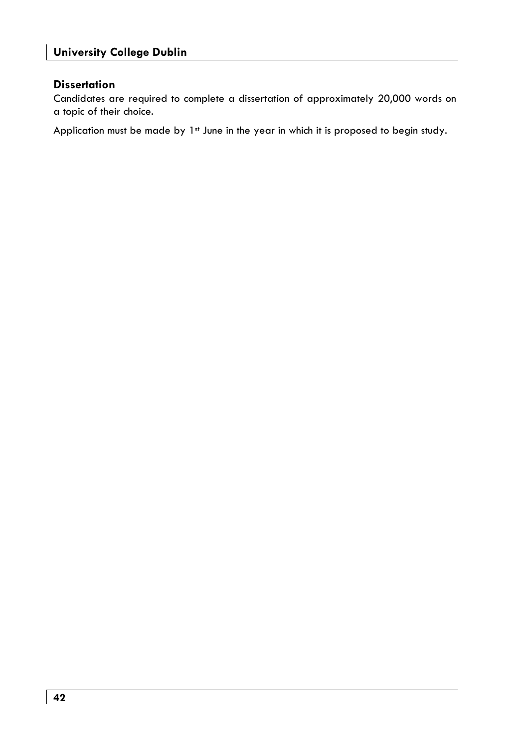### Dissertation

Candidates are required to complete a dissertation of approximately 20,000 words on a topic of their choice.

Application must be made by 1st June in the year in which it is proposed to begin study.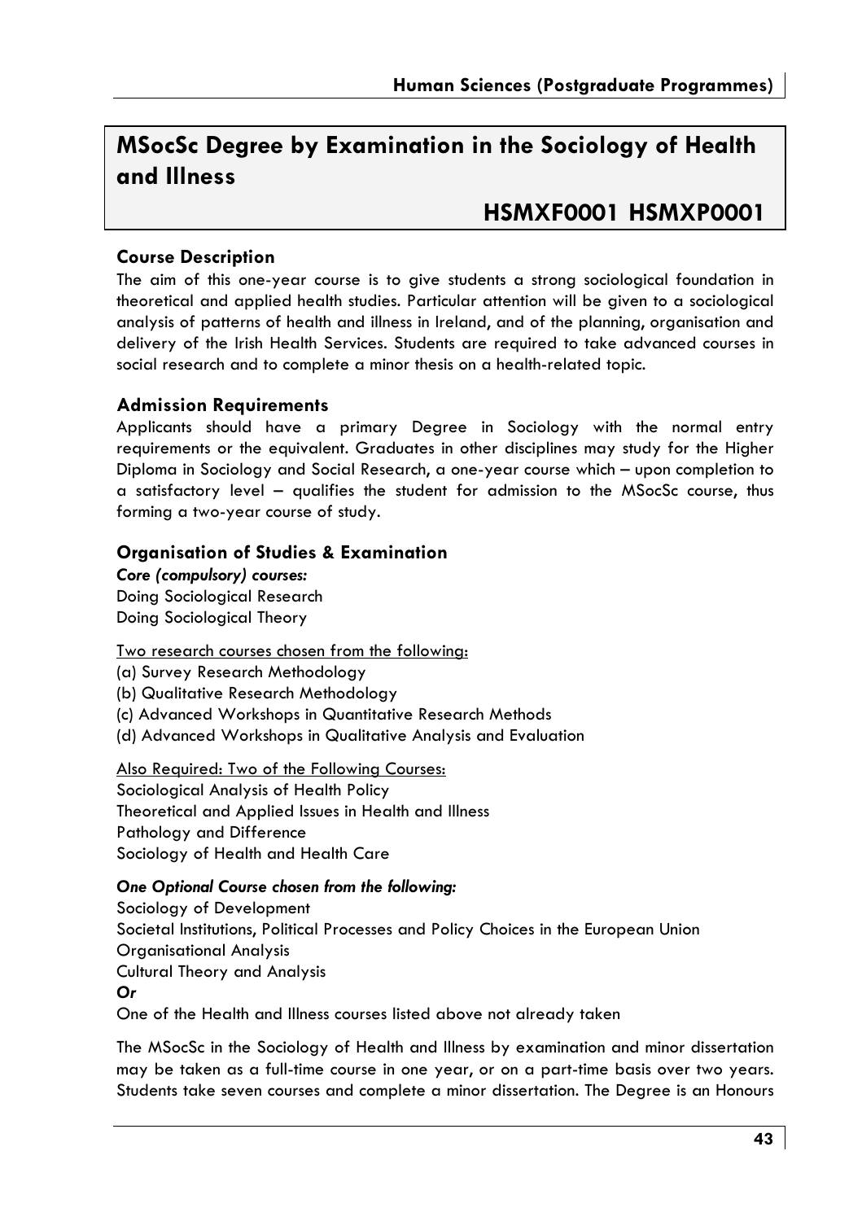# MSocSc Degree by Examination in the Sociology of Health and Illness

## HSMXF0001 HSMXP0001

### Course Description

The aim of this one-year course is to give students a strong sociological foundation in theoretical and applied health studies. Particular attention will be given to a sociological analysis of patterns of health and illness in Ireland, and of the planning, organisation and delivery of the Irish Health Services. Students are required to take advanced courses in social research and to complete a minor thesis on a health-related topic.

### Admission Requirements

Applicants should have a primary Degree in Sociology with the normal entry requirements or the equivalent. Graduates in other disciplines may study for the Higher Diploma in Sociology and Social Research, a one-year course which – upon completion to a satisfactory level – qualifies the student for admission to the MSocSc course, thus forming a two-year course of study.

### Organisation of Studies & Examination

***Core (compulsory) courses:***
Doing Sociological Research
Doing Sociological Theory

<u>Two research courses chosen from the following:</u>
(a) Survey Research Methodology
(b) Qualitative Research Methodology
(c) Advanced Workshops in Quantitative Research Methods
(d) Advanced Workshops in Qualitative Analysis and Evaluation

<u>Also Required: Two of the Following Courses:</u>
Sociological Analysis of Health Policy
Theoretical and Applied Issues in Health and Illness
Pathology and Difference
Sociology of Health and Health Care

***One Optional Course chosen from the following:***
Sociology of Development
Societal Institutions, Political Processes and Policy Choices in the European Union
Organisational Analysis
Cultural Theory and Analysis
***Or***
One of the Health and Illness courses listed above not already taken

The MSocSc in the Sociology of Health and Illness by examination and minor dissertation may be taken as a full-time course in one year, or on a part-time basis over two years. Students take seven courses and complete a minor dissertation. The Degree is an Honours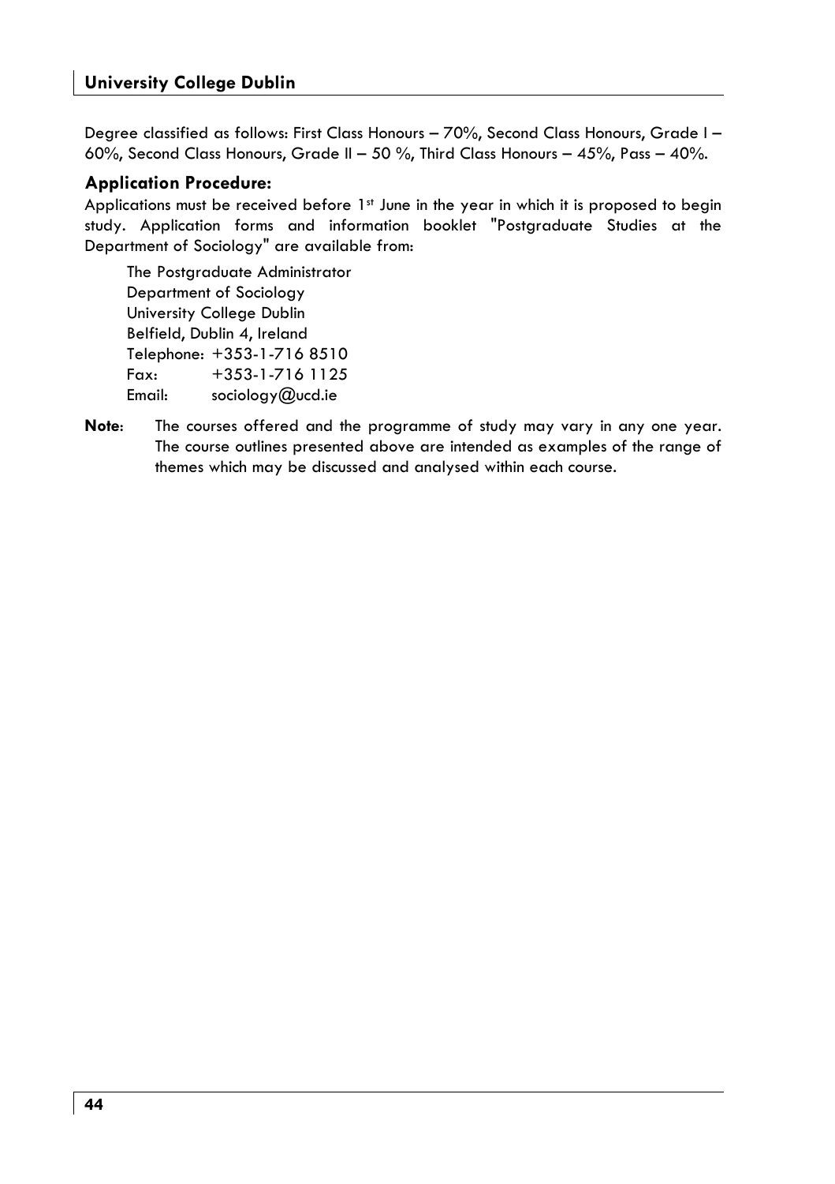Degree classified as follows: First Class Honours – 70%, Second Class Honours, Grade I – 60%, Second Class Honours, Grade II – 50 %, Third Class Honours – 45%, Pass – 40%.

### Application Procedure:

Applications must be received before 1st June in the year in which it is proposed to begin study. Application forms and information booklet "Postgraduate Studies at the Department of Sociology" are available from:

The Postgraduate Administrator  
Department of Sociology  
University College Dublin  
Belfield, Dublin 4, Ireland  
Telephone: +353-1-716 8510  
Fax: +353-1-716 1125  
Email: sociology@ucd.ie

**Note**: The courses offered and the programme of study may vary in any one year. The course outlines presented above are intended as examples of the range of themes which may be discussed and analysed within each course.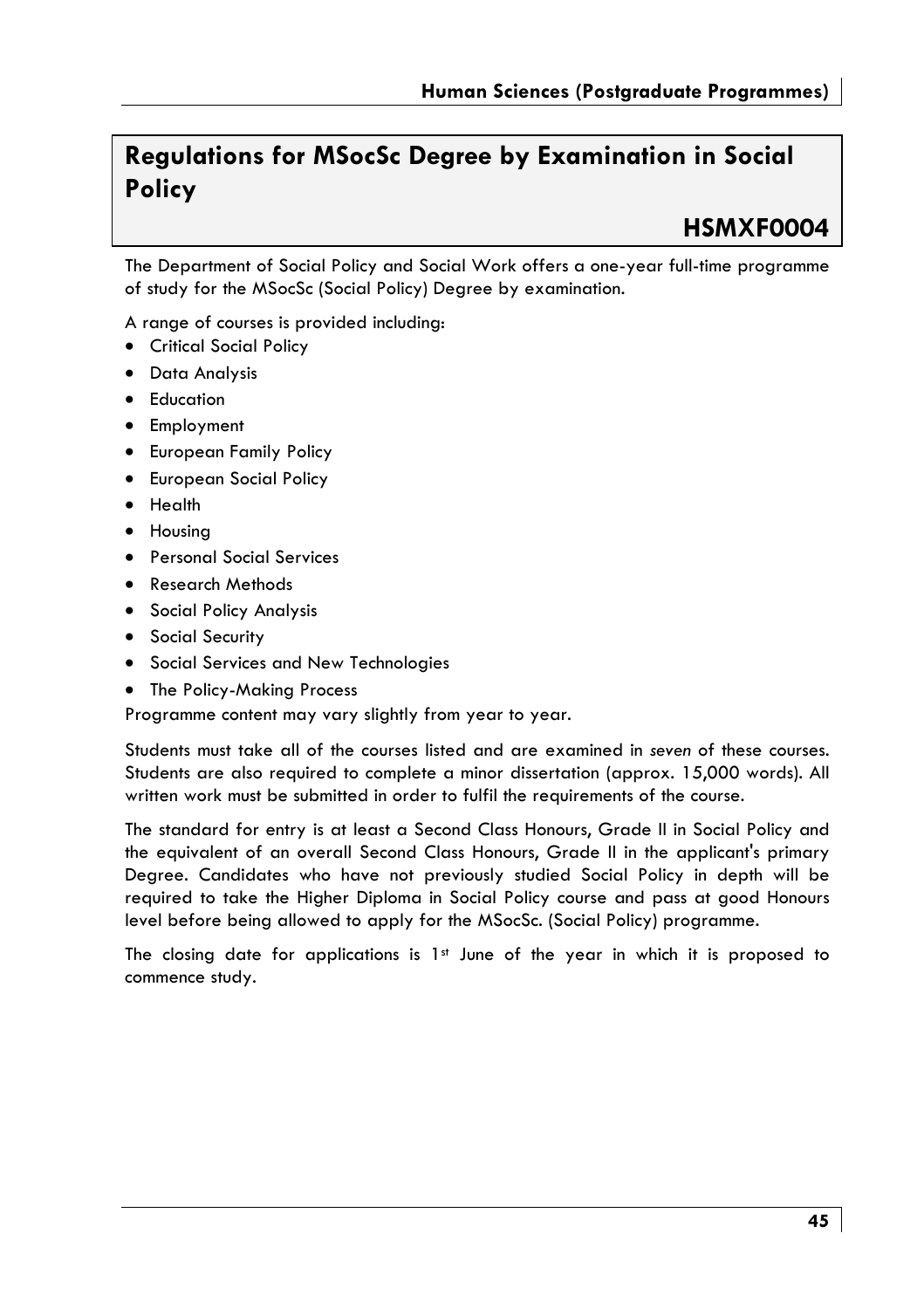# Regulations for MSocSc Degree by Examination in Social Policy

## HSMXF0004

The Department of Social Policy and Social Work offers a one-year full-time programme of study for the MSocSc (Social Policy) Degree by examination.

A range of courses is provided including:

- Critical Social Policy
- Data Analysis
- Education
- Employment
- European Family Policy
- European Social Policy
- Health
- Housing
- Personal Social Services
- Research Methods
- Social Policy Analysis
- Social Security
- Social Services and New Technologies
- The Policy-Making Process

Programme content may vary slightly from year to year.

Students must take all of the courses listed and are examined in *seven* of these courses. Students are also required to complete a minor dissertation (approx. 15,000 words). All written work must be submitted in order to fulfil the requirements of the course.

The standard for entry is at least a Second Class Honours, Grade II in Social Policy and the equivalent of an overall Second Class Honours, Grade II in the applicant's primary Degree. Candidates who have not previously studied Social Policy in depth will be required to take the Higher Diploma in Social Policy course and pass at good Honours level before being allowed to apply for the MSocSc. (Social Policy) programme.

The closing date for applications is 1st June of the year in which it is proposed to commence study.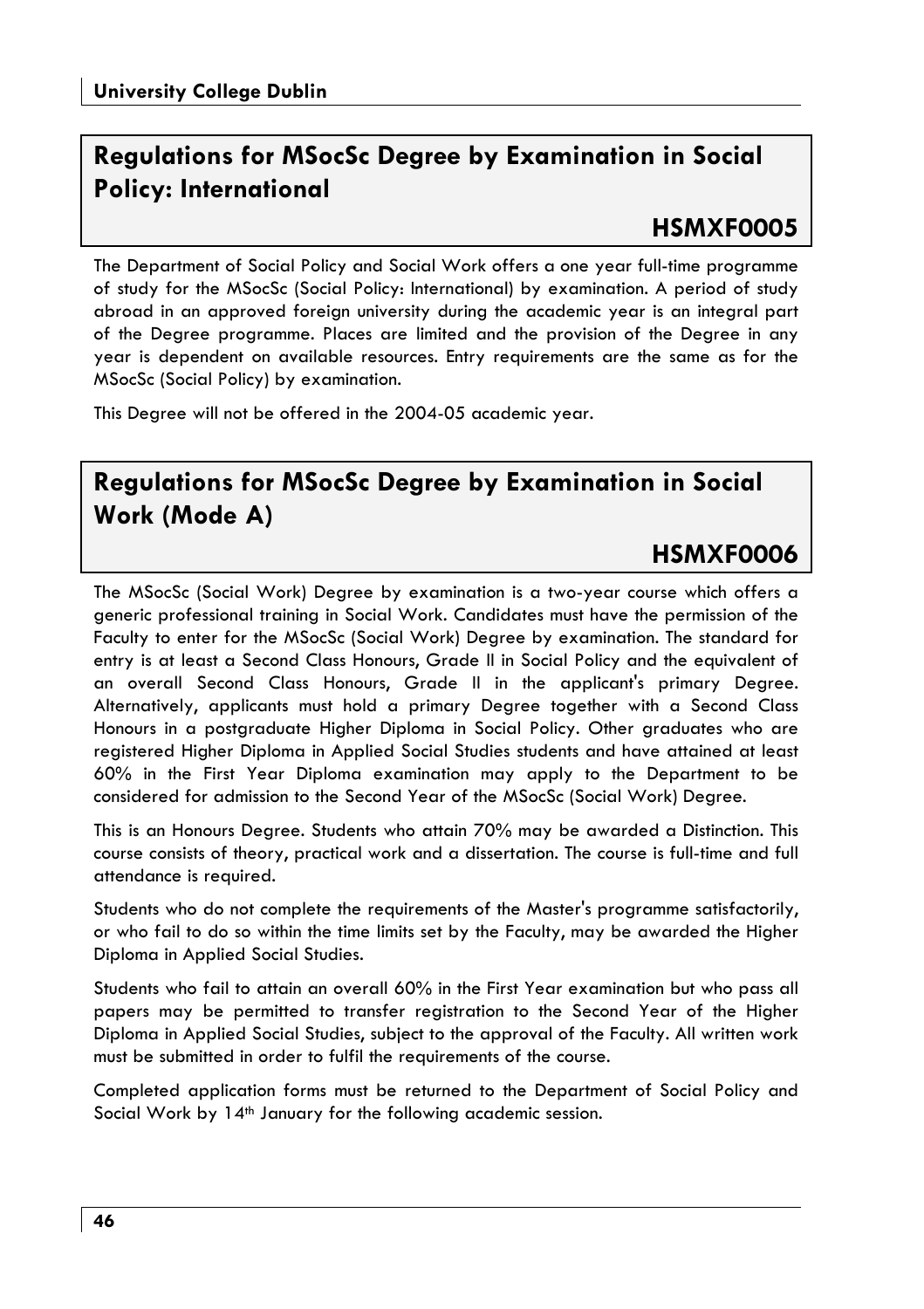## Regulations for MSocSc Degree by Examination in Social Policy: International

### HSMXF0005

The Department of Social Policy and Social Work offers a one year full-time programme of study for the MSocSc (Social Policy: International) by examination. A period of study abroad in an approved foreign university during the academic year is an integral part of the Degree programme. Places are limited and the provision of the Degree in any year is dependent on available resources. Entry requirements are the same as for the MSocSc (Social Policy) by examination.

This Degree will not be offered in the 2004-05 academic year.

## Regulations for MSocSc Degree by Examination in Social Work (Mode A)

### HSMXF0006

The MSocSc (Social Work) Degree by examination is a two-year course which offers a generic professional training in Social Work. Candidates must have the permission of the Faculty to enter for the MSocSc (Social Work) Degree by examination. The standard for entry is at least a Second Class Honours, Grade II in Social Policy and the equivalent of an overall Second Class Honours, Grade II in the applicant's primary Degree. Alternatively, applicants must hold a primary Degree together with a Second Class Honours in a postgraduate Higher Diploma in Social Policy. Other graduates who are registered Higher Diploma in Applied Social Studies students and have attained at least 60% in the First Year Diploma examination may apply to the Department to be considered for admission to the Second Year of the MSocSc (Social Work) Degree.

This is an Honours Degree. Students who attain 70% may be awarded a Distinction. This course consists of theory, practical work and a dissertation. The course is full-time and full attendance is required.

Students who do not complete the requirements of the Master's programme satisfactorily, or who fail to do so within the time limits set by the Faculty, may be awarded the Higher Diploma in Applied Social Studies.

Students who fail to attain an overall 60% in the First Year examination but who pass all papers may be permitted to transfer registration to the Second Year of the Higher Diploma in Applied Social Studies, subject to the approval of the Faculty. All written work must be submitted in order to fulfil the requirements of the course.

Completed application forms must be returned to the Department of Social Policy and Social Work by 14th January for the following academic session.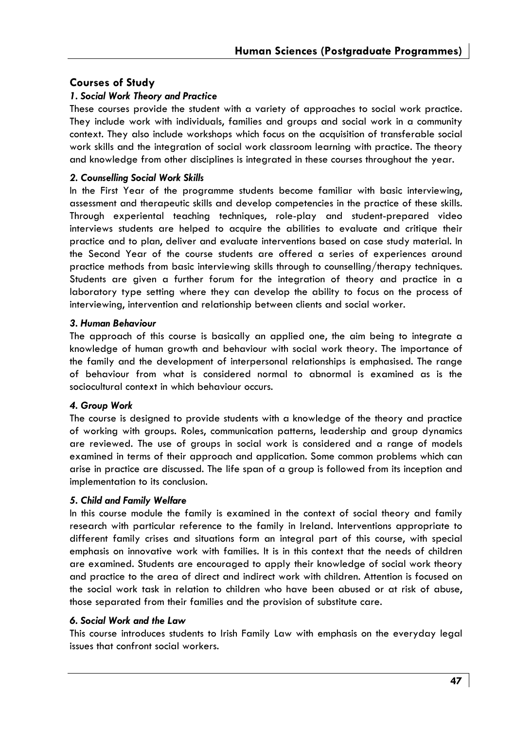## Courses of Study

### *1. Social Work Theory and Practice*

These courses provide the student with a variety of approaches to social work practice. They include work with individuals, families and groups and social work in a community context. They also include workshops which focus on the acquisition of transferable social work skills and the integration of social work classroom learning with practice. The theory and knowledge from other disciplines is integrated in these courses throughout the year.

### *2. Counselling Social Work Skills*

In the First Year of the programme students become familiar with basic interviewing, assessment and therapeutic skills and develop competencies in the practice of these skills. Through experiental teaching techniques, role-play and student-prepared video interviews students are helped to acquire the abilities to evaluate and critique their practice and to plan, deliver and evaluate interventions based on case study material. In the Second Year of the course students are offered a series of experiences around practice methods from basic interviewing skills through to counselling/therapy techniques. Students are given a further forum for the integration of theory and practice in a laboratory type setting where they can develop the ability to focus on the process of interviewing, intervention and relationship between clients and social worker.

### *3. Human Behaviour*

The approach of this course is basically an applied one, the aim being to integrate a knowledge of human growth and behaviour with social work theory. The importance of the family and the development of interpersonal relationships is emphasised. The range of behaviour from what is considered normal to abnormal is examined as is the sociocultural context in which behaviour occurs.

### *4. Group Work*

The course is designed to provide students with a knowledge of the theory and practice of working with groups. Roles, communication patterns, leadership and group dynamics are reviewed. The use of groups in social work is considered and a range of models examined in terms of their approach and application. Some common problems which can arise in practice are discussed. The life span of a group is followed from its inception and implementation to its conclusion.

### *5. Child and Family Welfare*

In this course module the family is examined in the context of social theory and family research with particular reference to the family in Ireland. Interventions appropriate to different family crises and situations form an integral part of this course, with special emphasis on innovative work with families. It is in this context that the needs of children are examined. Students are encouraged to apply their knowledge of social work theory and practice to the area of direct and indirect work with children. Attention is focused on the social work task in relation to children who have been abused or at risk of abuse, those separated from their families and the provision of substitute care.

### *6. Social Work and the Law*

This course introduces students to Irish Family Law with emphasis on the everyday legal issues that confront social workers.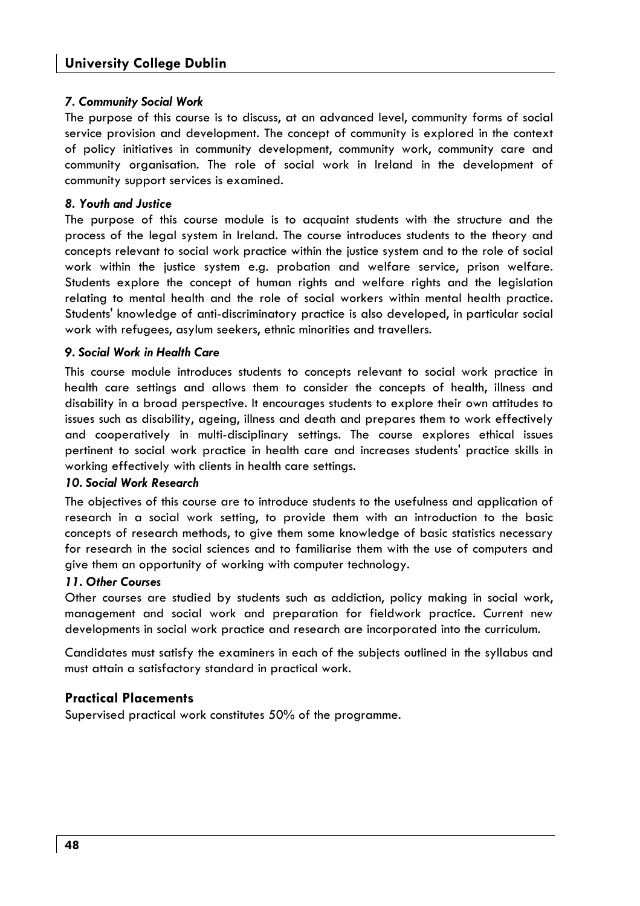### *7. Community Social Work*

The purpose of this course is to discuss, at an advanced level, community forms of social service provision and development. The concept of community is explored in the context of policy initiatives in community development, community work, community care and community organisation. The role of social work in Ireland in the development of community support services is examined.

### *8. Youth and Justice*

The purpose of this course module is to acquaint students with the structure and the process of the legal system in Ireland. The course introduces students to the theory and concepts relevant to social work practice within the justice system and to the role of social work within the justice system e.g. probation and welfare service, prison welfare. Students explore the concept of human rights and welfare rights and the legislation relating to mental health and the role of social workers within mental health practice. Students' knowledge of anti-discriminatory practice is also developed, in particular social work with refugees, asylum seekers, ethnic minorities and travellers.

### *9. Social Work in Health Care*

This course module introduces students to concepts relevant to social work practice in health care settings and allows them to consider the concepts of health, illness and disability in a broad perspective. It encourages students to explore their own attitudes to issues such as disability, ageing, illness and death and prepares them to work effectively and cooperatively in multi-disciplinary settings. The course explores ethical issues pertinent to social work practice in health care and increases students' practice skills in working effectively with clients in health care settings.

### *10. Social Work Research*

The objectives of this course are to introduce students to the usefulness and application of research in a social work setting, to provide them with an introduction to the basic concepts of research methods, to give them some knowledge of basic statistics necessary for research in the social sciences and to familiarise them with the use of computers and give them an opportunity of working with computer technology.

### *11. Other Courses*

Other courses are studied by students such as addiction, policy making in social work, management and social work and preparation for fieldwork practice. Current new developments in social work practice and research are incorporated into the curriculum.

Candidates must satisfy the examiners in each of the subjects outlined in the syllabus and must attain a satisfactory standard in practical work.

## Practical Placements

Supervised practical work constitutes 50% of the programme.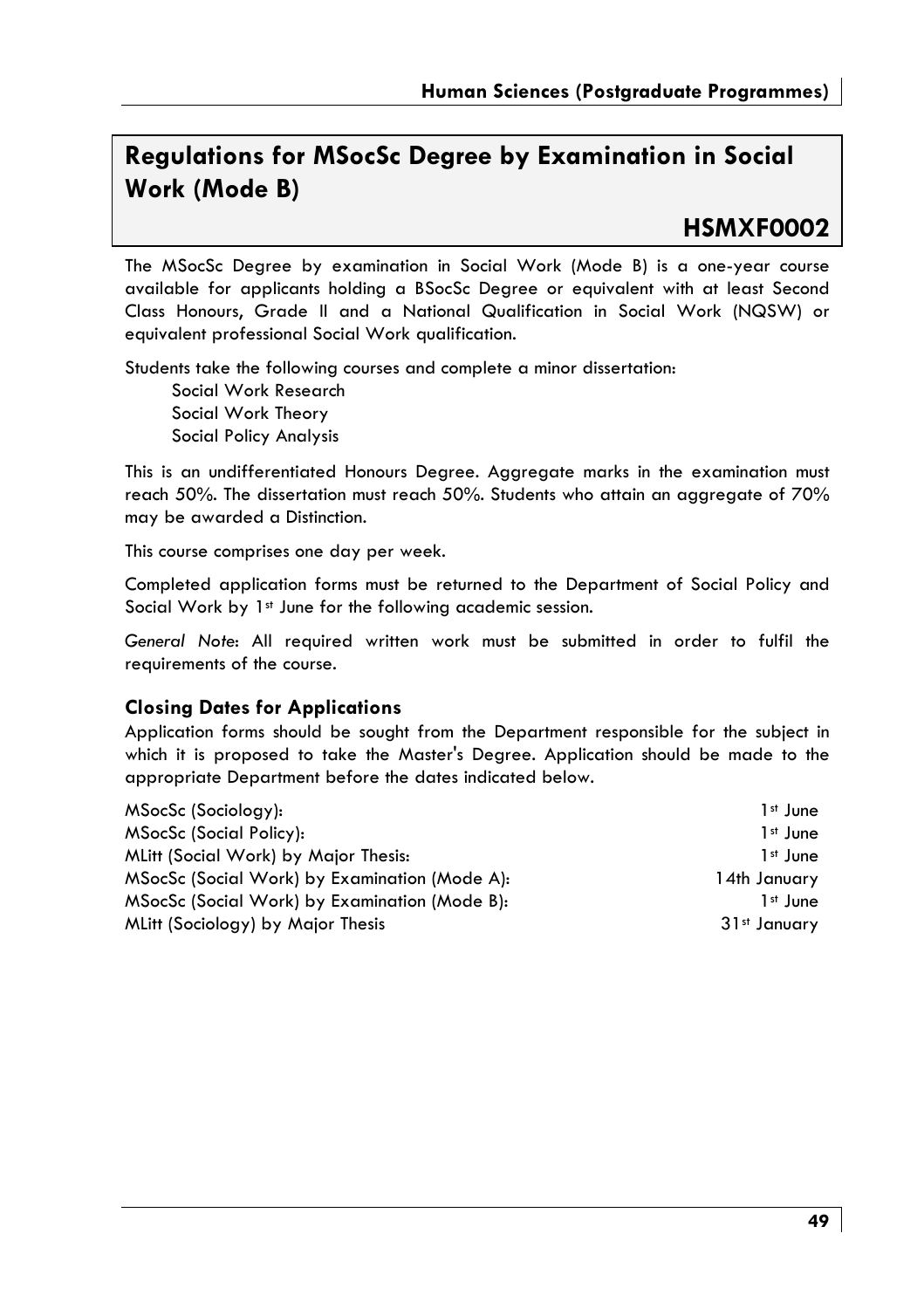# Regulations for MSocSc Degree by Examination in Social Work (Mode B)

## HSMXF0002

The MSocSc Degree by examination in Social Work (Mode B) is a one-year course available for applicants holding a BSocSc Degree or equivalent with at least Second Class Honours, Grade II and a National Qualification in Social Work (NQSW) or equivalent professional Social Work qualification.

Students take the following courses and complete a minor dissertation:

- Social Work Research
- Social Work Theory
- Social Policy Analysis

This is an undifferentiated Honours Degree. Aggregate marks in the examination must reach 50%. The dissertation must reach 50%. Students who attain an aggregate of 70% may be awarded a Distinction.

This course comprises one day per week.

Completed application forms must be returned to the Department of Social Policy and Social Work by 1st June for the following academic session.

*General Note*: All required written work must be submitted in order to fulfil the requirements of the course.

### Closing Dates for Applications

Application forms should be sought from the Department responsible for the subject in which it is proposed to take the Master's Degree. Application should be made to the appropriate Department before the dates indicated below.

| | |
|---|---|
| MSocSc (Sociology): | 1st June |
| MSocSc (Social Policy): | 1st June |
| MLitt (Social Work) by Major Thesis: | 1st June |
| MSocSc (Social Work) by Examination (Mode A): | 14th January |
| MSocSc (Social Work) by Examination (Mode B): | 1st June |
| MLitt (Sociology) by Major Thesis | 31st January |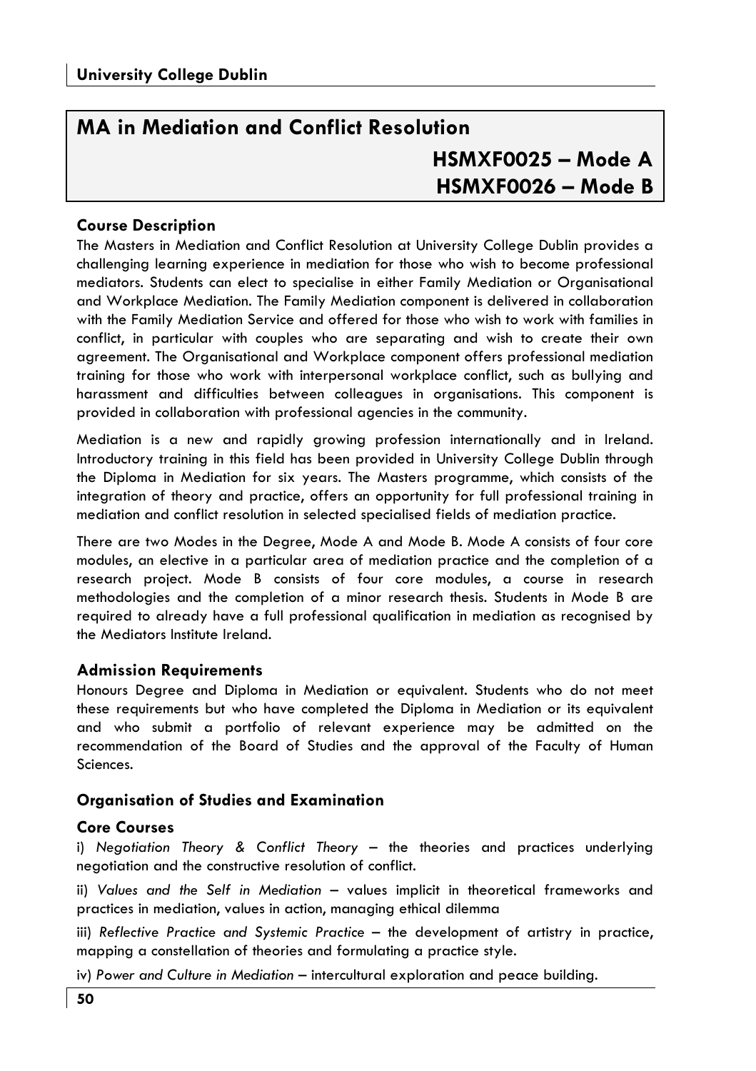# MA in Mediation and Conflict Resolution

## HSMXF0025 – Mode A
## HSMXF0026 – Mode B

### Course Description

The Masters in Mediation and Conflict Resolution at University College Dublin provides a challenging learning experience in mediation for those who wish to become professional mediators. Students can elect to specialise in either Family Mediation or Organisational and Workplace Mediation. The Family Mediation component is delivered in collaboration with the Family Mediation Service and offered for those who wish to work with families in conflict, in particular with couples who are separating and wish to create their own agreement. The Organisational and Workplace component offers professional mediation training for those who work with interpersonal workplace conflict, such as bullying and harassment and difficulties between colleagues in organisations. This component is provided in collaboration with professional agencies in the community.

Mediation is a new and rapidly growing profession internationally and in Ireland. Introductory training in this field has been provided in University College Dublin through the Diploma in Mediation for six years. The Masters programme, which consists of the integration of theory and practice, offers an opportunity for full professional training in mediation and conflict resolution in selected specialised fields of mediation practice.

There are two Modes in the Degree, Mode A and Mode B. Mode A consists of four core modules, an elective in a particular area of mediation practice and the completion of a research project. Mode B consists of four core modules, a course in research methodologies and the completion of a minor research thesis. Students in Mode B are required to already have a full professional qualification in mediation as recognised by the Mediators Institute Ireland.

### Admission Requirements

Honours Degree and Diploma in Mediation or equivalent. Students who do not meet these requirements but who have completed the Diploma in Mediation or its equivalent and who submit a portfolio of relevant experience may be admitted on the recommendation of the Board of Studies and the approval of the Faculty of Human Sciences.

### Organisation of Studies and Examination

### Core Courses

i) *Negotiation Theory & Conflict Theory* – the theories and practices underlying negotiation and the constructive resolution of conflict.

ii) *Values and the Self in Mediation* – values implicit in theoretical frameworks and practices in mediation, values in action, managing ethical dilemma

iii) *Reflective Practice and Systemic Practice* – the development of artistry in practice, mapping a constellation of theories and formulating a practice style.

iv) *Power and Culture in Mediation* – intercultural exploration and peace building.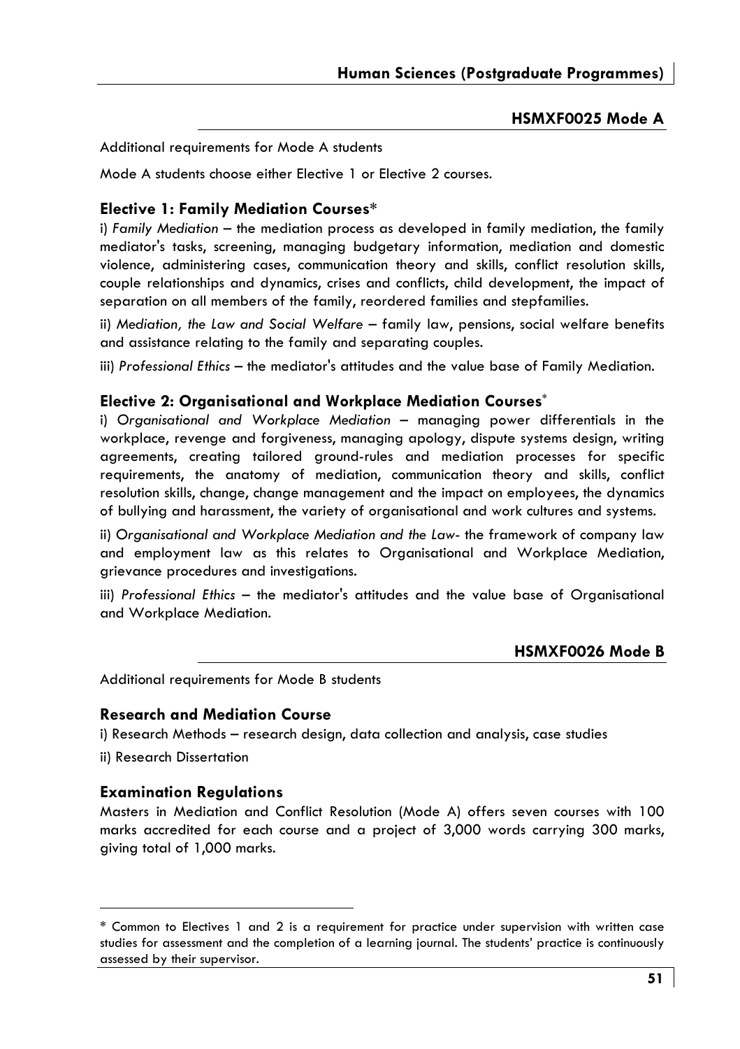### HSMXF0025 Mode A

Additional requirements for Mode A students

Mode A students choose either Elective 1 or Elective 2 courses.

### Elective 1: Family Mediation Courses*

i) *Family Mediation* – the mediation process as developed in family mediation, the family mediator's tasks, screening, managing budgetary information, mediation and domestic violence, administering cases, communication theory and skills, conflict resolution skills, couple relationships and dynamics, crises and conflicts, child development, the impact of separation on all members of the family, reordered families and stepfamilies.

ii) *Mediation, the Law and Social Welfare* – family law, pensions, social welfare benefits and assistance relating to the family and separating couples.

iii) *Professional Ethics* – the mediator's attitudes and the value base of Family Mediation.

### Elective 2: Organisational and Workplace Mediation Courses*

i) *Organisational and Workplace Mediation* – managing power differentials in the workplace, revenge and forgiveness, managing apology, dispute systems design, writing agreements, creating tailored ground-rules and mediation processes for specific requirements, the anatomy of mediation, communication theory and skills, conflict resolution skills, change, change management and the impact on employees, the dynamics of bullying and harassment, the variety of organisational and work cultures and systems.

ii) *Organisational and Workplace Mediation and the Law*- the framework of company law and employment law as this relates to Organisational and Workplace Mediation, grievance procedures and investigations.

iii) *Professional Ethics* – the mediator's attitudes and the value base of Organisational and Workplace Mediation.

### HSMXF0026 Mode B

Additional requirements for Mode B students

### Research and Mediation Course

i) Research Methods – research design, data collection and analysis, case studies

ii) Research Dissertation

### Examination Regulations

Masters in Mediation and Conflict Resolution (Mode A) offers seven courses with 100 marks accredited for each course and a project of 3,000 words carrying 300 marks, giving total of 1,000 marks.

---

* Common to Electives 1 and 2 is a requirement for practice under supervision with written case studies for assessment and the completion of a learning journal. The students' practice is continuously assessed by their supervisor.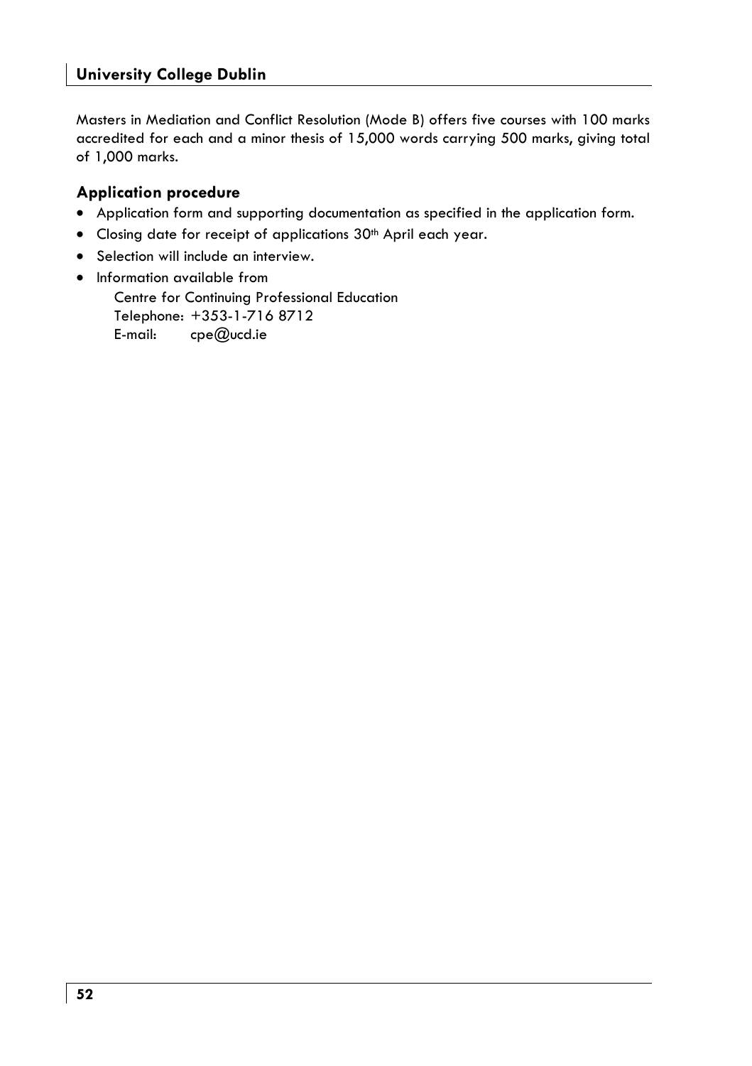Masters in Mediation and Conflict Resolution (Mode B) offers five courses with 100 marks accredited for each and a minor thesis of 15,000 words carrying 500 marks, giving total of 1,000 marks.

### Application procedure

- Application form and supporting documentation as specified in the application form.
- Closing date for receipt of applications 30th April each year.
- Selection will include an interview.
- Information available from

  Centre for Continuing Professional Education
  Telephone: +353-1-716 8712
  E-mail: cpe@ucd.ie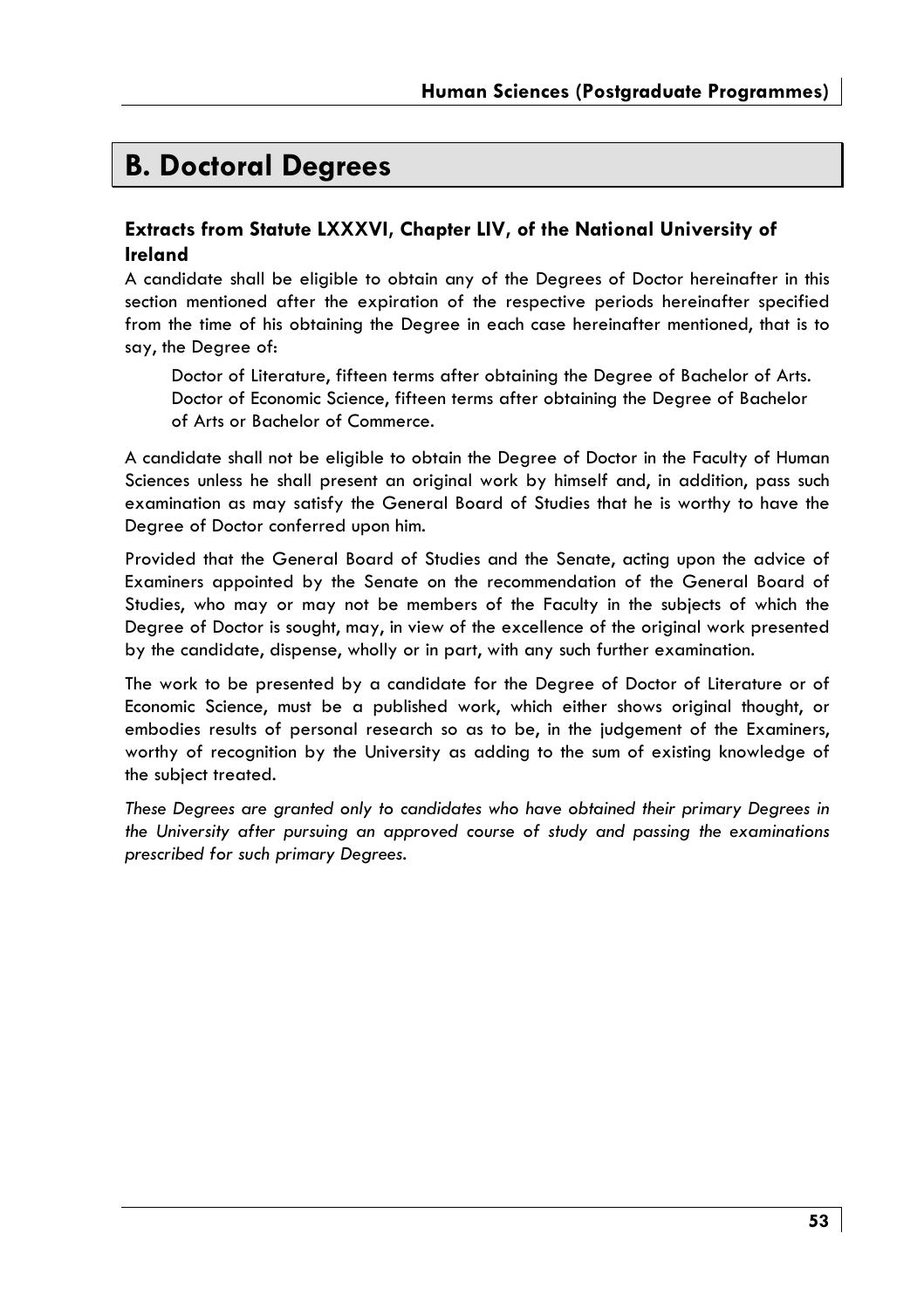# B. Doctoral Degrees

### Extracts from Statute LXXXVI, Chapter LIV, of the National University of Ireland

A candidate shall be eligible to obtain any of the Degrees of Doctor hereinafter in this section mentioned after the expiration of the respective periods hereinafter specified from the time of his obtaining the Degree in each case hereinafter mentioned, that is to say, the Degree of:

> Doctor of Literature, fifteen terms after obtaining the Degree of Bachelor of Arts.
> Doctor of Economic Science, fifteen terms after obtaining the Degree of Bachelor of Arts or Bachelor of Commerce.

A candidate shall not be eligible to obtain the Degree of Doctor in the Faculty of Human Sciences unless he shall present an original work by himself and, in addition, pass such examination as may satisfy the General Board of Studies that he is worthy to have the Degree of Doctor conferred upon him.

Provided that the General Board of Studies and the Senate, acting upon the advice of Examiners appointed by the Senate on the recommendation of the General Board of Studies, who may or may not be members of the Faculty in the subjects of which the Degree of Doctor is sought, may, in view of the excellence of the original work presented by the candidate, dispense, wholly or in part, with any such further examination.

The work to be presented by a candidate for the Degree of Doctor of Literature or of Economic Science, must be a published work, which either shows original thought, or embodies results of personal research so as to be, in the judgement of the Examiners, worthy of recognition by the University as adding to the sum of existing knowledge of the subject treated.

*These Degrees are granted only to candidates who have obtained their primary Degrees in the University after pursuing an approved course of study and passing the examinations prescribed for such primary Degrees.*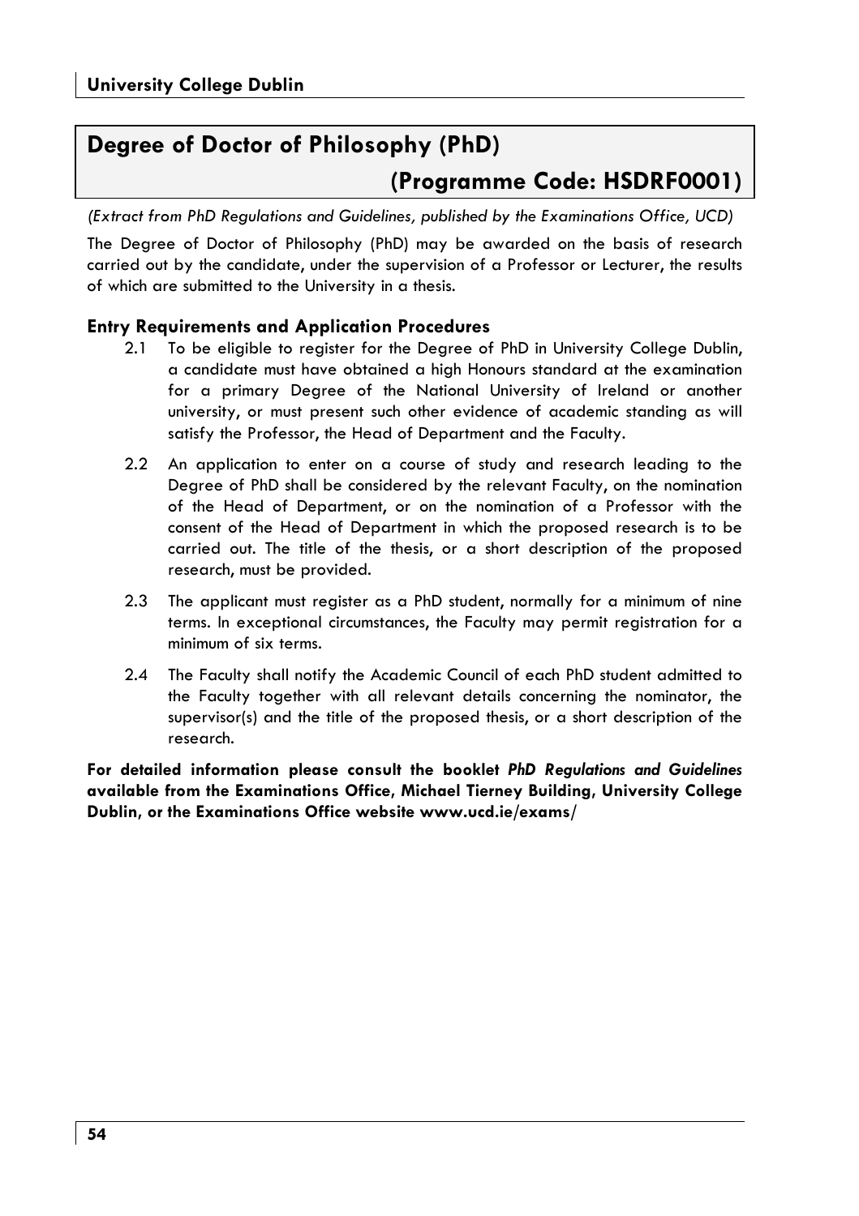## Degree of Doctor of Philosophy (PhD)

## (Programme Code: HSDRF0001)

*(Extract from PhD Regulations and Guidelines, published by the Examinations Office, UCD)*

The Degree of Doctor of Philosophy (PhD) may be awarded on the basis of research carried out by the candidate, under the supervision of a Professor or Lecturer, the results of which are submitted to the University in a thesis.

### Entry Requirements and Application Procedures

2.1 To be eligible to register for the Degree of PhD in University College Dublin, a candidate must have obtained a high Honours standard at the examination for a primary Degree of the National University of Ireland or another university, or must present such other evidence of academic standing as will satisfy the Professor, the Head of Department and the Faculty.

2.2 An application to enter on a course of study and research leading to the Degree of PhD shall be considered by the relevant Faculty, on the nomination of the Head of Department, or on the nomination of a Professor with the consent of the Head of Department in which the proposed research is to be carried out. The title of the thesis, or a short description of the proposed research, must be provided.

2.3 The applicant must register as a PhD student, normally for a minimum of nine terms. In exceptional circumstances, the Faculty may permit registration for a minimum of six terms.

2.4 The Faculty shall notify the Academic Council of each PhD student admitted to the Faculty together with all relevant details concerning the nominator, the supervisor(s) and the title of the proposed thesis, or a short description of the research.

**For detailed information please consult the booklet *PhD Regulations and Guidelines* available from the Examinations Office, Michael Tierney Building, University College Dublin, or the Examinations Office website www.ucd.ie/exams/**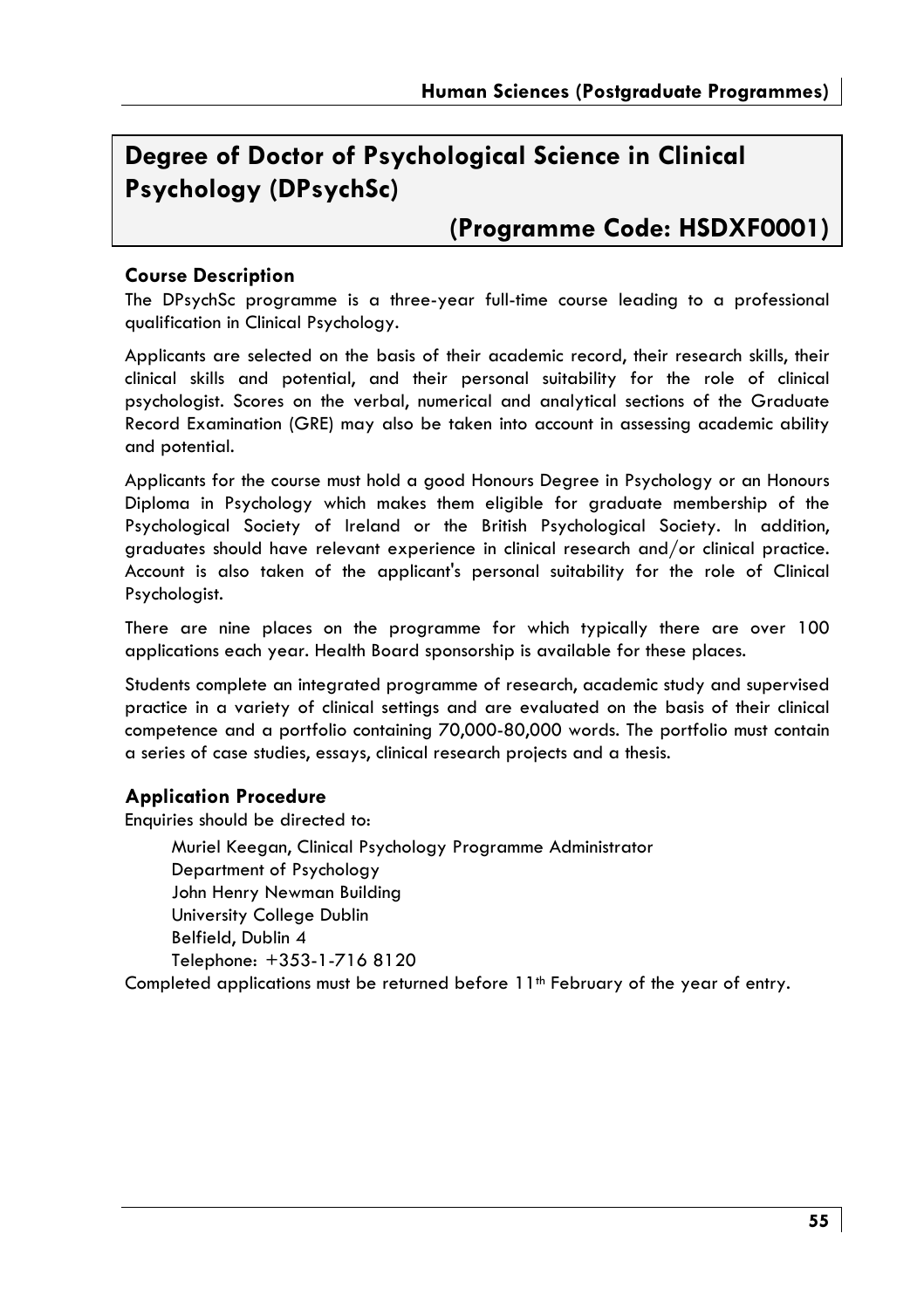# Degree of Doctor of Psychological Science in Clinical Psychology (DPsychSc)

## (Programme Code: HSDXF0001)

### Course Description

The DPsychSc programme is a three-year full-time course leading to a professional qualification in Clinical Psychology.

Applicants are selected on the basis of their academic record, their research skills, their clinical skills and potential, and their personal suitability for the role of clinical psychologist. Scores on the verbal, numerical and analytical sections of the Graduate Record Examination (GRE) may also be taken into account in assessing academic ability and potential.

Applicants for the course must hold a good Honours Degree in Psychology or an Honours Diploma in Psychology which makes them eligible for graduate membership of the Psychological Society of Ireland or the British Psychological Society. In addition, graduates should have relevant experience in clinical research and/or clinical practice. Account is also taken of the applicant's personal suitability for the role of Clinical Psychologist.

There are nine places on the programme for which typically there are over 100 applications each year. Health Board sponsorship is available for these places.

Students complete an integrated programme of research, academic study and supervised practice in a variety of clinical settings and are evaluated on the basis of their clinical competence and a portfolio containing 70,000-80,000 words. The portfolio must contain a series of case studies, essays, clinical research projects and a thesis.

### Application Procedure

Enquiries should be directed to:

Muriel Keegan, Clinical Psychology Programme Administrator
Department of Psychology
John Henry Newman Building
University College Dublin
Belfield, Dublin 4
Telephone: +353-1-716 8120

Completed applications must be returned before 11th February of the year of entry.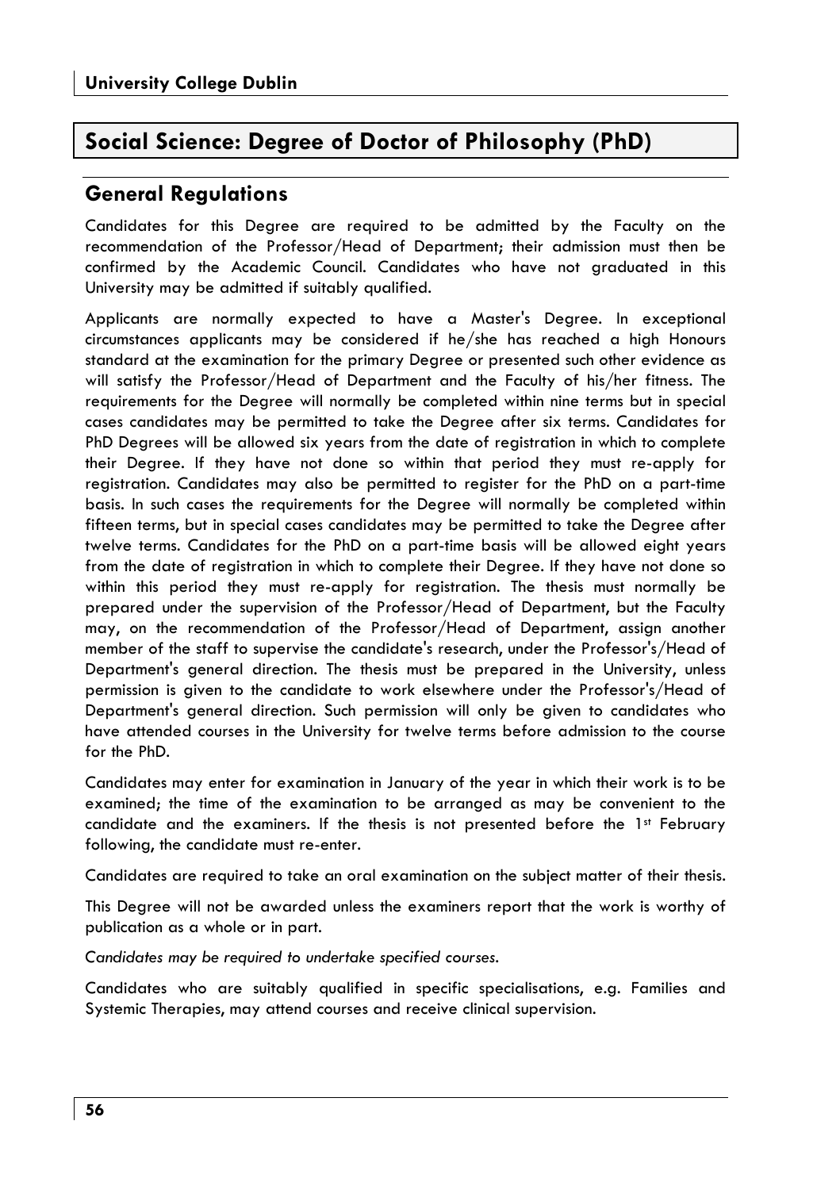# Social Science: Degree of Doctor of Philosophy (PhD)

## General Regulations

Candidates for this Degree are required to be admitted by the Faculty on the recommendation of the Professor/Head of Department; their admission must then be confirmed by the Academic Council. Candidates who have not graduated in this University may be admitted if suitably qualified.

Applicants are normally expected to have a Master's Degree. In exceptional circumstances applicants may be considered if he/she has reached a high Honours standard at the examination for the primary Degree or presented such other evidence as will satisfy the Professor/Head of Department and the Faculty of his/her fitness. The requirements for the Degree will normally be completed within nine terms but in special cases candidates may be permitted to take the Degree after six terms. Candidates for PhD Degrees will be allowed six years from the date of registration in which to complete their Degree. If they have not done so within that period they must re-apply for registration. Candidates may also be permitted to register for the PhD on a part-time basis. In such cases the requirements for the Degree will normally be completed within fifteen terms, but in special cases candidates may be permitted to take the Degree after twelve terms. Candidates for the PhD on a part-time basis will be allowed eight years from the date of registration in which to complete their Degree. If they have not done so within this period they must re-apply for registration. The thesis must normally be prepared under the supervision of the Professor/Head of Department, but the Faculty may, on the recommendation of the Professor/Head of Department, assign another member of the staff to supervise the candidate's research, under the Professor's/Head of Department's general direction. The thesis must be prepared in the University, unless permission is given to the candidate to work elsewhere under the Professor's/Head of Department's general direction. Such permission will only be given to candidates who have attended courses in the University for twelve terms before admission to the course for the PhD.

Candidates may enter for examination in January of the year in which their work is to be examined; the time of the examination to be arranged as may be convenient to the candidate and the examiners. If the thesis is not presented before the 1st February following, the candidate must re-enter.

Candidates are required to take an oral examination on the subject matter of their thesis.

This Degree will not be awarded unless the examiners report that the work is worthy of publication as a whole or in part.

*Candidates may be required to undertake specified courses.*

Candidates who are suitably qualified in specific specialisations, e.g. Families and Systemic Therapies, may attend courses and receive clinical supervision.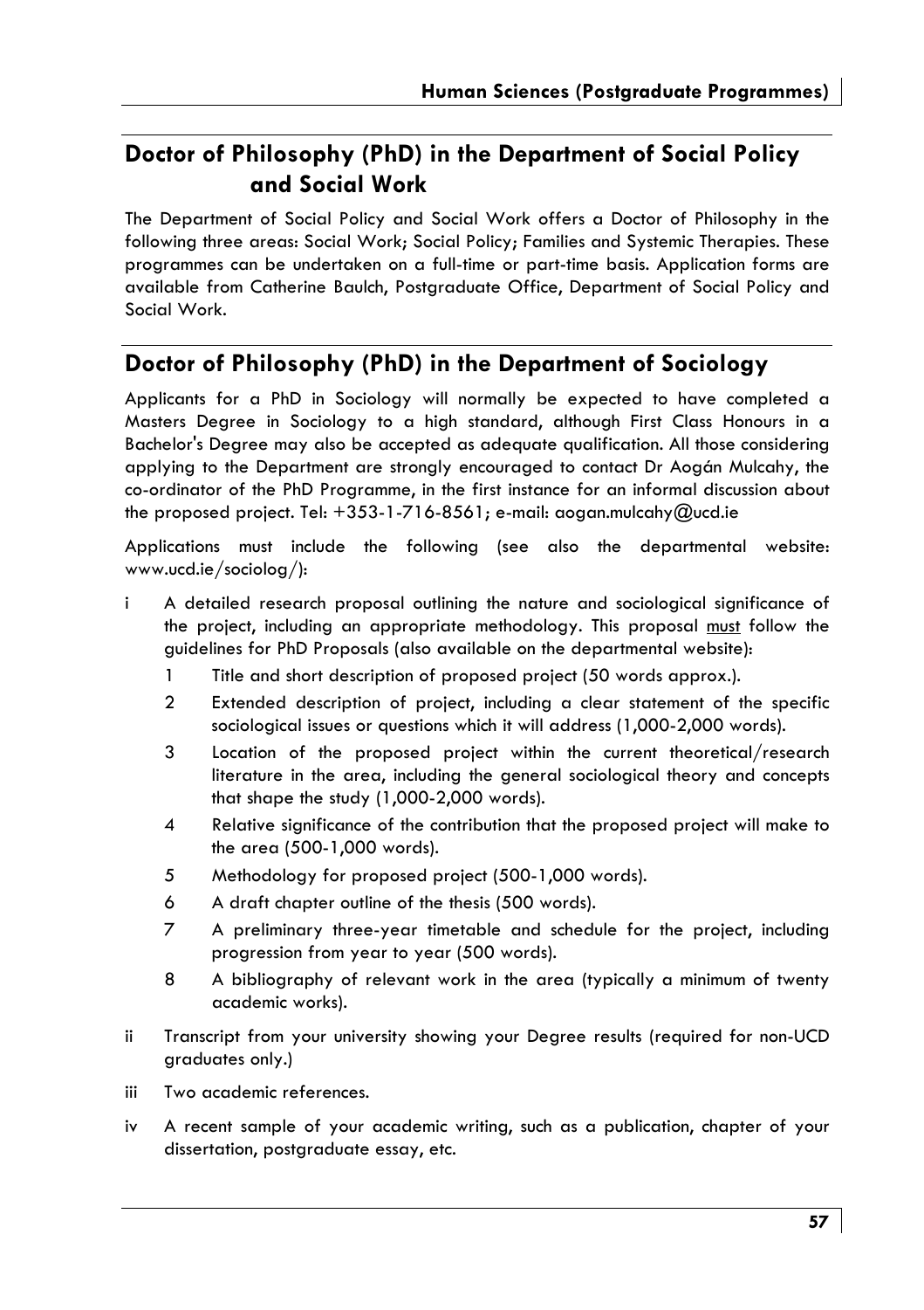## Doctor of Philosophy (PhD) in the Department of Social Policy and Social Work

The Department of Social Policy and Social Work offers a Doctor of Philosophy in the following three areas: Social Work; Social Policy; Families and Systemic Therapies. These programmes can be undertaken on a full-time or part-time basis. Application forms are available from Catherine Baulch, Postgraduate Office, Department of Social Policy and Social Work.

## Doctor of Philosophy (PhD) in the Department of Sociology

Applicants for a PhD in Sociology will normally be expected to have completed a Masters Degree in Sociology to a high standard, although First Class Honours in a Bachelor's Degree may also be accepted as adequate qualification. All those considering applying to the Department are strongly encouraged to contact Dr Aogán Mulcahy, the co-ordinator of the PhD Programme, in the first instance for an informal discussion about the proposed project. Tel: +353-1-716-8561; e-mail: aogan.mulcahy@ucd.ie

Applications must include the following (see also the departmental website: www.ucd.ie/sociolog/):

i A detailed research proposal outlining the nature and sociological significance of the project, including an appropriate methodology. This proposal must follow the guidelines for PhD Proposals (also available on the departmental website):

   1 Title and short description of proposed project (50 words approx.).

   2 Extended description of project, including a clear statement of the specific sociological issues or questions which it will address (1,000-2,000 words).

   3 Location of the proposed project within the current theoretical/research literature in the area, including the general sociological theory and concepts that shape the study (1,000-2,000 words).

   4 Relative significance of the contribution that the proposed project will make to the area (500-1,000 words).

   5 Methodology for proposed project (500-1,000 words).

   6 A draft chapter outline of the thesis (500 words).

   7 A preliminary three-year timetable and schedule for the project, including progression from year to year (500 words).

   8 A bibliography of relevant work in the area (typically a minimum of twenty academic works).

ii Transcript from your university showing your Degree results (required for non-UCD graduates only.)

iii Two academic references.

iv A recent sample of your academic writing, such as a publication, chapter of your dissertation, postgraduate essay, etc.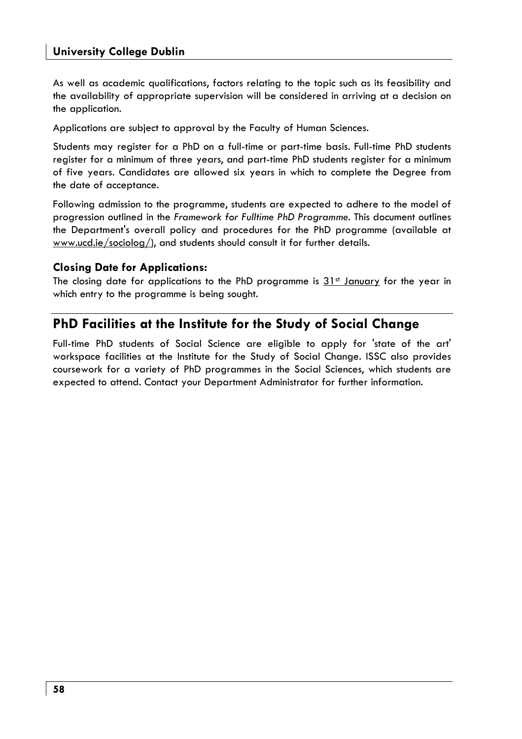As well as academic qualifications, factors relating to the topic such as its feasibility and the availability of appropriate supervision will be considered in arriving at a decision on the application.

Applications are subject to approval by the Faculty of Human Sciences.

Students may register for a PhD on a full-time or part-time basis. Full-time PhD students register for a minimum of three years, and part-time PhD students register for a minimum of five years. Candidates are allowed six years in which to complete the Degree from the date of acceptance.

Following admission to the programme, students are expected to adhere to the model of progression outlined in the *Framework for Fulltime PhD Programme*. This document outlines the Department's overall policy and procedures for the PhD programme (available at www.ucd.ie/sociolog/), and students should consult it for further details.

### Closing Date for Applications:

The closing date for applications to the PhD programme is 31st January for the year in which entry to the programme is being sought.

## PhD Facilities at the Institute for the Study of Social Change

Full-time PhD students of Social Science are eligible to apply for 'state of the art' workspace facilities at the Institute for the Study of Social Change. ISSC also provides coursework for a variety of PhD programmes in the Social Sciences, which students are expected to attend. Contact your Department Administrator for further information.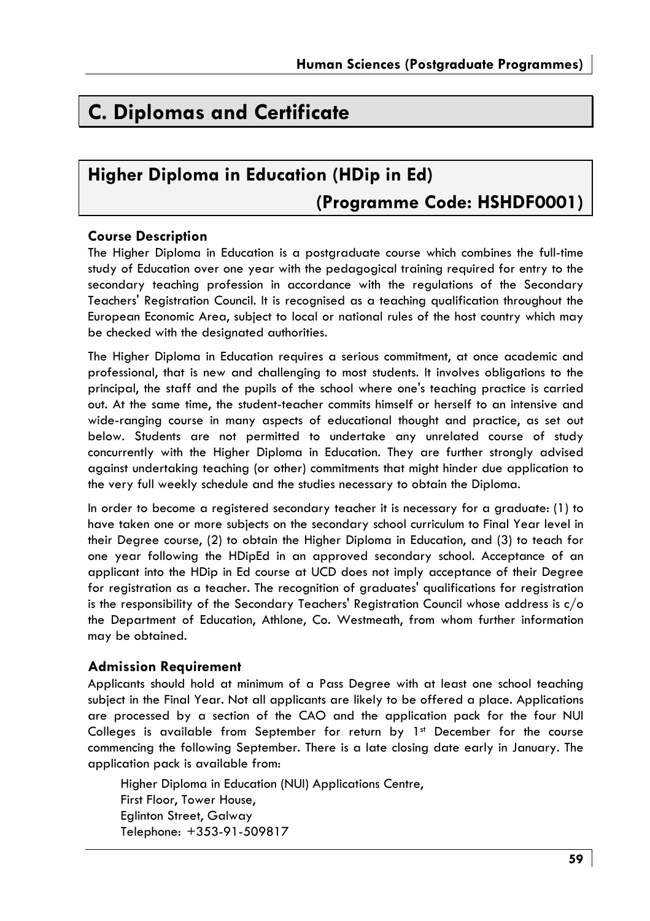# C. Diplomas and Certificate

## Higher Diploma in Education (HDip in Ed) (Programme Code: HSHDF0001)

### Course Description

The Higher Diploma in Education is a postgraduate course which combines the full-time study of Education over one year with the pedagogical training required for entry to the secondary teaching profession in accordance with the regulations of the Secondary Teachers' Registration Council. It is recognised as a teaching qualification throughout the European Economic Area, subject to local or national rules of the host country which may be checked with the designated authorities.

The Higher Diploma in Education requires a serious commitment, at once academic and professional, that is new and challenging to most students. It involves obligations to the principal, the staff and the pupils of the school where one's teaching practice is carried out. At the same time, the student-teacher commits himself or herself to an intensive and wide-ranging course in many aspects of educational thought and practice, as set out below. Students are not permitted to undertake any unrelated course of study concurrently with the Higher Diploma in Education. They are further strongly advised against undertaking teaching (or other) commitments that might hinder due application to the very full weekly schedule and the studies necessary to obtain the Diploma.

In order to become a registered secondary teacher it is necessary for a graduate: (1) to have taken one or more subjects on the secondary school curriculum to Final Year level in their Degree course, (2) to obtain the Higher Diploma in Education, and (3) to teach for one year following the HDipEd in an approved secondary school. Acceptance of an applicant into the HDip in Ed course at UCD does not imply acceptance of their Degree for registration as a teacher. The recognition of graduates' qualifications for registration is the responsibility of the Secondary Teachers' Registration Council whose address is c/o the Department of Education, Athlone, Co. Westmeath, from whom further information may be obtained.

### Admission Requirement

Applicants should hold at minimum of a Pass Degree with at least one school teaching subject in the Final Year. Not all applicants are likely to be offered a place. Applications are processed by a section of the CAO and the application pack for the four NUI Colleges is available from September for return by 1st December for the course commencing the following September. There is a late closing date early in January. The application pack is available from:

Higher Diploma in Education (NUI) Applications Centre,
First Floor, Tower House,
Eglinton Street, Galway
Telephone: +353-91-509817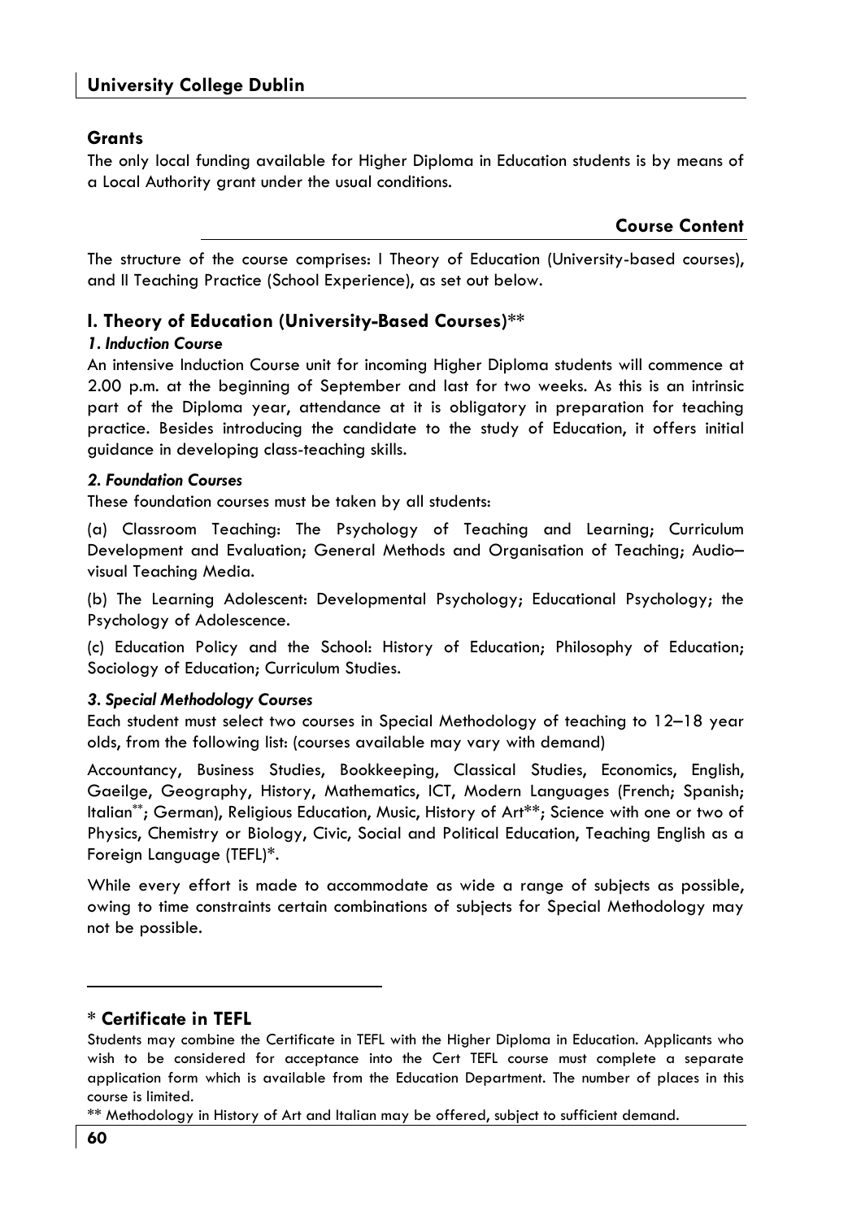## Grants

The only local funding available for Higher Diploma in Education students is by means of a Local Authority grant under the usual conditions.

## Course Content

The structure of the course comprises: I Theory of Education (University-based courses), and II Teaching Practice (School Experience), as set out below.

### I. Theory of Education (University-Based Courses)**

#### *1. Induction Course*

An intensive Induction Course unit for incoming Higher Diploma students will commence at 2.00 p.m. at the beginning of September and last for two weeks. As this is an intrinsic part of the Diploma year, attendance at it is obligatory in preparation for teaching practice. Besides introducing the candidate to the study of Education, it offers initial guidance in developing class-teaching skills.

#### *2. Foundation Courses*

These foundation courses must be taken by all students:

(a) Classroom Teaching: The Psychology of Teaching and Learning; Curriculum Development and Evaluation; General Methods and Organisation of Teaching; Audio–visual Teaching Media.

(b) The Learning Adolescent: Developmental Psychology; Educational Psychology; the Psychology of Adolescence.

(c) Education Policy and the School: History of Education; Philosophy of Education; Sociology of Education; Curriculum Studies.

#### *3. Special Methodology Courses*

Each student must select two courses in Special Methodology of teaching to 12–18 year olds, from the following list: (courses available may vary with demand)

Accountancy, Business Studies, Bookkeeping, Classical Studies, Economics, English, Gaeilge, Geography, History, Mathematics, ICT, Modern Languages (French; Spanish; Italian**; German), Religious Education, Music, History of Art**; Science with one or two of Physics, Chemistry or Biology, Civic, Social and Political Education, Teaching English as a Foreign Language (TEFL)*.

While every effort is made to accommodate as wide a range of subjects as possible, owing to time constraints certain combinations of subjects for Special Methodology may not be possible.

---

**\* Certificate in TEFL**

Students may combine the Certificate in TEFL with the Higher Diploma in Education. Applicants who wish to be considered for acceptance into the Cert TEFL course must complete a separate application form which is available from the Education Department. The number of places in this course is limited.

** Methodology in History of Art and Italian may be offered, subject to sufficient demand.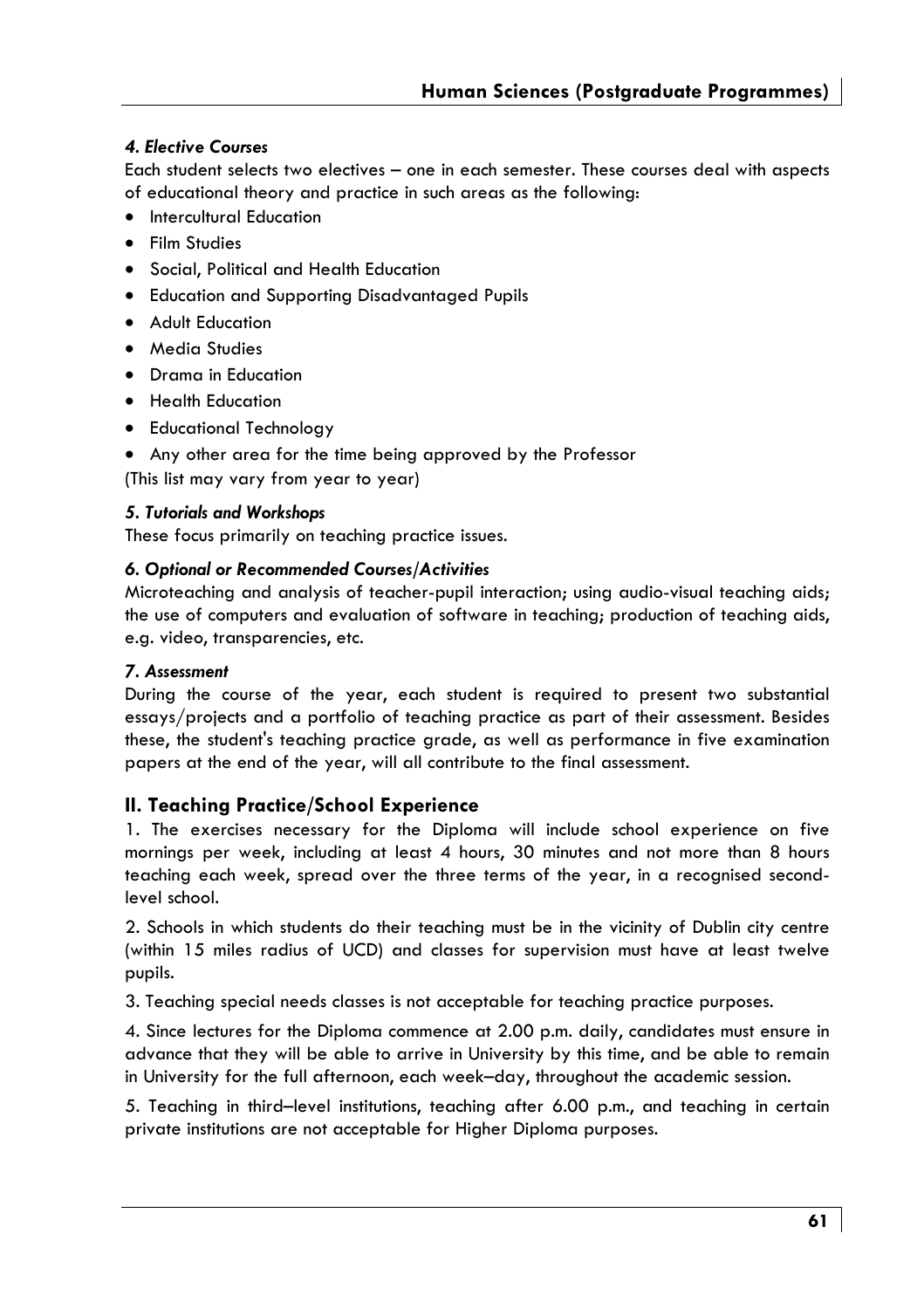#### *4. Elective Courses*

Each student selects two electives – one in each semester. These courses deal with aspects of educational theory and practice in such areas as the following:

- Intercultural Education
- Film Studies
- Social, Political and Health Education
- Education and Supporting Disadvantaged Pupils
- Adult Education
- Media Studies
- Drama in Education
- Health Education
- Educational Technology
- Any other area for the time being approved by the Professor

(This list may vary from year to year)

#### *5. Tutorials and Workshops*

These focus primarily on teaching practice issues.

#### *6. Optional or Recommended Courses/Activities*

Microteaching and analysis of teacher-pupil interaction; using audio-visual teaching aids; the use of computers and evaluation of software in teaching; production of teaching aids, e.g. video, transparencies, etc.

#### *7. Assessment*

During the course of the year, each student is required to present two substantial essays/projects and a portfolio of teaching practice as part of their assessment. Besides these, the student's teaching practice grade, as well as performance in five examination papers at the end of the year, will all contribute to the final assessment.

### II. Teaching Practice/School Experience

1. The exercises necessary for the Diploma will include school experience on five mornings per week, including at least 4 hours, 30 minutes and not more than 8 hours teaching each week, spread over the three terms of the year, in a recognised second-level school.

2. Schools in which students do their teaching must be in the vicinity of Dublin city centre (within 15 miles radius of UCD) and classes for supervision must have at least twelve pupils.

3. Teaching special needs classes is not acceptable for teaching practice purposes.

4. Since lectures for the Diploma commence at 2.00 p.m. daily, candidates must ensure in advance that they will be able to arrive in University by this time, and be able to remain in University for the full afternoon, each week–day, throughout the academic session.

5. Teaching in third–level institutions, teaching after 6.00 p.m., and teaching in certain private institutions are not acceptable for Higher Diploma purposes.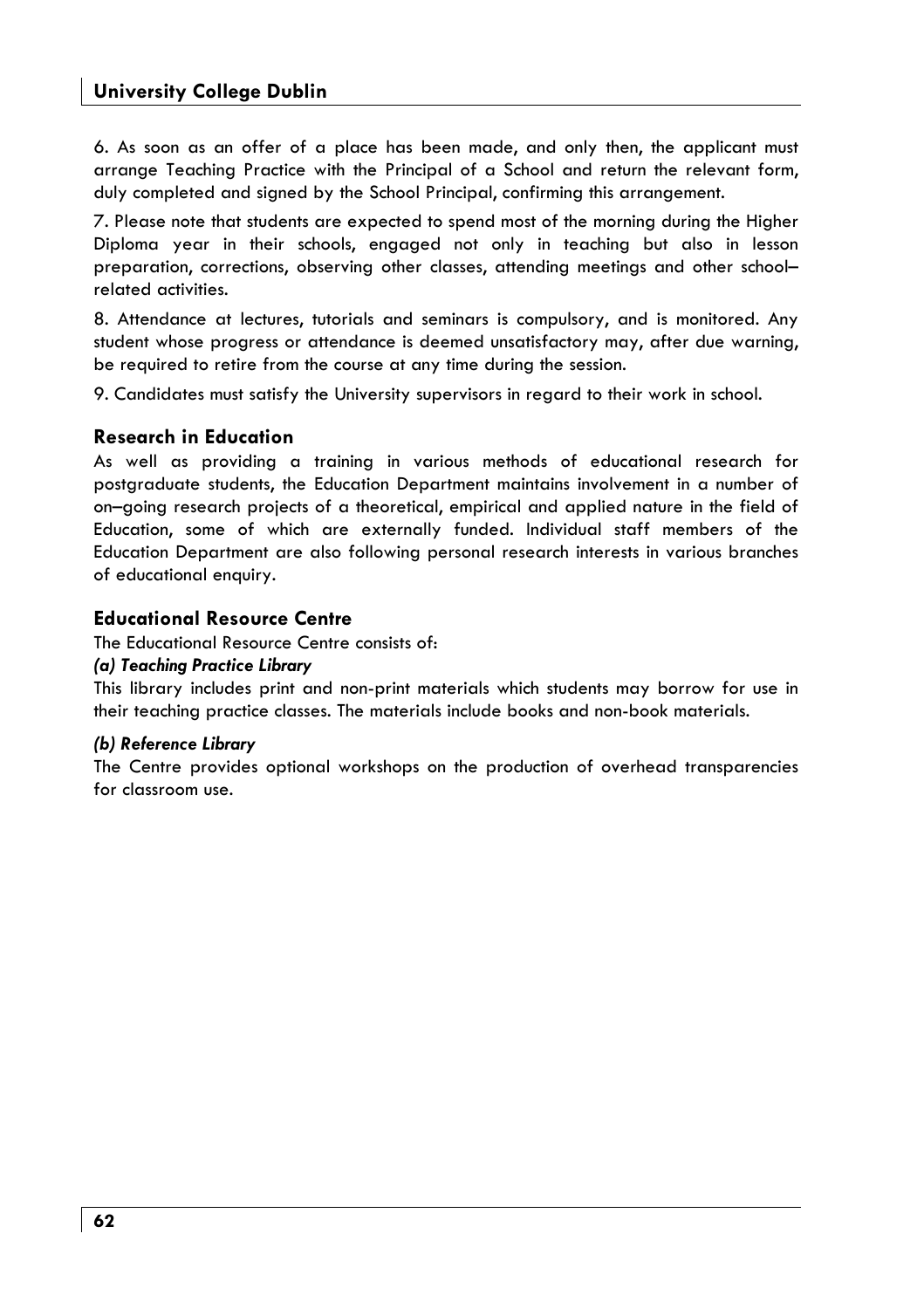6. As soon as an offer of a place has been made, and only then, the applicant must arrange Teaching Practice with the Principal of a School and return the relevant form, duly completed and signed by the School Principal, confirming this arrangement.

7. Please note that students are expected to spend most of the morning during the Higher Diploma year in their schools, engaged not only in teaching but also in lesson preparation, corrections, observing other classes, attending meetings and other school–related activities.

8. Attendance at lectures, tutorials and seminars is compulsory, and is monitored. Any student whose progress or attendance is deemed unsatisfactory may, after due warning, be required to retire from the course at any time during the session.

9. Candidates must satisfy the University supervisors in regard to their work in school.

## Research in Education

As well as providing a training in various methods of educational research for postgraduate students, the Education Department maintains involvement in a number of on–going research projects of a theoretical, empirical and applied nature in the field of Education, some of which are externally funded. Individual staff members of the Education Department are also following personal research interests in various branches of educational enquiry.

## Educational Resource Centre

The Educational Resource Centre consists of:

***(a) Teaching Practice Library***

This library includes print and non-print materials which students may borrow for use in their teaching practice classes. The materials include books and non-book materials.

***(b) Reference Library***

The Centre provides optional workshops on the production of overhead transparencies for classroom use.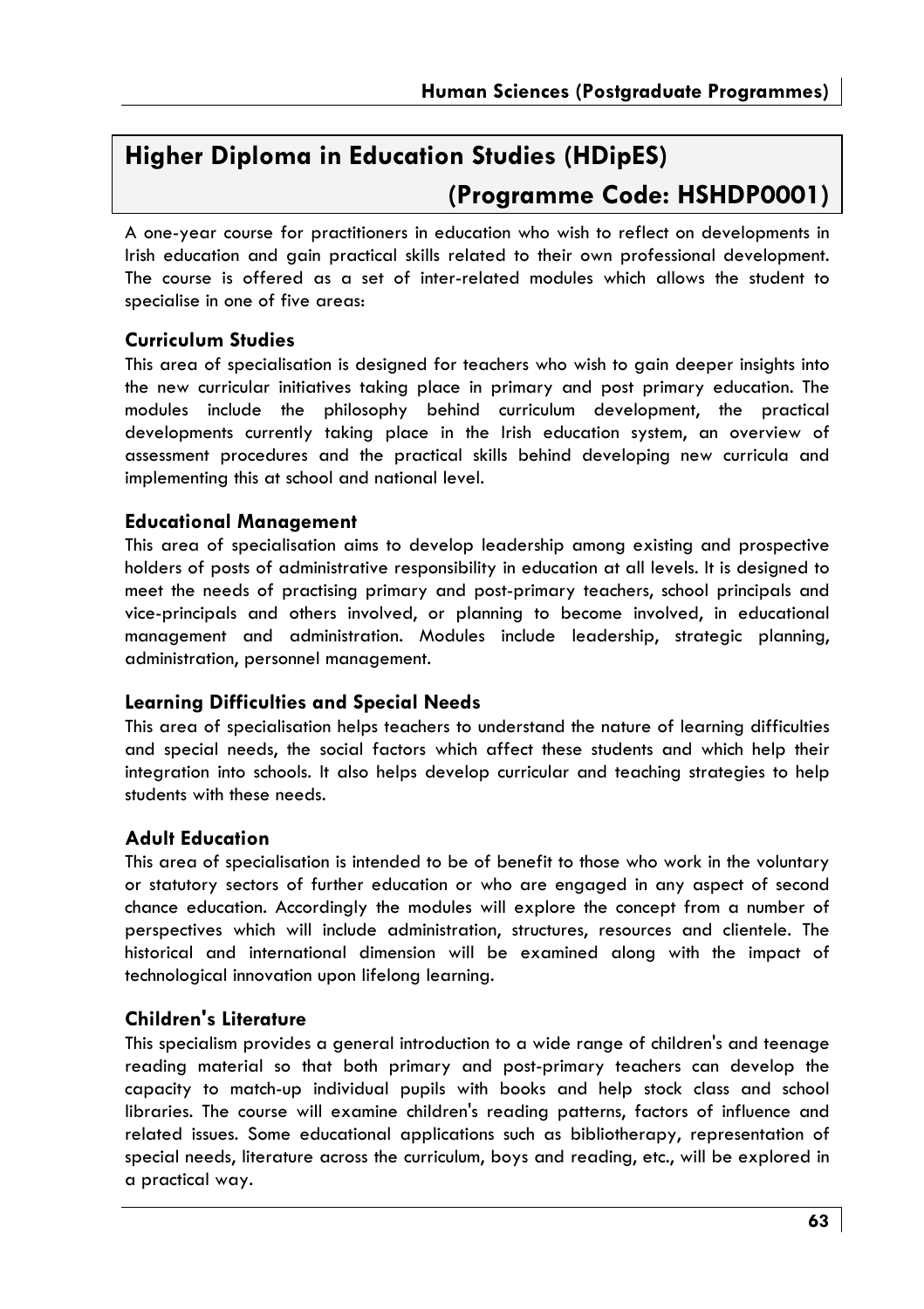# Higher Diploma in Education Studies (HDipES) (Programme Code: HSHDP0001)

A one-year course for practitioners in education who wish to reflect on developments in Irish education and gain practical skills related to their own professional development. The course is offered as a set of inter-related modules which allows the student to specialise in one of five areas:

### Curriculum Studies

This area of specialisation is designed for teachers who wish to gain deeper insights into the new curricular initiatives taking place in primary and post primary education. The modules include the philosophy behind curriculum development, the practical developments currently taking place in the Irish education system, an overview of assessment procedures and the practical skills behind developing new curricula and implementing this at school and national level.

### Educational Management

This area of specialisation aims to develop leadership among existing and prospective holders of posts of administrative responsibility in education at all levels. It is designed to meet the needs of practising primary and post-primary teachers, school principals and vice-principals and others involved, or planning to become involved, in educational management and administration. Modules include leadership, strategic planning, administration, personnel management.

### Learning Difficulties and Special Needs

This area of specialisation helps teachers to understand the nature of learning difficulties and special needs, the social factors which affect these students and which help their integration into schools. It also helps develop curricular and teaching strategies to help students with these needs.

### Adult Education

This area of specialisation is intended to be of benefit to those who work in the voluntary or statutory sectors of further education or who are engaged in any aspect of second chance education. Accordingly the modules will explore the concept from a number of perspectives which will include administration, structures, resources and clientele. The historical and international dimension will be examined along with the impact of technological innovation upon lifelong learning.

### Children's Literature

This specialism provides a general introduction to a wide range of children's and teenage reading material so that both primary and post-primary teachers can develop the capacity to match-up individual pupils with books and help stock class and school libraries. The course will examine children's reading patterns, factors of influence and related issues. Some educational applications such as bibliotherapy, representation of special needs, literature across the curriculum, boys and reading, etc., will be explored in a practical way.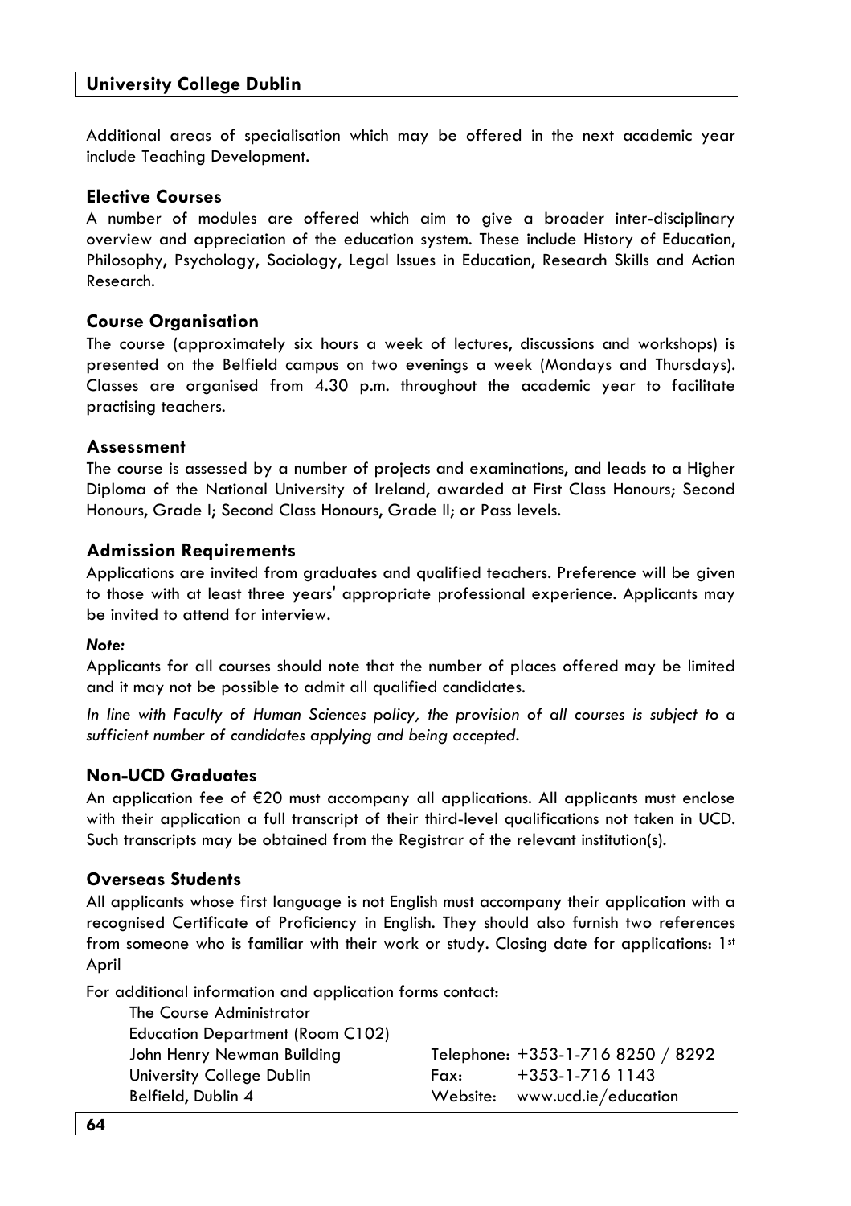Additional areas of specialisation which may be offered in the next academic year include Teaching Development.

### Elective Courses

A number of modules are offered which aim to give a broader inter-disciplinary overview and appreciation of the education system. These include History of Education, Philosophy, Psychology, Sociology, Legal Issues in Education, Research Skills and Action Research.

### Course Organisation

The course (approximately six hours a week of lectures, discussions and workshops) is presented on the Belfield campus on two evenings a week (Mondays and Thursdays). Classes are organised from 4.30 p.m. throughout the academic year to facilitate practising teachers.

### Assessment

The course is assessed by a number of projects and examinations, and leads to a Higher Diploma of the National University of Ireland, awarded at First Class Honours; Second Honours, Grade I; Second Class Honours, Grade II; or Pass levels.

### Admission Requirements

Applications are invited from graduates and qualified teachers. Preference will be given to those with at least three years' appropriate professional experience. Applicants may be invited to attend for interview.

***Note:***

Applicants for all courses should note that the number of places offered may be limited and it may not be possible to admit all qualified candidates.

*In line with Faculty of Human Sciences policy, the provision of all courses is subject to a sufficient number of candidates applying and being accepted.*

### Non-UCD Graduates

An application fee of €20 must accompany all applications. All applicants must enclose with their application a full transcript of their third-level qualifications not taken in UCD. Such transcripts may be obtained from the Registrar of the relevant institution(s).

### Overseas Students

All applicants whose first language is not English must accompany their application with a recognised Certificate of Proficiency in English. They should also furnish two references from someone who is familiar with their work or study. Closing date for applications: 1st April

For additional information and application forms contact:

The Course Administrator
Education Department (Room C102)
John Henry Newman Building
University College Dublin
Belfield, Dublin 4

Telephone: +353-1-716 8250 / 8292
Fax: +353-1-716 1143
Website: www.ucd.ie/education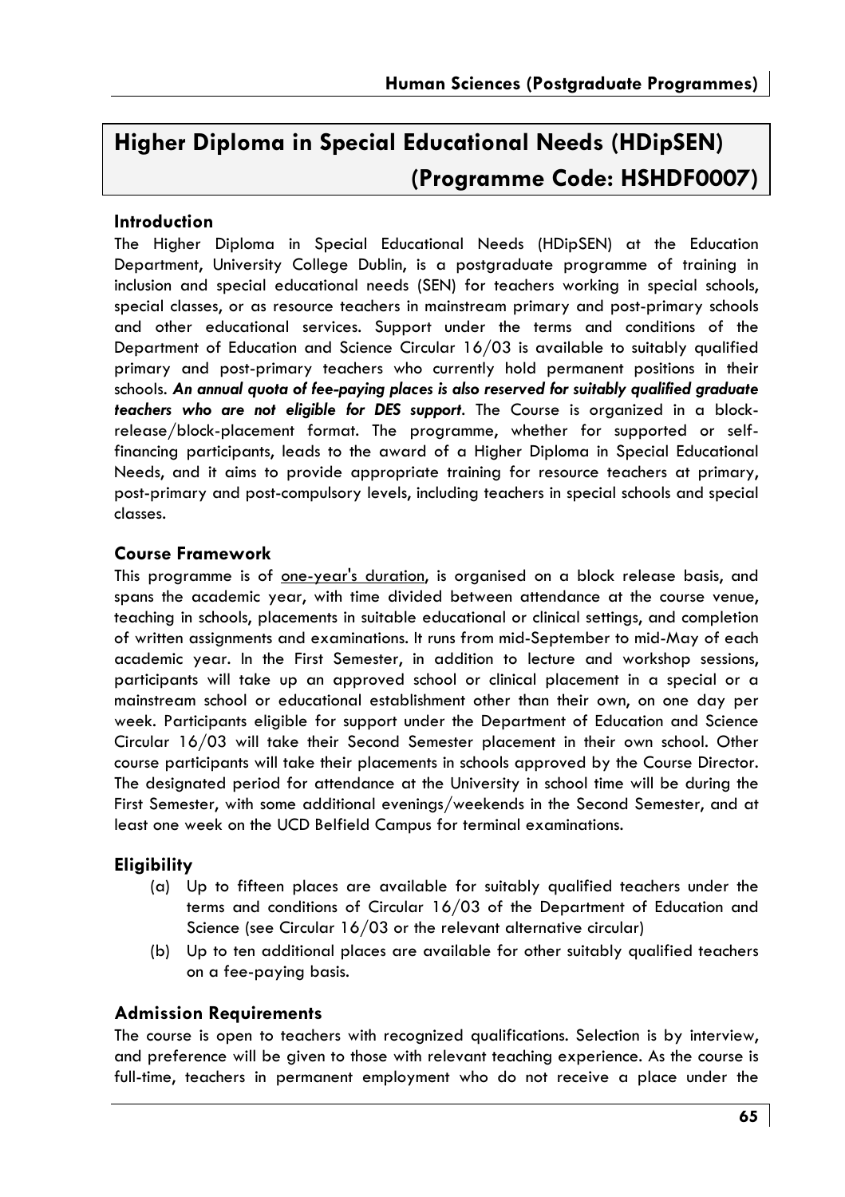## Higher Diploma in Special Educational Needs (HDipSEN) (Programme Code: HSHDF0007)

### Introduction

The Higher Diploma in Special Educational Needs (HDipSEN) at the Education Department, University College Dublin, is a postgraduate programme of training in inclusion and special educational needs (SEN) for teachers working in special schools, special classes, or as resource teachers in mainstream primary and post-primary schools and other educational services. Support under the terms and conditions of the Department of Education and Science Circular 16/03 is available to suitably qualified primary and post-primary teachers who currently hold permanent positions in their schools. ***An annual quota of fee-paying places is also reserved for suitably qualified graduate teachers who are not eligible for DES support***. The Course is organized in a block-release/block-placement format. The programme, whether for supported or self-financing participants, leads to the award of a Higher Diploma in Special Educational Needs, and it aims to provide appropriate training for resource teachers at primary, post-primary and post-compulsory levels, including teachers in special schools and special classes.

### Course Framework

This programme is of <u>one-year's duration</u>, is organised on a block release basis, and spans the academic year, with time divided between attendance at the course venue, teaching in schools, placements in suitable educational or clinical settings, and completion of written assignments and examinations. It runs from mid-September to mid-May of each academic year. In the First Semester, in addition to lecture and workshop sessions, participants will take up an approved school or clinical placement in a special or a mainstream school or educational establishment other than their own, on one day per week. Participants eligible for support under the Department of Education and Science Circular 16/03 will take their Second Semester placement in their own school. Other course participants will take their placements in schools approved by the Course Director. The designated period for attendance at the University in school time will be during the First Semester, with some additional evenings/weekends in the Second Semester, and at least one week on the UCD Belfield Campus for terminal examinations.

### Eligibility

(a) Up to fifteen places are available for suitably qualified teachers under the terms and conditions of Circular 16/03 of the Department of Education and Science (see Circular 16/03 or the relevant alternative circular)

(b) Up to ten additional places are available for other suitably qualified teachers on a fee-paying basis.

### Admission Requirements

The course is open to teachers with recognized qualifications. Selection is by interview, and preference will be given to those with relevant teaching experience. As the course is full-time, teachers in permanent employment who do not receive a place under the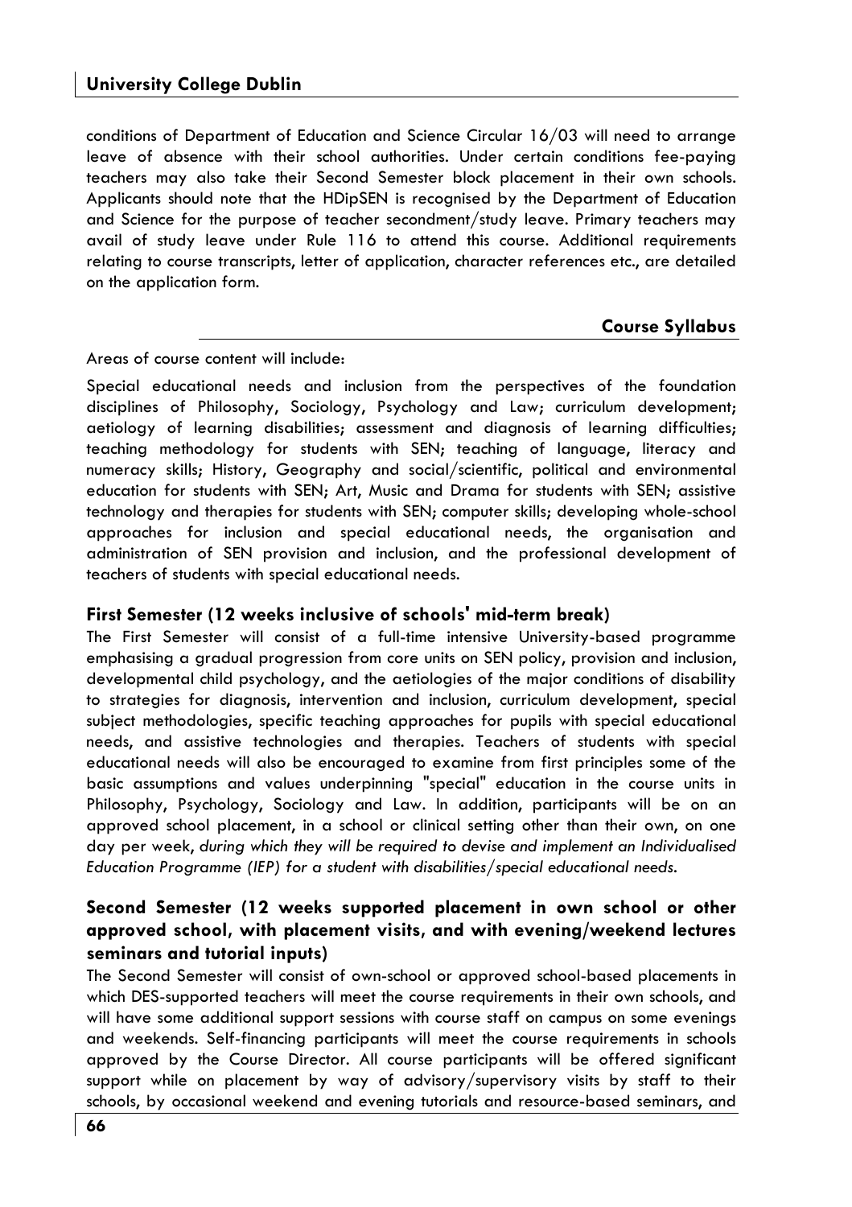conditions of Department of Education and Science Circular 16/03 will need to arrange leave of absence with their school authorities. Under certain conditions fee-paying teachers may also take their Second Semester block placement in their own schools. Applicants should note that the HDipSEN is recognised by the Department of Education and Science for the purpose of teacher secondment/study leave. Primary teachers may avail of study leave under Rule 116 to attend this course. Additional requirements relating to course transcripts, letter of application, character references etc., are detailed on the application form.

## Course Syllabus

Areas of course content will include:

Special educational needs and inclusion from the perspectives of the foundation disciplines of Philosophy, Sociology, Psychology and Law; curriculum development; aetiology of learning disabilities; assessment and diagnosis of learning difficulties; teaching methodology for students with SEN; teaching of language, literacy and numeracy skills; History, Geography and social/scientific, political and environmental education for students with SEN; Art, Music and Drama for students with SEN; assistive technology and therapies for students with SEN; computer skills; developing whole-school approaches for inclusion and special educational needs, the organisation and administration of SEN provision and inclusion, and the professional development of teachers of students with special educational needs.

### First Semester (12 weeks inclusive of schools' mid-term break)

The First Semester will consist of a full-time intensive University-based programme emphasising a gradual progression from core units on SEN policy, provision and inclusion, developmental child psychology, and the aetiologies of the major conditions of disability to strategies for diagnosis, intervention and inclusion, curriculum development, special subject methodologies, specific teaching approaches for pupils with special educational needs, and assistive technologies and therapies. Teachers of students with special educational needs will also be encouraged to examine from first principles some of the basic assumptions and values underpinning "special" education in the course units in Philosophy, Psychology, Sociology and Law. In addition, participants will be on an approved school placement, in a school or clinical setting other than their own, on one day per week, *during which they will be required to devise and implement an Individualised Education Programme (IEP) for a student with disabilities/special educational needs.*

### Second Semester (12 weeks supported placement in own school or other approved school, with placement visits, and with evening/weekend lectures seminars and tutorial inputs)

The Second Semester will consist of own-school or approved school-based placements in which DES-supported teachers will meet the course requirements in their own schools, and will have some additional support sessions with course staff on campus on some evenings and weekends. Self-financing participants will meet the course requirements in schools approved by the Course Director. All course participants will be offered significant support while on placement by way of advisory/supervisory visits by staff to their schools, by occasional weekend and evening tutorials and resource-based seminars, and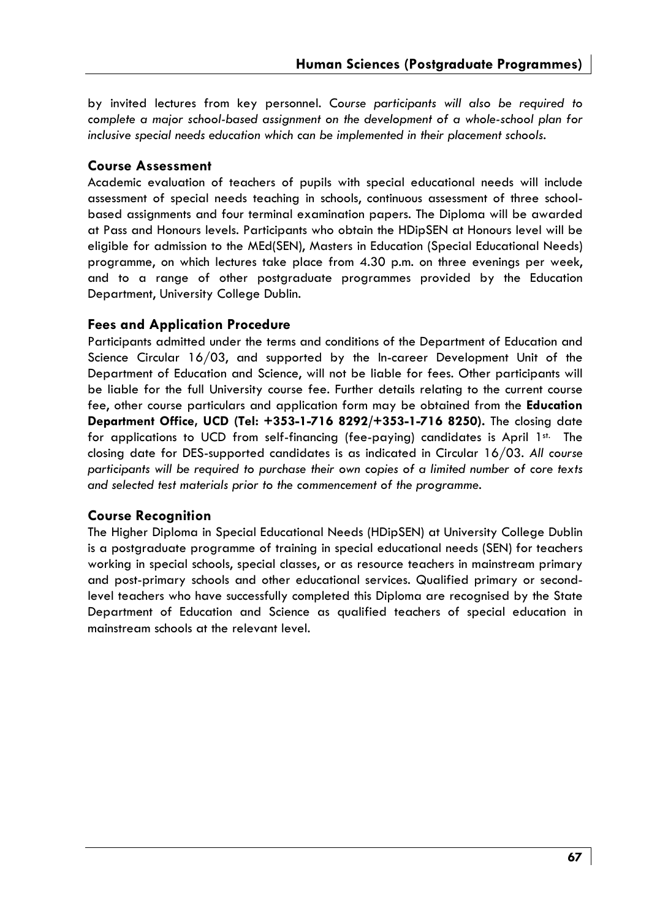by invited lectures from key personnel. *Course participants will also be required to complete a major school-based assignment on the development of a whole-school plan for inclusive special needs education which can be implemented in their placement schools.*

### Course Assessment

Academic evaluation of teachers of pupils with special educational needs will include assessment of special needs teaching in schools, continuous assessment of three school-based assignments and four terminal examination papers. The Diploma will be awarded at Pass and Honours levels. Participants who obtain the HDipSEN at Honours level will be eligible for admission to the MEd(SEN), Masters in Education (Special Educational Needs) programme, on which lectures take place from 4.30 p.m. on three evenings per week, and to a range of other postgraduate programmes provided by the Education Department, University College Dublin.

### Fees and Application Procedure

Participants admitted under the terms and conditions of the Department of Education and Science Circular 16/03, and supported by the In-career Development Unit of the Department of Education and Science, will not be liable for fees. Other participants will be liable for the full University course fee. Further details relating to the current course fee, other course particulars and application form may be obtained from the **Education Department Office, UCD (Tel: +353-1-716 8292/+353-1-716 8250).** The closing date for applications to UCD from self-financing (fee-paying) candidates is April 1st. The closing date for DES-supported candidates is as indicated in Circular 16/03. *All course participants will be required to purchase their own copies of a limited number of core texts and selected test materials prior to the commencement of the programme.*

### Course Recognition

The Higher Diploma in Special Educational Needs (HDipSEN) at University College Dublin is a postgraduate programme of training in special educational needs (SEN) for teachers working in special schools, special classes, or as resource teachers in mainstream primary and post-primary schools and other educational services. Qualified primary or second-level teachers who have successfully completed this Diploma are recognised by the State Department of Education and Science as qualified teachers of special education in mainstream schools at the relevant level.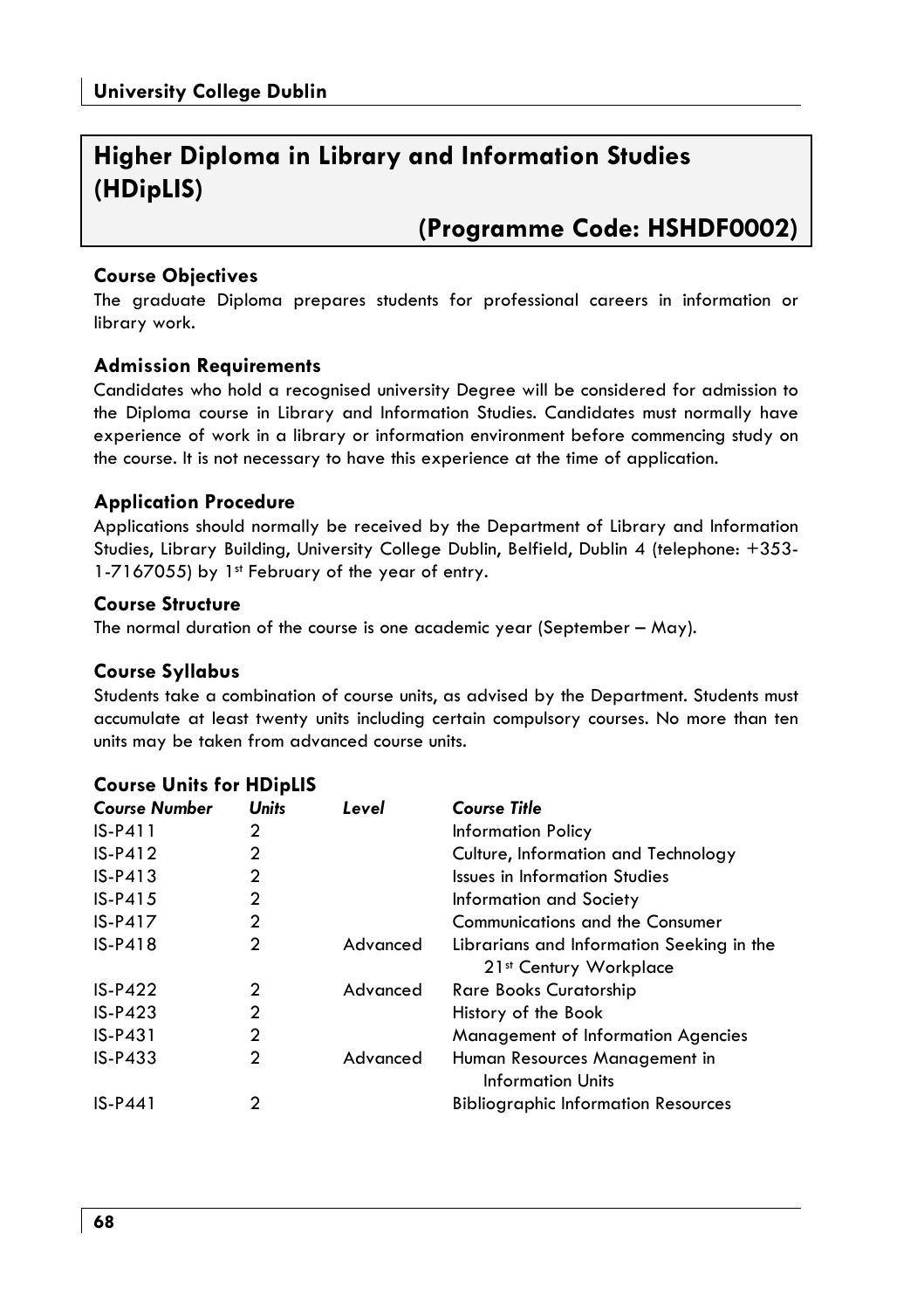## Higher Diploma in Library and Information Studies (HDipLIS)

## (Programme Code: HSHDF0002)

### Course Objectives

The graduate Diploma prepares students for professional careers in information or library work.

### Admission Requirements

Candidates who hold a recognised university Degree will be considered for admission to the Diploma course in Library and Information Studies. Candidates must normally have experience of work in a library or information environment before commencing study on the course. It is not necessary to have this experience at the time of application.

### Application Procedure

Applications should normally be received by the Department of Library and Information Studies, Library Building, University College Dublin, Belfield, Dublin 4 (telephone: +353-1-7167055) by 1st February of the year of entry.

### Course Structure

The normal duration of the course is one academic year (September – May).

### Course Syllabus

Students take a combination of course units, as advised by the Department. Students must accumulate at least twenty units including certain compulsory courses. No more than ten units may be taken from advanced course units.

### Course Units for HDipLIS

| *Course Number* | *Units* | *Level* | *Course Title* |
|---|---|---|---|
| IS-P411 | 2 | | Information Policy |
| IS-P412 | 2 | | Culture, Information and Technology |
| IS-P413 | 2 | | Issues in Information Studies |
| IS-P415 | 2 | | Information and Society |
| IS-P417 | 2 | | Communications and the Consumer |
| IS-P418 | 2 | Advanced | Librarians and Information Seeking in the 21st Century Workplace |
| IS-P422 | 2 | Advanced | Rare Books Curatorship |
| IS-P423 | 2 | | History of the Book |
| IS-P431 | 2 | | Management of Information Agencies |
| IS-P433 | 2 | Advanced | Human Resources Management in Information Units |
| IS-P441 | 2 | | Bibliographic Information Resources |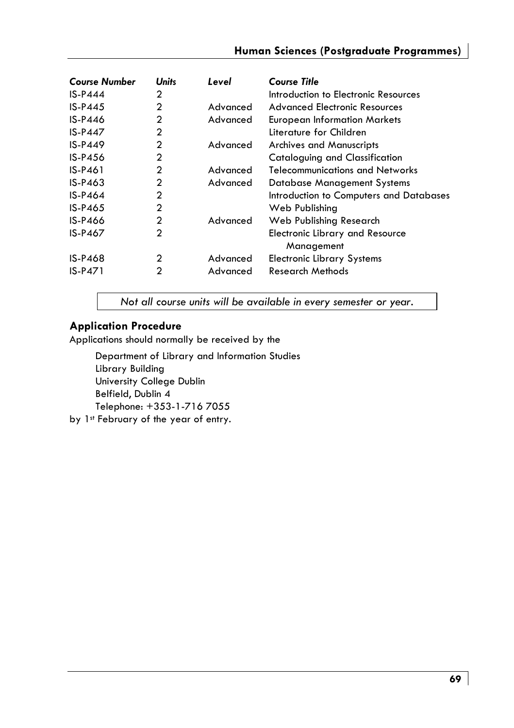| Course Number | Units | Level | Course Title |
|---|---|---|---|
| IS-P444 | 2 | | Introduction to Electronic Resources |
| IS-P445 | 2 | Advanced | Advanced Electronic Resources |
| IS-P446 | 2 | Advanced | European Information Markets |
| IS-P447 | 2 | | Literature for Children |
| IS-P449 | 2 | Advanced | Archives and Manuscripts |
| IS-P456 | 2 | | Cataloguing and Classification |
| IS-P461 | 2 | Advanced | Telecommunications and Networks |
| IS-P463 | 2 | Advanced | Database Management Systems |
| IS-P464 | 2 | | Introduction to Computers and Databases |
| IS-P465 | 2 | | Web Publishing |
| IS-P466 | 2 | Advanced | Web Publishing Research |
| IS-P467 | 2 | | Electronic Library and Resource Management |
| IS-P468 | 2 | Advanced | Electronic Library Systems |
| IS-P471 | 2 | Advanced | Research Methods |

*Not all course units will be available in every semester or year.*

### Application Procedure

Applications should normally be received by the

Department of Library and Information Studies
Library Building
University College Dublin
Belfield, Dublin 4
Telephone: +353-1-716 7055

by 1st February of the year of entry.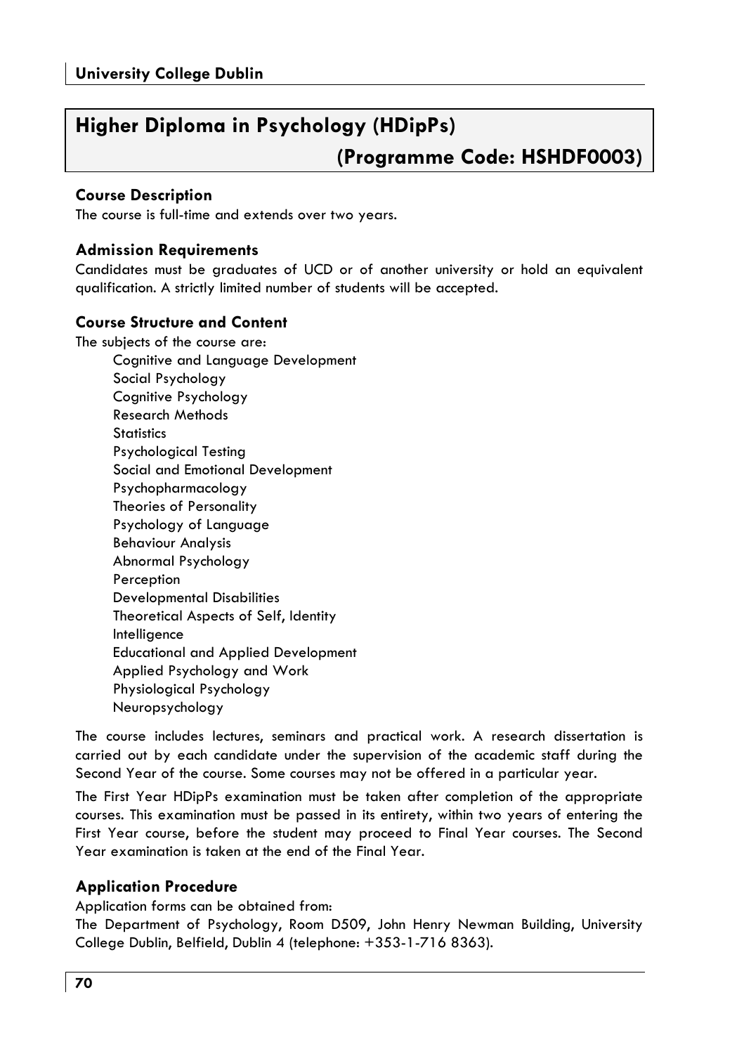# Higher Diploma in Psychology (HDipPs)

## (Programme Code: HSHDF0003)

### Course Description

The course is full-time and extends over two years.

### Admission Requirements

Candidates must be graduates of UCD or of another university or hold an equivalent qualification. A strictly limited number of students will be accepted.

### Course Structure and Content

The subjects of the course are:

- Cognitive and Language Development
- Social Psychology
- Cognitive Psychology
- Research Methods
- Statistics
- Psychological Testing
- Social and Emotional Development
- Psychopharmacology
- Theories of Personality
- Psychology of Language
- Behaviour Analysis
- Abnormal Psychology
- Perception
- Developmental Disabilities
- Theoretical Aspects of Self, Identity
- Intelligence
- Educational and Applied Development
- Applied Psychology and Work
- Physiological Psychology
- Neuropsychology

The course includes lectures, seminars and practical work. A research dissertation is carried out by each candidate under the supervision of the academic staff during the Second Year of the course. Some courses may not be offered in a particular year.

The First Year HDipPs examination must be taken after completion of the appropriate courses. This examination must be passed in its entirety, within two years of entering the First Year course, before the student may proceed to Final Year courses. The Second Year examination is taken at the end of the Final Year.

### Application Procedure

Application forms can be obtained from:

The Department of Psychology, Room D509, John Henry Newman Building, University College Dublin, Belfield, Dublin 4 (telephone: +353-1-716 8363).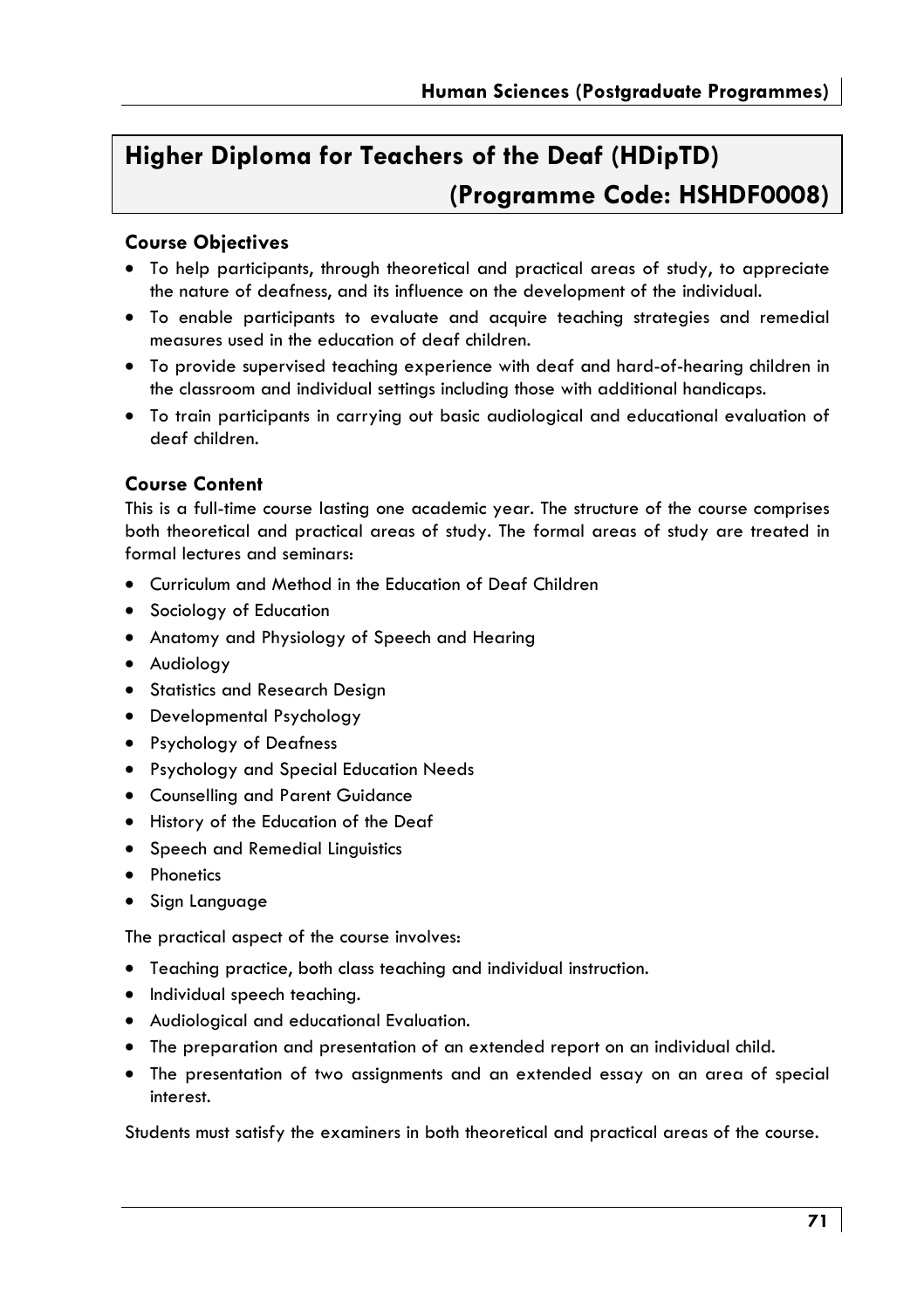## Higher Diploma for Teachers of the Deaf (HDipTD) (Programme Code: HSHDF0008)

### Course Objectives

- To help participants, through theoretical and practical areas of study, to appreciate the nature of deafness, and its influence on the development of the individual.
- To enable participants to evaluate and acquire teaching strategies and remedial measures used in the education of deaf children.
- To provide supervised teaching experience with deaf and hard-of-hearing children in the classroom and individual settings including those with additional handicaps.
- To train participants in carrying out basic audiological and educational evaluation of deaf children.

### Course Content

This is a full-time course lasting one academic year. The structure of the course comprises both theoretical and practical areas of study. The formal areas of study are treated in formal lectures and seminars:

- Curriculum and Method in the Education of Deaf Children
- Sociology of Education
- Anatomy and Physiology of Speech and Hearing
- Audiology
- Statistics and Research Design
- Developmental Psychology
- Psychology of Deafness
- Psychology and Special Education Needs
- Counselling and Parent Guidance
- History of the Education of the Deaf
- Speech and Remedial Linguistics
- Phonetics
- Sign Language

The practical aspect of the course involves:

- Teaching practice, both class teaching and individual instruction.
- Individual speech teaching.
- Audiological and educational Evaluation.
- The preparation and presentation of an extended report on an individual child.
- The presentation of two assignments and an extended essay on an area of special interest.

Students must satisfy the examiners in both theoretical and practical areas of the course.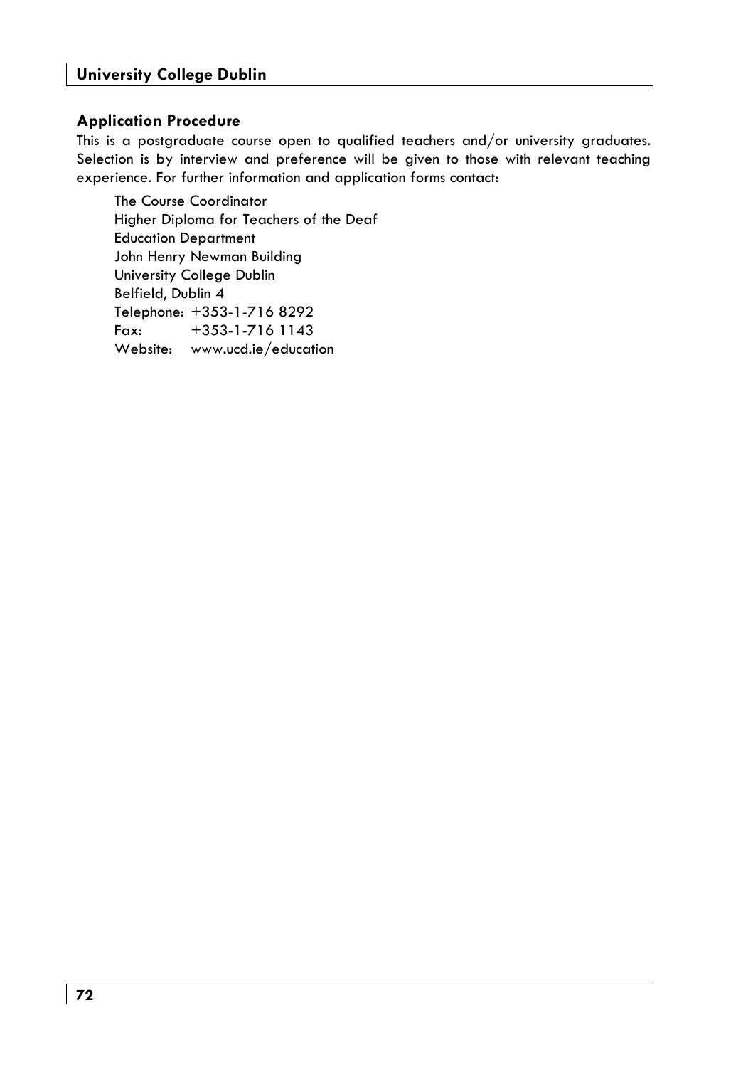### Application Procedure

This is a postgraduate course open to qualified teachers and/or university graduates. Selection is by interview and preference will be given to those with relevant teaching experience. For further information and application forms contact:

The Course Coordinator
Higher Diploma for Teachers of the Deaf
Education Department
John Henry Newman Building
University College Dublin
Belfield, Dublin 4
Telephone: +353-1-716 8292
Fax: +353-1-716 1143
Website: www.ucd.ie/education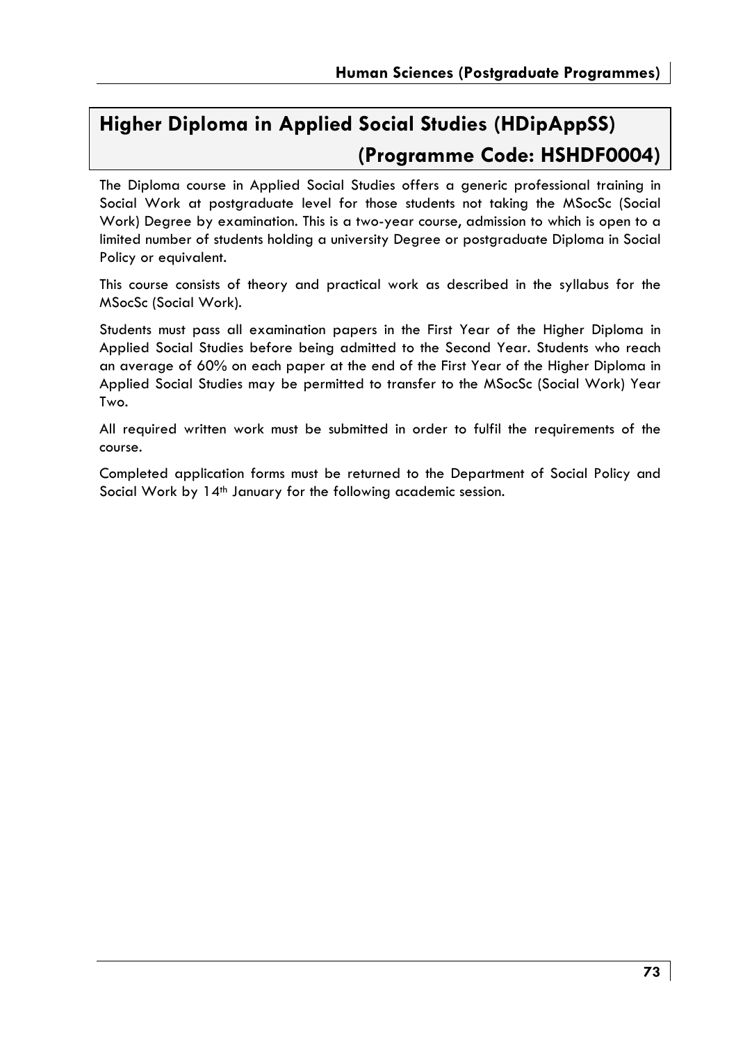# Higher Diploma in Applied Social Studies (HDipAppSS) (Programme Code: HSHDF0004)

The Diploma course in Applied Social Studies offers a generic professional training in Social Work at postgraduate level for those students not taking the MSocSc (Social Work) Degree by examination. This is a two-year course, admission to which is open to a limited number of students holding a university Degree or postgraduate Diploma in Social Policy or equivalent.

This course consists of theory and practical work as described in the syllabus for the MSocSc (Social Work).

Students must pass all examination papers in the First Year of the Higher Diploma in Applied Social Studies before being admitted to the Second Year. Students who reach an average of 60% on each paper at the end of the First Year of the Higher Diploma in Applied Social Studies may be permitted to transfer to the MSocSc (Social Work) Year Two.

All required written work must be submitted in order to fulfil the requirements of the course.

Completed application forms must be returned to the Department of Social Policy and Social Work by 14th January for the following academic session.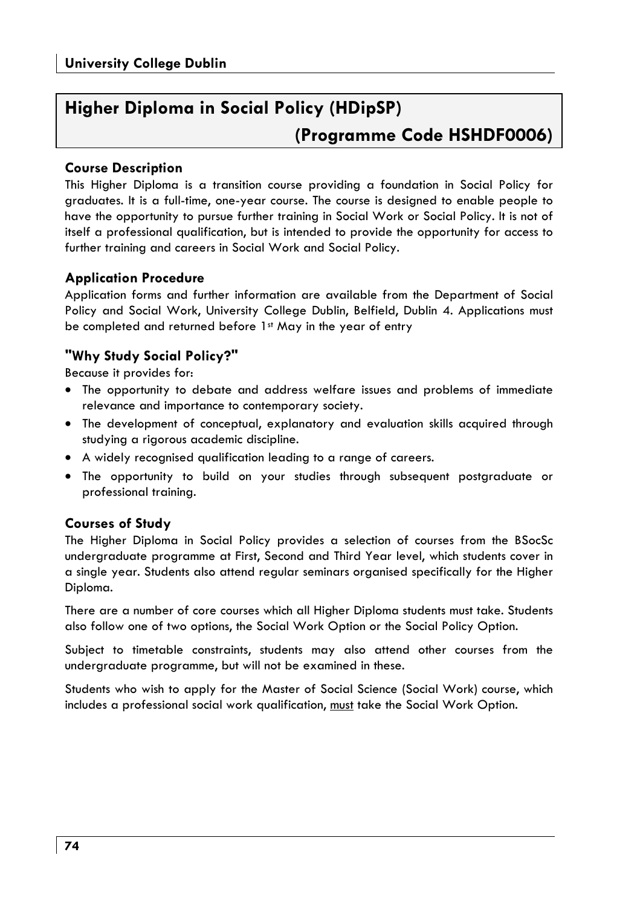# Higher Diploma in Social Policy (HDipSP)

# (Programme Code HSHDF0006)

### Course Description

This Higher Diploma is a transition course providing a foundation in Social Policy for graduates. It is a full-time, one-year course. The course is designed to enable people to have the opportunity to pursue further training in Social Work or Social Policy. It is not of itself a professional qualification, but is intended to provide the opportunity for access to further training and careers in Social Work and Social Policy.

### Application Procedure

Application forms and further information are available from the Department of Social Policy and Social Work, University College Dublin, Belfield, Dublin 4. Applications must be completed and returned before 1st May in the year of entry

### "Why Study Social Policy?"

Because it provides for:

- The opportunity to debate and address welfare issues and problems of immediate relevance and importance to contemporary society.
- The development of conceptual, explanatory and evaluation skills acquired through studying a rigorous academic discipline.
- A widely recognised qualification leading to a range of careers.
- The opportunity to build on your studies through subsequent postgraduate or professional training.

### Courses of Study

The Higher Diploma in Social Policy provides a selection of courses from the BSocSc undergraduate programme at First, Second and Third Year level, which students cover in a single year. Students also attend regular seminars organised specifically for the Higher Diploma.

There are a number of core courses which all Higher Diploma students must take. Students also follow one of two options, the Social Work Option or the Social Policy Option.

Subject to timetable constraints, students may also attend other courses from the undergraduate programme, but will not be examined in these.

Students who wish to apply for the Master of Social Science (Social Work) course, which includes a professional social work qualification, <u>must</u> take the Social Work Option.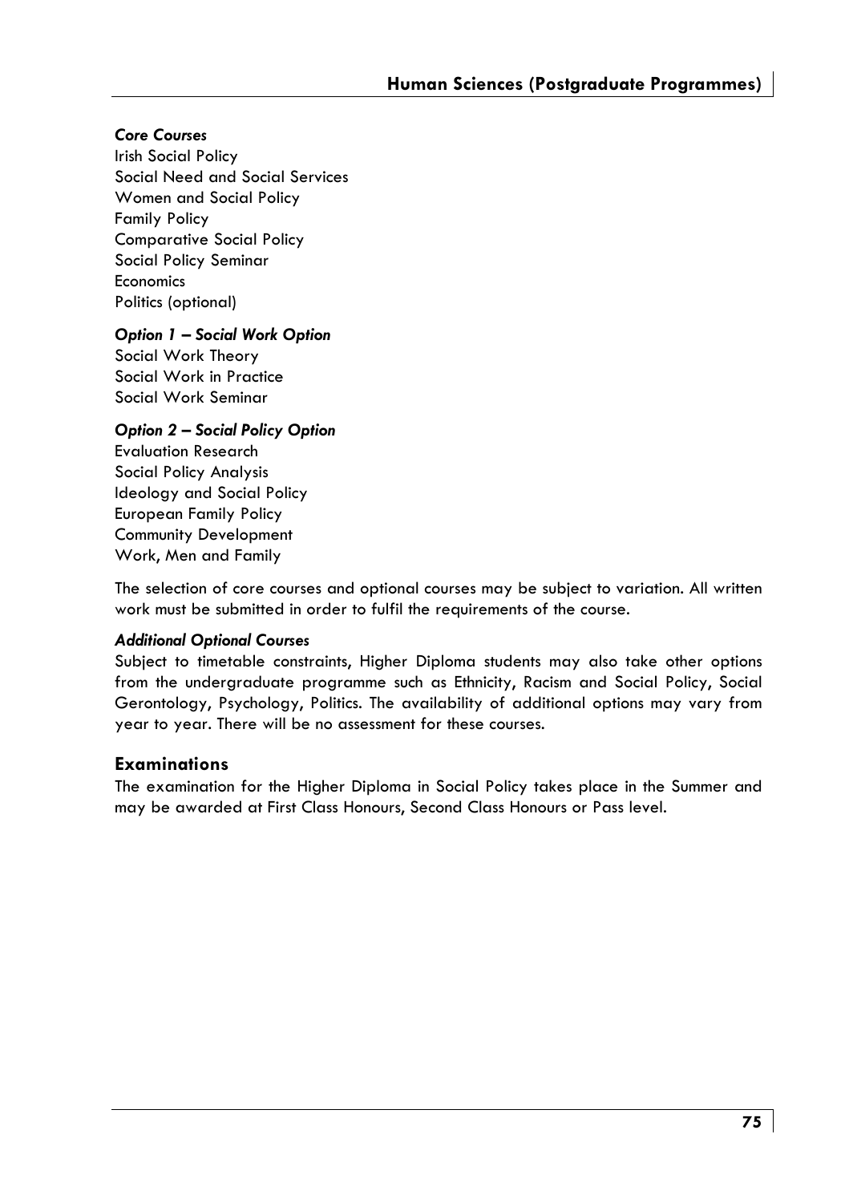***Core Courses***

Irish Social Policy
Social Need and Social Services
Women and Social Policy
Family Policy
Comparative Social Policy
Social Policy Seminar
Economics
Politics (optional)

***Option 1 – Social Work Option***

Social Work Theory
Social Work in Practice
Social Work Seminar

***Option 2 – Social Policy Option***

Evaluation Research
Social Policy Analysis
Ideology and Social Policy
European Family Policy
Community Development
Work, Men and Family

The selection of core courses and optional courses may be subject to variation. All written work must be submitted in order to fulfil the requirements of the course.

***Additional Optional Courses***

Subject to timetable constraints, Higher Diploma students may also take other options from the undergraduate programme such as Ethnicity, Racism and Social Policy, Social Gerontology, Psychology, Politics. The availability of additional options may vary from year to year. There will be no assessment for these courses.

## Examinations

The examination for the Higher Diploma in Social Policy takes place in the Summer and may be awarded at First Class Honours, Second Class Honours or Pass level.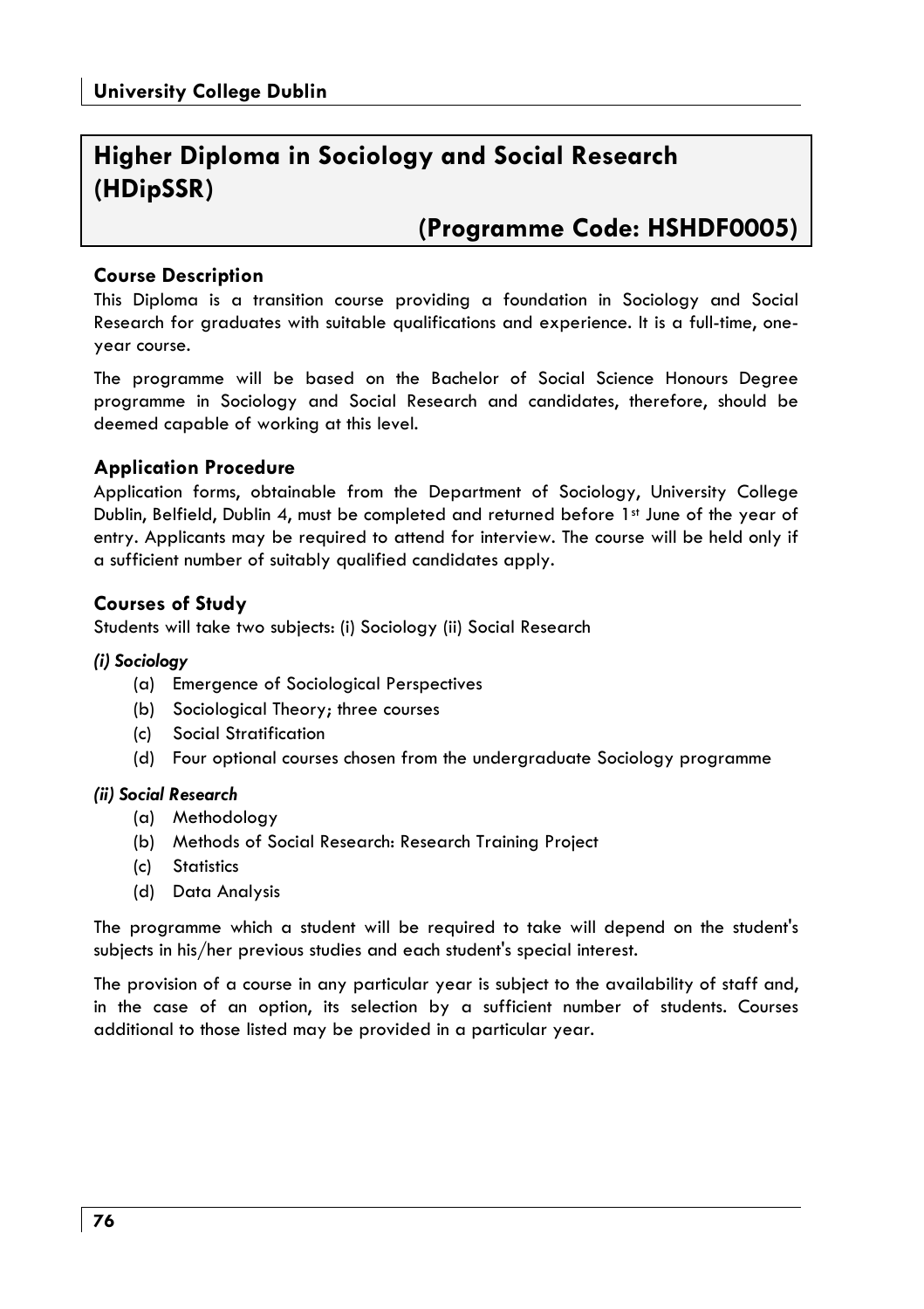# Higher Diploma in Sociology and Social Research (HDipSSR)

## (Programme Code: HSHDF0005)

### Course Description

This Diploma is a transition course providing a foundation in Sociology and Social Research for graduates with suitable qualifications and experience. It is a full-time, one-year course.

The programme will be based on the Bachelor of Social Science Honours Degree programme in Sociology and Social Research and candidates, therefore, should be deemed capable of working at this level.

### Application Procedure

Application forms, obtainable from the Department of Sociology, University College Dublin, Belfield, Dublin 4, must be completed and returned before 1st June of the year of entry. Applicants may be required to attend for interview. The course will be held only if a sufficient number of suitably qualified candidates apply.

### Courses of Study

Students will take two subjects: (i) Sociology (ii) Social Research

#### *(i) Sociology*

- (a) Emergence of Sociological Perspectives
- (b) Sociological Theory; three courses
- (c) Social Stratification
- (d) Four optional courses chosen from the undergraduate Sociology programme

#### *(ii) Social Research*

- (a) Methodology
- (b) Methods of Social Research: Research Training Project
- (c) Statistics
- (d) Data Analysis

The programme which a student will be required to take will depend on the student's subjects in his/her previous studies and each student's special interest.

The provision of a course in any particular year is subject to the availability of staff and, in the case of an option, its selection by a sufficient number of students. Courses additional to those listed may be provided in a particular year.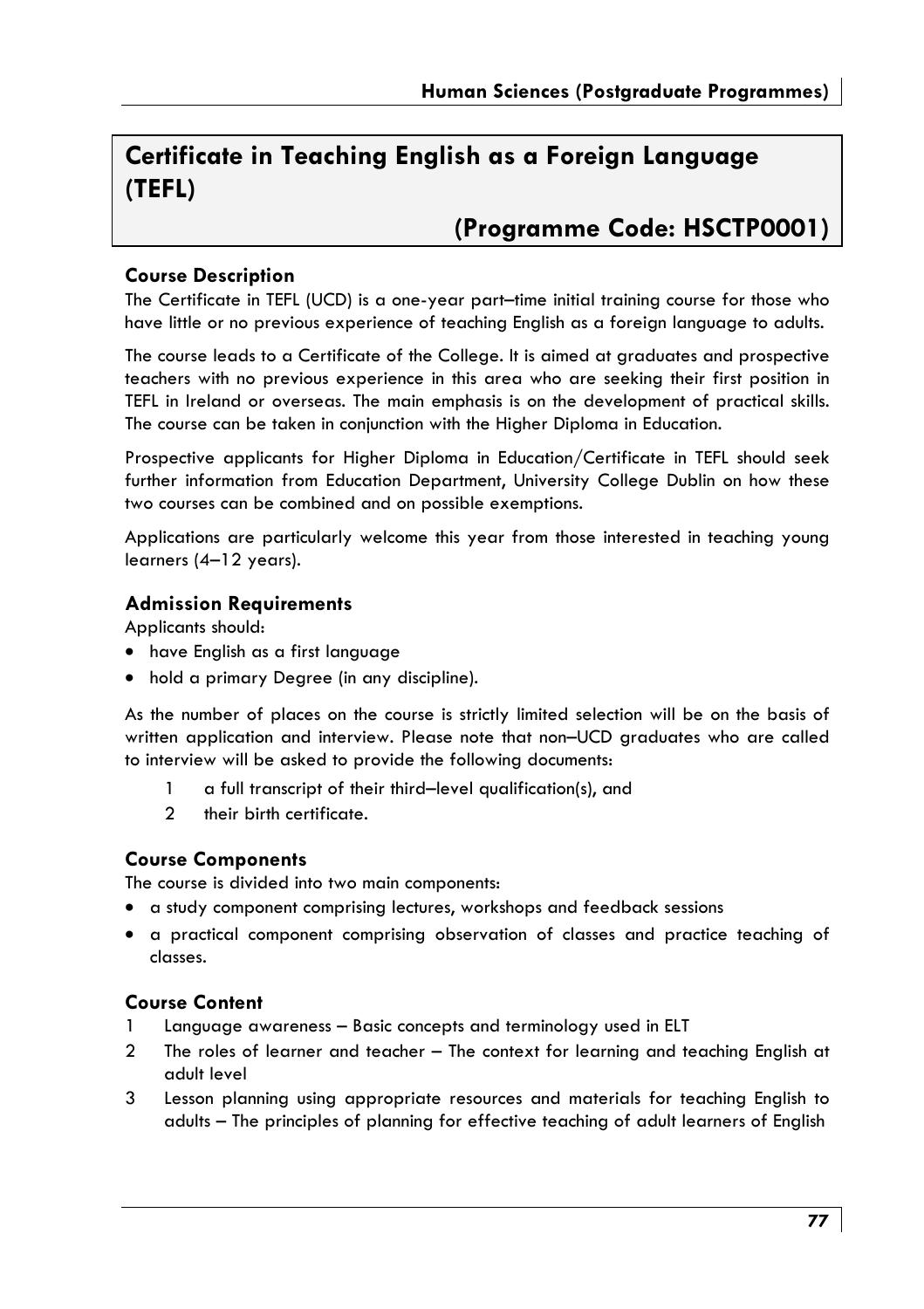# Certificate in Teaching English as a Foreign Language (TEFL)

## (Programme Code: HSCTP0001)

### Course Description

The Certificate in TEFL (UCD) is a one-year part–time initial training course for those who have little or no previous experience of teaching English as a foreign language to adults.

The course leads to a Certificate of the College. It is aimed at graduates and prospective teachers with no previous experience in this area who are seeking their first position in TEFL in Ireland or overseas. The main emphasis is on the development of practical skills. The course can be taken in conjunction with the Higher Diploma in Education.

Prospective applicants for Higher Diploma in Education/Certificate in TEFL should seek further information from Education Department, University College Dublin on how these two courses can be combined and on possible exemptions.

Applications are particularly welcome this year from those interested in teaching young learners (4–12 years).

### Admission Requirements

Applicants should:

- have English as a first language
- hold a primary Degree (in any discipline).

As the number of places on the course is strictly limited selection will be on the basis of written application and interview. Please note that non–UCD graduates who are called to interview will be asked to provide the following documents:

1. a full transcript of their third–level qualification(s), and
2. their birth certificate.

### Course Components

The course is divided into two main components:

- a study component comprising lectures, workshops and feedback sessions
- a practical component comprising observation of classes and practice teaching of classes.

### Course Content

1. Language awareness – Basic concepts and terminology used in ELT
2. The roles of learner and teacher – The context for learning and teaching English at adult level
3. Lesson planning using appropriate resources and materials for teaching English to adults – The principles of planning for effective teaching of adult learners of English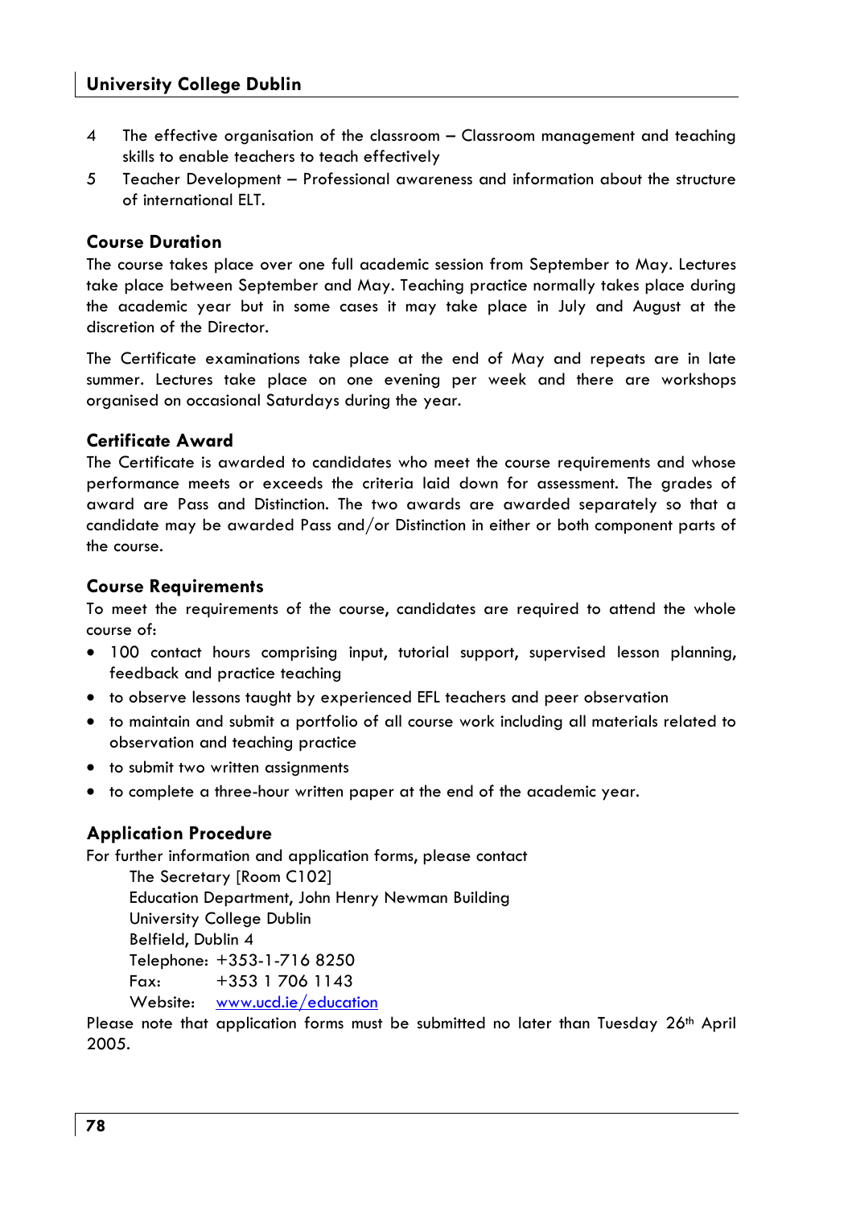4 The effective organisation of the classroom – Classroom management and teaching skills to enable teachers to teach effectively
5 Teacher Development – Professional awareness and information about the structure of international ELT.

### Course Duration

The course takes place over one full academic session from September to May. Lectures take place between September and May. Teaching practice normally takes place during the academic year but in some cases it may take place in July and August at the discretion of the Director.

The Certificate examinations take place at the end of May and repeats are in late summer. Lectures take place on one evening per week and there are workshops organised on occasional Saturdays during the year.

### Certificate Award

The Certificate is awarded to candidates who meet the course requirements and whose performance meets or exceeds the criteria laid down for assessment. The grades of award are Pass and Distinction. The two awards are awarded separately so that a candidate may be awarded Pass and/or Distinction in either or both component parts of the course.

### Course Requirements

To meet the requirements of the course, candidates are required to attend the whole course of:

- 100 contact hours comprising input, tutorial support, supervised lesson planning, feedback and practice teaching
- to observe lessons taught by experienced EFL teachers and peer observation
- to maintain and submit a portfolio of all course work including all materials related to observation and teaching practice
- to submit two written assignments
- to complete a three-hour written paper at the end of the academic year.

### Application Procedure

For further information and application forms, please contact

The Secretary [Room C102]
Education Department, John Henry Newman Building
University College Dublin
Belfield, Dublin 4
Telephone: +353-1-716 8250
Fax: +353 1 706 1143
Website: www.ucd.ie/education

Please note that application forms must be submitted no later than Tuesday 26th April 2005.